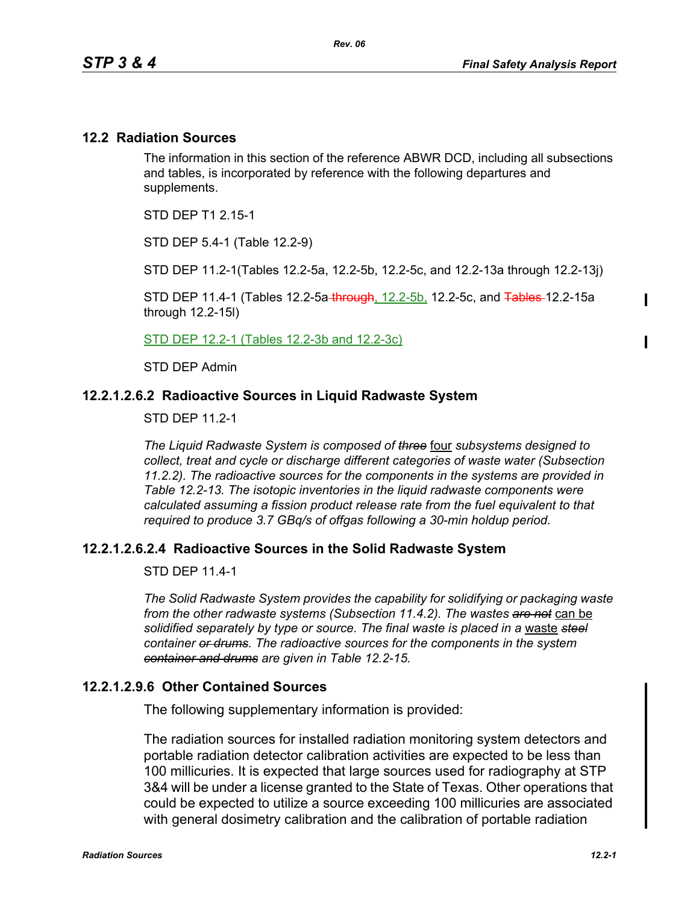## 12.2 Radiation Sources

The information in this section of the reference ABWR DCD, including all subsections and tables, is incorporated by reference with the following departures and supplements.

STD DEP T1 2.15-1

STD DEP 5.4-1 (Table 12.2-9)

STD DEP 11.2-1(Tables 12.2-5a, 12.2-5b, 12.2-5c, and 12.2-13a through 12.2-13j)

STD DEP 11.4-1 (Tables 12.2-5a ~~through~~, 12.2-5b, 12.2-5c, and ~~Tables~~ 12.2-15a through 12.2-15l)

STD DEP 12.2-1 (Tables 12.2-3b and 12.2-3c)

STD DEP Admin

### 12.2.1.2.6.2 Radioactive Sources in Liquid Radwaste System

STD DEP 11.2-1

*The Liquid Radwaste System is composed of ~~three~~* four *subsystems designed to collect, treat and cycle or discharge different categories of waste water (Subsection 11.2.2). The radioactive sources for the components in the systems are provided in Table 12.2-13. The isotopic inventories in the liquid radwaste components were calculated assuming a fission product release rate from the fuel equivalent to that required to produce 3.7 GBq/s of offgas following a 30-min holdup period.*

### 12.2.1.2.6.2.4 Radioactive Sources in the Solid Radwaste System

STD DEP 11.4-1

*The Solid Radwaste System provides the capability for solidifying or packaging waste from the other radwaste systems (Subsection 11.4.2). The wastes ~~are not~~* can be *solidified separately by type or source. The final waste is placed in a* waste *~~steel~~ container ~~or drums~~. The radioactive sources for the components in the system ~~container and drums~~ are given in Table 12.2-15.*

### 12.2.1.2.9.6 Other Contained Sources

The following supplementary information is provided:

The radiation sources for installed radiation monitoring system detectors and portable radiation detector calibration activities are expected to be less than 100 millicuries. It is expected that large sources used for radiography at STP 3&4 will be under a license granted to the State of Texas. Other operations that could be expected to utilize a source exceeding 100 millicuries are associated with general dosimetry calibration and the calibration of portable radiation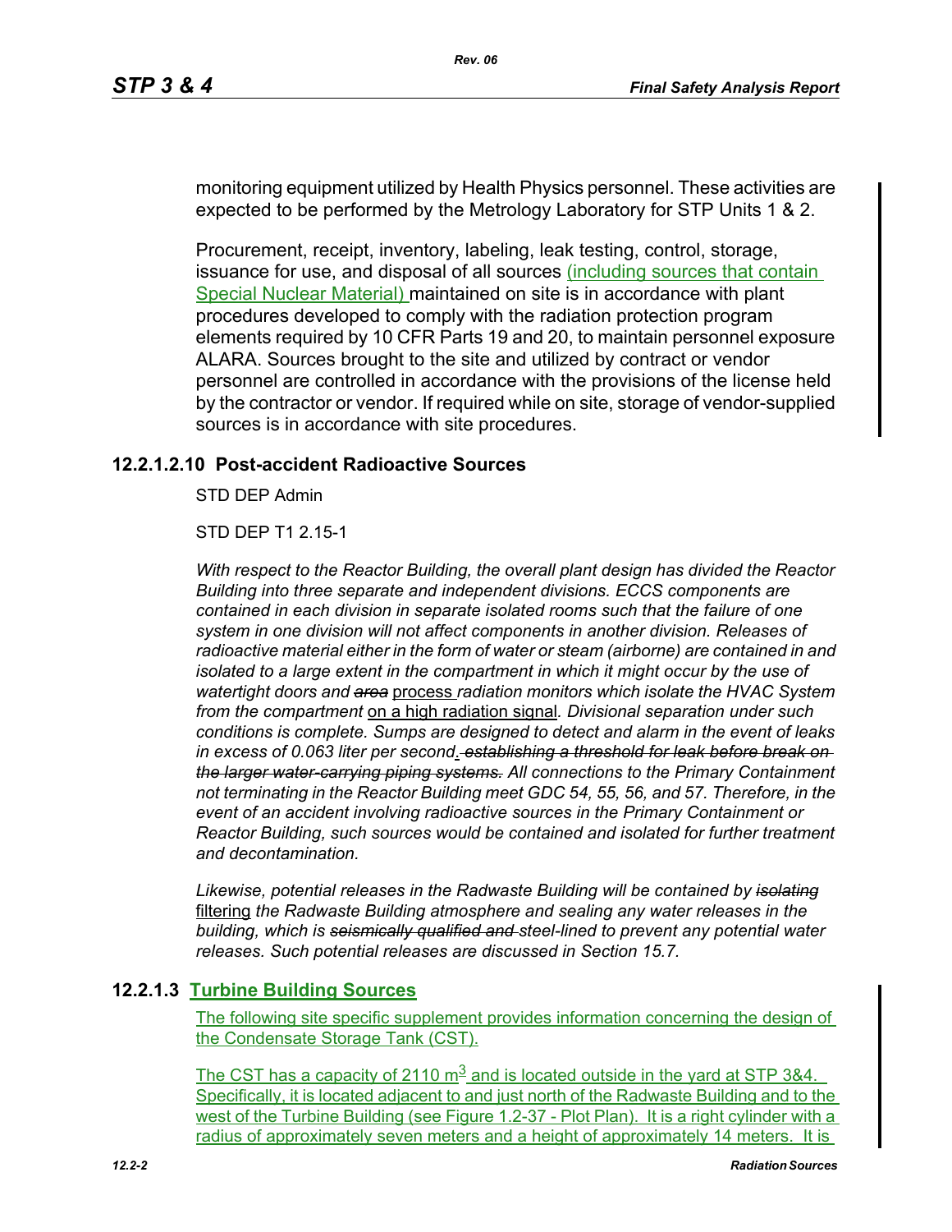monitoring equipment utilized by Health Physics personnel. These activities are expected to be performed by the Metrology Laboratory for STP Units 1 & 2.

Procurement, receipt, inventory, labeling, leak testing, control, storage, issuance for use, and disposal of all sources (including sources that contain Special Nuclear Material) maintained on site is in accordance with plant procedures developed to comply with the radiation protection program elements required by 10 CFR Parts 19 and 20, to maintain personnel exposure ALARA. Sources brought to the site and utilized by contract or vendor personnel are controlled in accordance with the provisions of the license held by the contractor or vendor. If required while on site, storage of vendor-supplied sources is in accordance with site procedures.

### 12.2.1.2.10 Post-accident Radioactive Sources

STD DEP Admin

STD DEP T1 2.15-1

*With respect to the Reactor Building, the overall plant design has divided the Reactor Building into three separate and independent divisions. ECCS components are contained in each division in separate isolated rooms such that the failure of one system in one division will not affect components in another division. Releases of radioactive material either in the form of water or steam (airborne) are contained in and isolated to a large extent in the compartment in which it might occur by the use of watertight doors and ~~area~~* process *radiation monitors which isolate the HVAC System from the compartment* on a high radiation signal*. Divisional separation under such conditions is complete. Sumps are designed to detect and alarm in the event of leaks in excess of 0.063 liter per second*. ~~*establishing a threshold for leak before break on the larger water-carrying piping systems.*~~ *All connections to the Primary Containment not terminating in the Reactor Building meet GDC 54, 55, 56, and 57. Therefore, in the event of an accident involving radioactive sources in the Primary Containment or Reactor Building, such sources would be contained and isolated for further treatment and decontamination.*

*Likewise, potential releases in the Radwaste Building will be contained by ~~isolating~~* filtering *the Radwaste Building atmosphere and sealing any water releases in the building, which is ~~seismically qualified and~~ steel-lined to prevent any potential water releases. Such potential releases are discussed in Section 15.7.*

### 12.2.1.3 Turbine Building Sources

The following site specific supplement provides information concerning the design of the Condensate Storage Tank (CST).

The CST has a capacity of 2110 $m^3$ and is located outside in the yard at STP 3&4. Specifically, it is located adjacent to and just north of the Radwaste Building and to the west of the Turbine Building (see Figure 1.2-37 - Plot Plan). It is a right cylinder with a radius of approximately seven meters and a height of approximately 14 meters. It is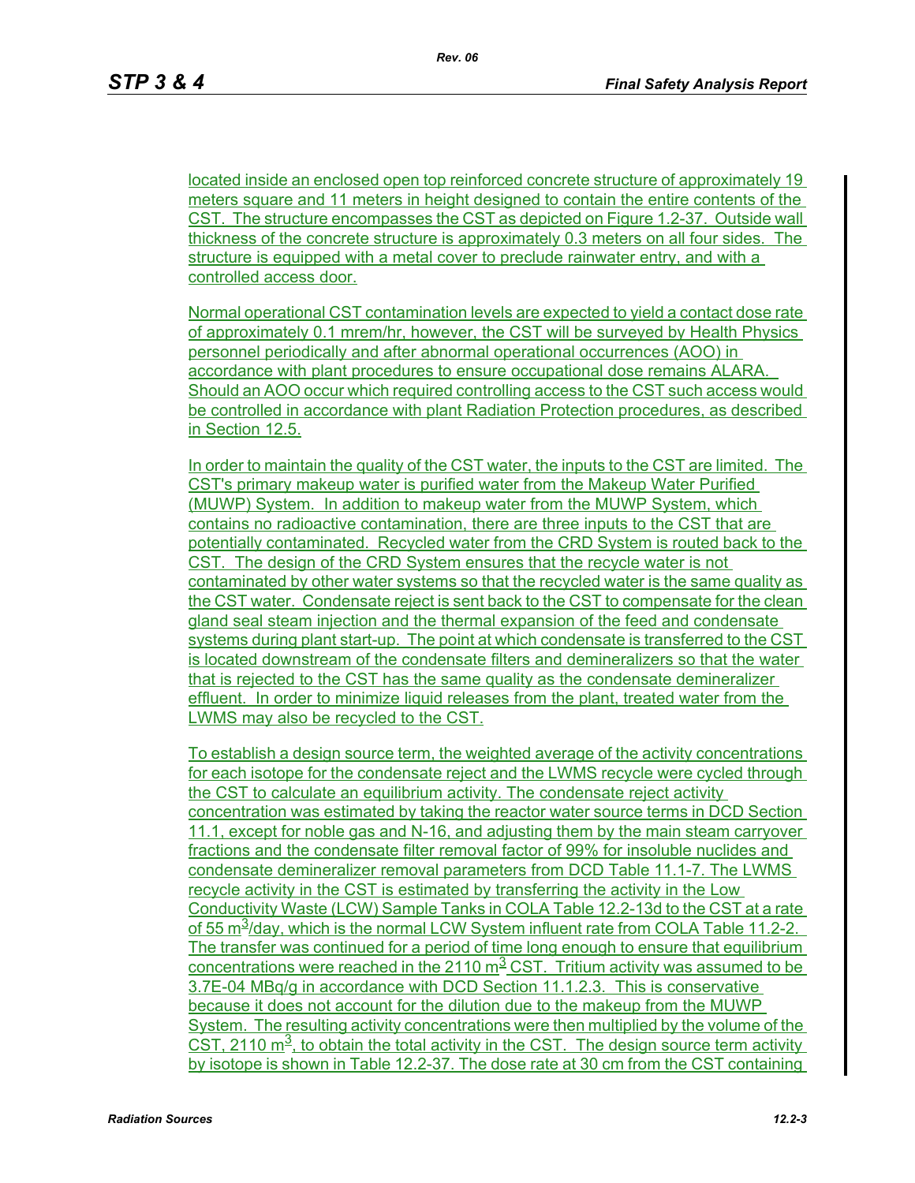located inside an enclosed open top reinforced concrete structure of approximately 19 meters square and 11 meters in height designed to contain the entire contents of the CST. The structure encompasses the CST as depicted on Figure 1.2-37. Outside wall thickness of the concrete structure is approximately 0.3 meters on all four sides. The structure is equipped with a metal cover to preclude rainwater entry, and with a controlled access door.

Normal operational CST contamination levels are expected to yield a contact dose rate of approximately 0.1 mrem/hr, however, the CST will be surveyed by Health Physics personnel periodically and after abnormal operational occurrences (AOO) in accordance with plant procedures to ensure occupational dose remains ALARA. Should an AOO occur which required controlling access to the CST such access would be controlled in accordance with plant Radiation Protection procedures, as described in Section 12.5.

In order to maintain the quality of the CST water, the inputs to the CST are limited. The CST's primary makeup water is purified water from the Makeup Water Purified (MUWP) System. In addition to makeup water from the MUWP System, which contains no radioactive contamination, there are three inputs to the CST that are potentially contaminated. Recycled water from the CRD System is routed back to the CST. The design of the CRD System ensures that the recycle water is not contaminated by other water systems so that the recycled water is the same quality as the CST water. Condensate reject is sent back to the CST to compensate for the clean gland seal steam injection and the thermal expansion of the feed and condensate systems during plant start-up. The point at which condensate is transferred to the CST is located downstream of the condensate filters and demineralizers so that the water that is rejected to the CST has the same quality as the condensate demineralizer effluent. In order to minimize liquid releases from the plant, treated water from the LWMS may also be recycled to the CST.

To establish a design source term, the weighted average of the activity concentrations for each isotope for the condensate reject and the LWMS recycle were cycled through the CST to calculate an equilibrium activity. The condensate reject activity concentration was estimated by taking the reactor water source terms in DCD Section 11.1, except for noble gas and N-16, and adjusting them by the main steam carryover fractions and the condensate filter removal factor of 99% for insoluble nuclides and condensate demineralizer removal parameters from DCD Table 11.1-7. The LWMS recycle activity in the CST is estimated by transferring the activity in the Low Conductivity Waste (LCW) Sample Tanks in COLA Table 12.2-13d to the CST at a rate of 55 $m^3$/day, which is the normal LCW System influent rate from COLA Table 11.2-2. The transfer was continued for a period of time long enough to ensure that equilibrium concentrations were reached in the 2110 $m^3$ CST. Tritium activity was assumed to be 3.7E-04 MBq/g in accordance with DCD Section 11.1.2.3. This is conservative because it does not account for the dilution due to the makeup from the MUWP System. The resulting activity concentrations were then multiplied by the volume of the CST, 2110 $m^3$, to obtain the total activity in the CST. The design source term activity by isotope is shown in Table 12.2-37. The dose rate at 30 cm from the CST containing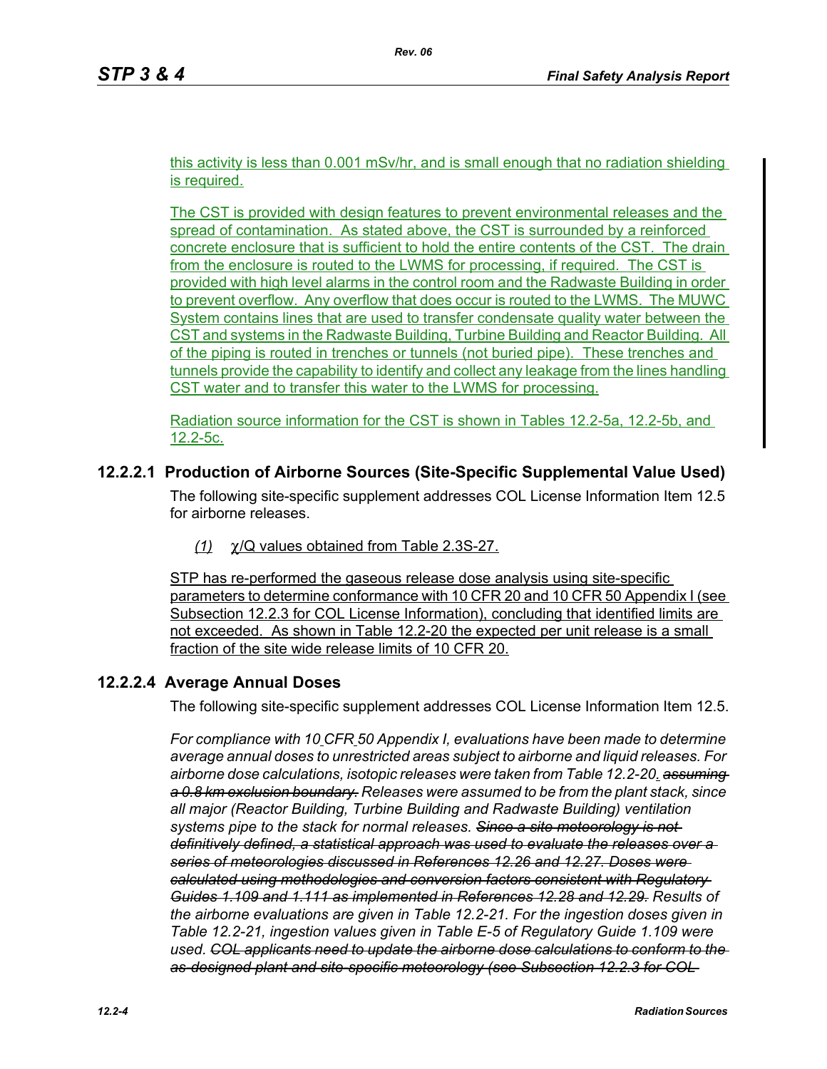this activity is less than 0.001 mSv/hr, and is small enough that no radiation shielding is required.

The CST is provided with design features to prevent environmental releases and the spread of contamination. As stated above, the CST is surrounded by a reinforced concrete enclosure that is sufficient to hold the entire contents of the CST. The drain from the enclosure is routed to the LWMS for processing, if required. The CST is provided with high level alarms in the control room and the Radwaste Building in order to prevent overflow. Any overflow that does occur is routed to the LWMS. The MUWC System contains lines that are used to transfer condensate quality water between the CST and systems in the Radwaste Building, Turbine Building and Reactor Building. All of the piping is routed in trenches or tunnels (not buried pipe). These trenches and tunnels provide the capability to identify and collect any leakage from the lines handling CST water and to transfer this water to the LWMS for processing.

Radiation source information for the CST is shown in Tables 12.2-5a, 12.2-5b, and 12.2-5c.

## 12.2.2.1 Production of Airborne Sources (Site-Specific Supplemental Value Used)

The following site-specific supplement addresses COL License Information Item 12.5 for airborne releases.

*(1)* $\chi$/Q values obtained from Table 2.3S-27.

STP has re-performed the gaseous release dose analysis using site-specific parameters to determine conformance with 10 CFR 20 and 10 CFR 50 Appendix I (see Subsection 12.2.3 for COL License Information), concluding that identified limits are not exceeded. As shown in Table 12.2-20 the expected per unit release is a small fraction of the site wide release limits of 10 CFR 20.

## 12.2.2.4 Average Annual Doses

The following site-specific supplement addresses COL License Information Item 12.5.

*For compliance with 10 CFR 50 Appendix I, evaluations have been made to determine average annual doses to unrestricted areas subject to airborne and liquid releases. For airborne dose calculations, isotopic releases were taken from Table 12.2-20. ~~assuming a 0.8 km exclusion boundary.~~ Releases were assumed to be from the plant stack, since all major (Reactor Building, Turbine Building and Radwaste Building) ventilation systems pipe to the stack for normal releases. ~~Since a site meteorology is not definitively defined, a statistical approach was used to evaluate the releases over a series of meteorologies discussed in References 12.26 and 12.27. Doses were calculated using methodologies and conversion factors consistent with Regulatory Guides 1.109 and 1.111 as implemented in References 12.28 and 12.29.~~ Results of the airborne evaluations are given in Table 12.2-21. For the ingestion doses given in Table 12.2-21, ingestion values given in Table E-5 of Regulatory Guide 1.109 were used. ~~COL applicants need to update the airborne dose calculations to conform to the as-designed plant and site-specific meteorology (see Subsection 12.2.3 for COL~~*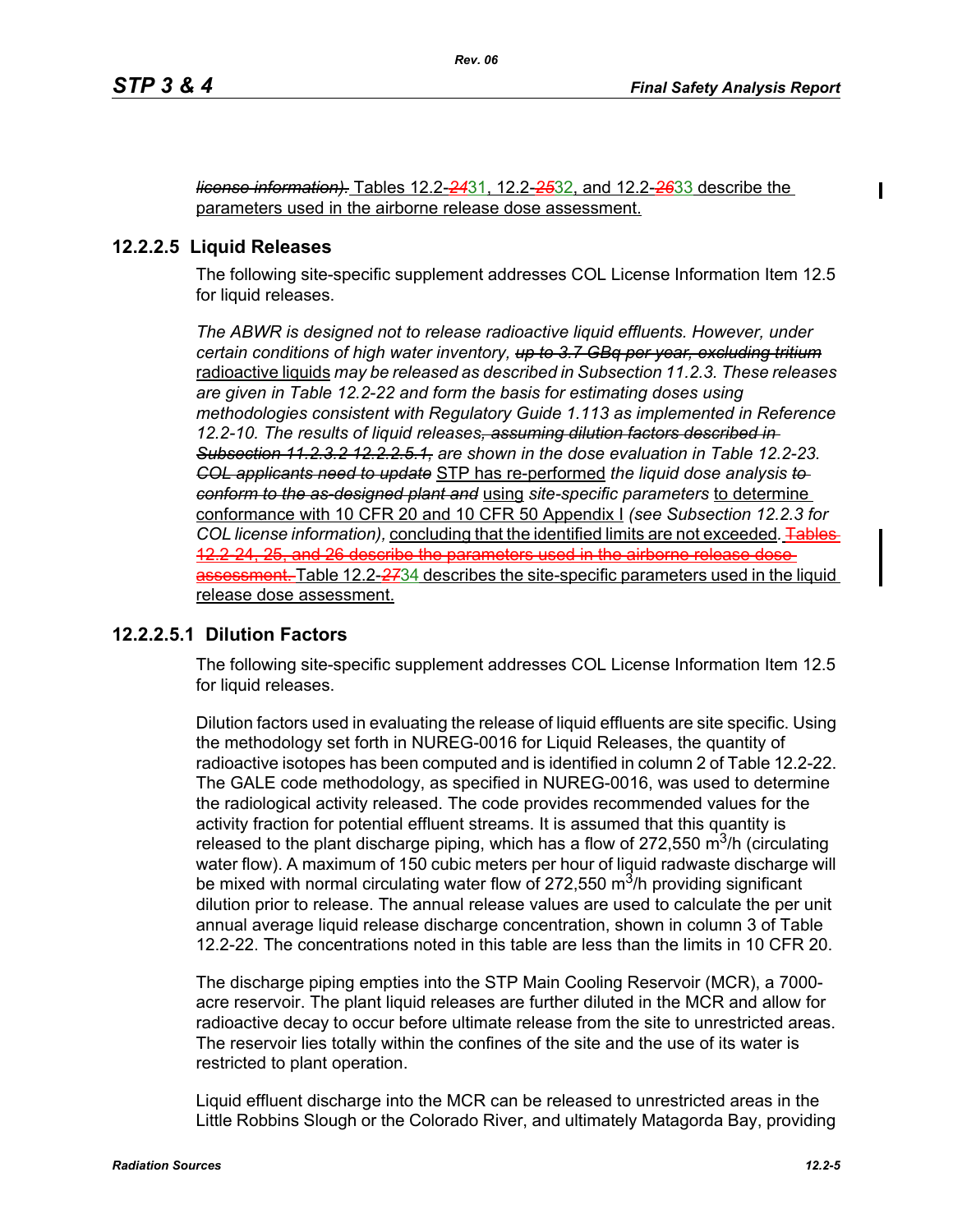~~*license information).*~~ Tables 12.2-~~24~~31, 12.2-~~25~~32, and 12.2-~~26~~33 describe the parameters used in the airborne release dose assessment.

### 12.2.2.5 Liquid Releases

The following site-specific supplement addresses COL License Information Item 12.5 for liquid releases.

*The ABWR is designed not to release radioactive liquid effluents. However, under certain conditions of high water inventory,* ~~*up to 3.7 GBq per year, excluding tritium*~~ radioactive liquids *may be released as described in Subsection 11.2.3. These releases are given in Table 12.2-22 and form the basis for estimating doses using methodologies consistent with Regulatory Guide 1.113 as implemented in Reference 12.2-10. The results of liquid releases*~~*, assuming dilution factors described in Subsection 11.2.3.2 12.2.2.5.1,*~~ *are shown in the dose evaluation in Table 12.2-23.* ~~*COL applicants need to update*~~ STP has re-performed *the liquid dose analysis* ~~*to conform to the as-designed plant and*~~ using *site-specific parameters* to determine conformance with 10 CFR 20 and 10 CFR 50 Appendix I *(see Subsection 12.2.3 for COL license information),* concluding that the identified limits are not exceeded. ~~Tables 12.2-24, 25, and 26 describe the parameters used in the airborne release dose assessment.~~ Table 12.2-~~27~~34 describes the site-specific parameters used in the liquid release dose assessment.

#### 12.2.2.5.1 Dilution Factors

The following site-specific supplement addresses COL License Information Item 12.5 for liquid releases.

Dilution factors used in evaluating the release of liquid effluents are site specific. Using the methodology set forth in NUREG-0016 for Liquid Releases, the quantity of radioactive isotopes has been computed and is identified in column 2 of Table 12.2-22. The GALE code methodology, as specified in NUREG-0016, was used to determine the radiological activity released. The code provides recommended values for the activity fraction for potential effluent streams. It is assumed that this quantity is released to the plant discharge piping, which has a flow of 272,550 $m^3$/h (circulating water flow). A maximum of 150 cubic meters per hour of liquid radwaste discharge will be mixed with normal circulating water flow of 272,550 $m^3$/h providing significant dilution prior to release. The annual release values are used to calculate the per unit annual average liquid release discharge concentration, shown in column 3 of Table 12.2-22. The concentrations noted in this table are less than the limits in 10 CFR 20.

The discharge piping empties into the STP Main Cooling Reservoir (MCR), a 7000-acre reservoir. The plant liquid releases are further diluted in the MCR and allow for radioactive decay to occur before ultimate release from the site to unrestricted areas. The reservoir lies totally within the confines of the site and the use of its water is restricted to plant operation.

Liquid effluent discharge into the MCR can be released to unrestricted areas in the Little Robbins Slough or the Colorado River, and ultimately Matagorda Bay, providing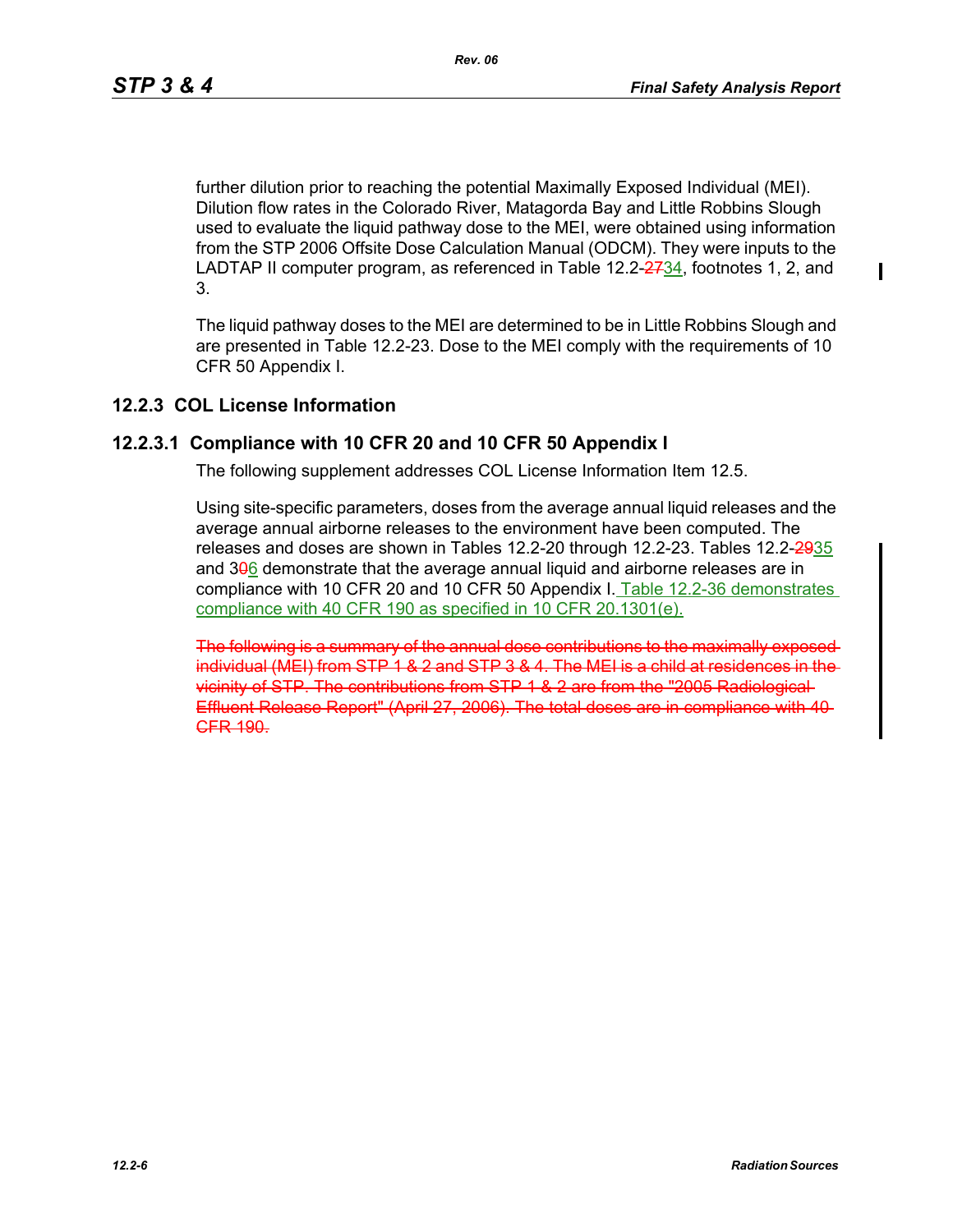further dilution prior to reaching the potential Maximally Exposed Individual (MEI). Dilution flow rates in the Colorado River, Matagorda Bay and Little Robbins Slough used to evaluate the liquid pathway dose to the MEI, were obtained using information from the STP 2006 Offsite Dose Calculation Manual (ODCM). They were inputs to the LADTAP II computer program, as referenced in Table 12.2-~~27~~34, footnotes 1, 2, and 3.

The liquid pathway doses to the MEI are determined to be in Little Robbins Slough and are presented in Table 12.2-23. Dose to the MEI comply with the requirements of 10 CFR 50 Appendix I.

## 12.2.3 COL License Information

### 12.2.3.1 Compliance with 10 CFR 20 and 10 CFR 50 Appendix I

The following supplement addresses COL License Information Item 12.5.

Using site-specific parameters, doses from the average annual liquid releases and the average annual airborne releases to the environment have been computed. The releases and doses are shown in Tables 12.2-20 through 12.2-23. Tables 12.2-~~29~~35 and 3~~0~~6 demonstrate that the average annual liquid and airborne releases are in compliance with 10 CFR 20 and 10 CFR 50 Appendix I. Table 12.2-36 demonstrates compliance with 40 CFR 190 as specified in 10 CFR 20.1301(e).

~~The following is a summary of the annual dose contributions to the maximally exposed individual (MEI) from STP 1 & 2 and STP 3 & 4. The MEI is a child at residences in the vicinity of STP. The contributions from STP 1 & 2 are from the "2005 Radiological Effluent Release Report" (April 27, 2006). The total doses are in compliance with 40 CFR 190.~~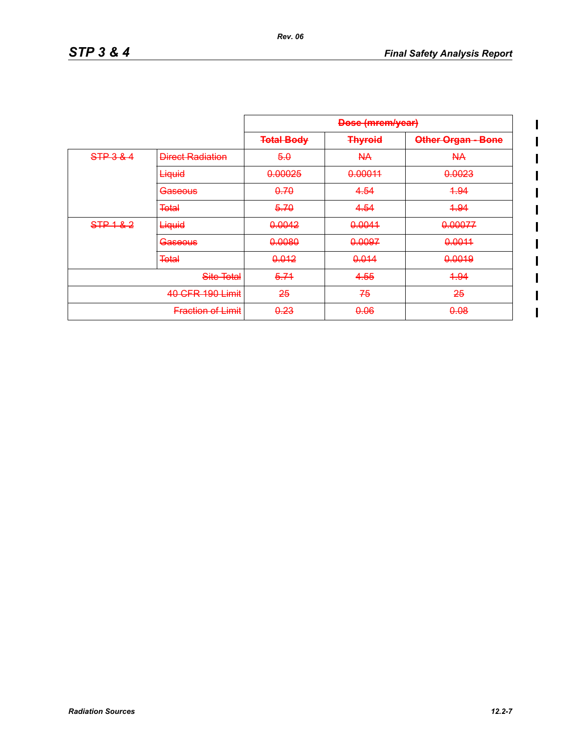| | | Dose (mrem/year) | | |
|---|---|---|---|---|
| | | Total Body | Thyroid | Other Organ - Bone |
| STP 3 & 4 | Direct Radiation | 5.0 | NA | NA |
| | Liquid | 0.00025 | 0.00011 | 0.0023 |
| | Gaseous | 0.70 | 4.54 | 1.94 |
| | Total | 5.70 | 4.54 | 1.94 |
| STP 1 & 2 | Liquid | 0.0042 | 0.0041 | 0.00077 |
| | Gaseous | 0.0080 | 0.0097 | 0.0011 |
| | Total | 0.012 | 0.014 | 0.0019 |
| Site Total | | 5.71 | 4.55 | 1.94 |
| 40 CFR 190 Limit | | 25 | 75 | 25 |
| Fraction of Limit | | 0.23 | 0.06 | 0.08 |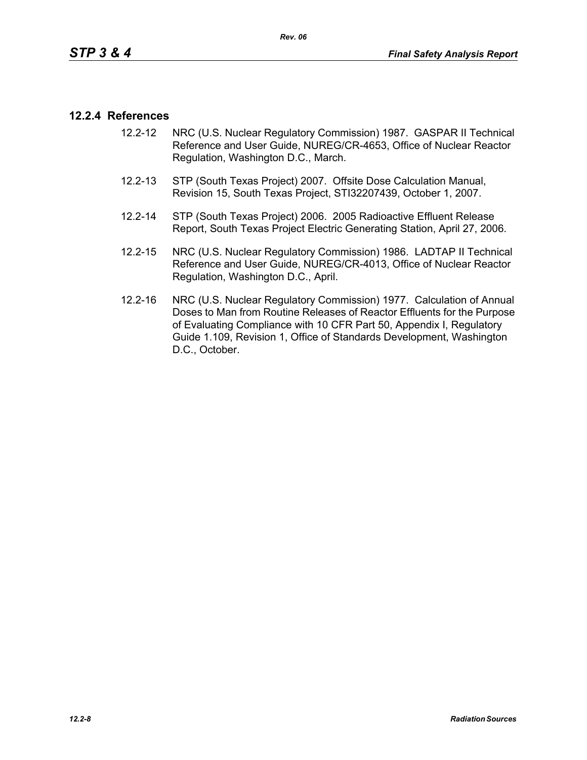### 12.2.4 References

12.2-12 NRC (U.S. Nuclear Regulatory Commission) 1987. GASPAR II Technical Reference and User Guide, NUREG/CR-4653, Office of Nuclear Reactor Regulation, Washington D.C., March.

12.2-13 STP (South Texas Project) 2007. Offsite Dose Calculation Manual, Revision 15, South Texas Project, STI32207439, October 1, 2007.

12.2-14 STP (South Texas Project) 2006. 2005 Radioactive Effluent Release Report, South Texas Project Electric Generating Station, April 27, 2006.

12.2-15 NRC (U.S. Nuclear Regulatory Commission) 1986. LADTAP II Technical Reference and User Guide, NUREG/CR-4013, Office of Nuclear Reactor Regulation, Washington D.C., April.

12.2-16 NRC (U.S. Nuclear Regulatory Commission) 1977. Calculation of Annual Doses to Man from Routine Releases of Reactor Effluents for the Purpose of Evaluating Compliance with 10 CFR Part 50, Appendix I, Regulatory Guide 1.109, Revision 1, Office of Standards Development, Washington D.C., October.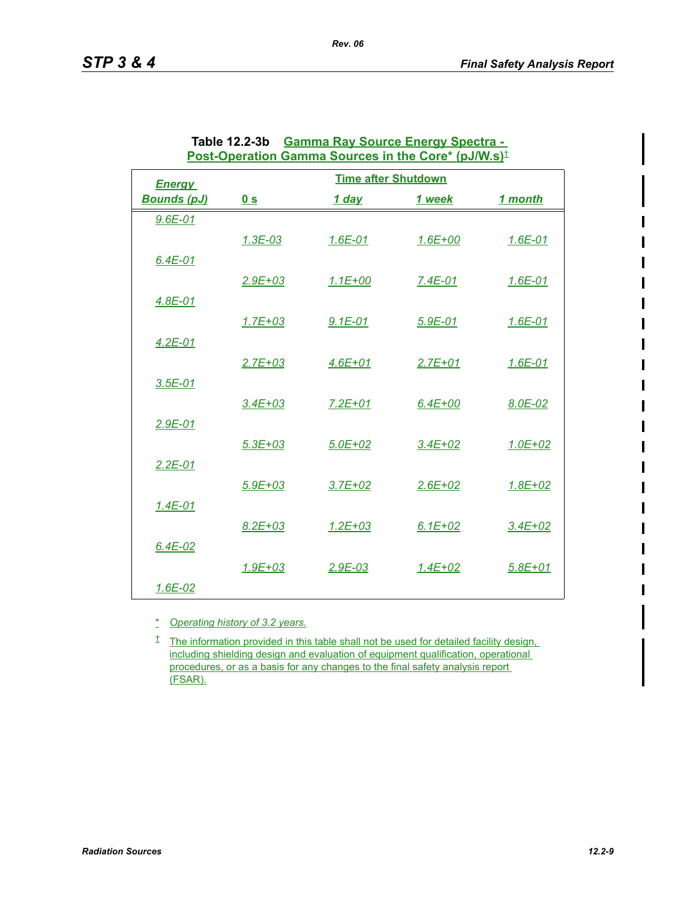**Table 12.2-3b Gamma Ray Source Energy Spectra - Post-Operation Gamma Sources in the Core* (pJ/W.s)‡**

| Energy Bounds (pJ) | Time after Shutdown | | | |
|---|---|---|---|---|
| | 0 s | 1 day | 1 week | 1 month |
| 9.6E-01 | | | | |
| | 1.3E-03 | 1.6E-01 | 1.6E+00 | 1.6E-01 |
| 6.4E-01 | | | | |
| | 2.9E+03 | 1.1E+00 | 7.4E-01 | 1.6E-01 |
| 4.8E-01 | | | | |
| | 1.7E+03 | 9.1E-01 | 5.9E-01 | 1.6E-01 |
| 4.2E-01 | | | | |
| | 2.7E+03 | 4.6E+01 | 2.7E+01 | 1.6E-01 |
| 3.5E-01 | | | | |
| | 3.4E+03 | 7.2E+01 | 6.4E+00 | 8.0E-02 |
| 2.9E-01 | | | | |
| | 5.3E+03 | 5.0E+02 | 3.4E+02 | 1.0E+02 |
| 2.2E-01 | | | | |
| | 5.9E+03 | 3.7E+02 | 2.6E+02 | 1.8E+02 |
| 1.4E-01 | | | | |
| | 8.2E+03 | 1.2E+03 | 6.1E+02 | 3.4E+02 |
| 6.4E-02 | | | | |
| | 1.9E+03 | 2.9E-03 | 1.4E+02 | 5.8E+01 |
| 1.6E-02 | | | | |

\* Operating history of 3.2 years.

‡ The information provided in this table shall not be used for detailed facility design, including shielding design and evaluation of equipment qualification, operational procedures, or as a basis for any changes to the final safety analysis report (FSAR).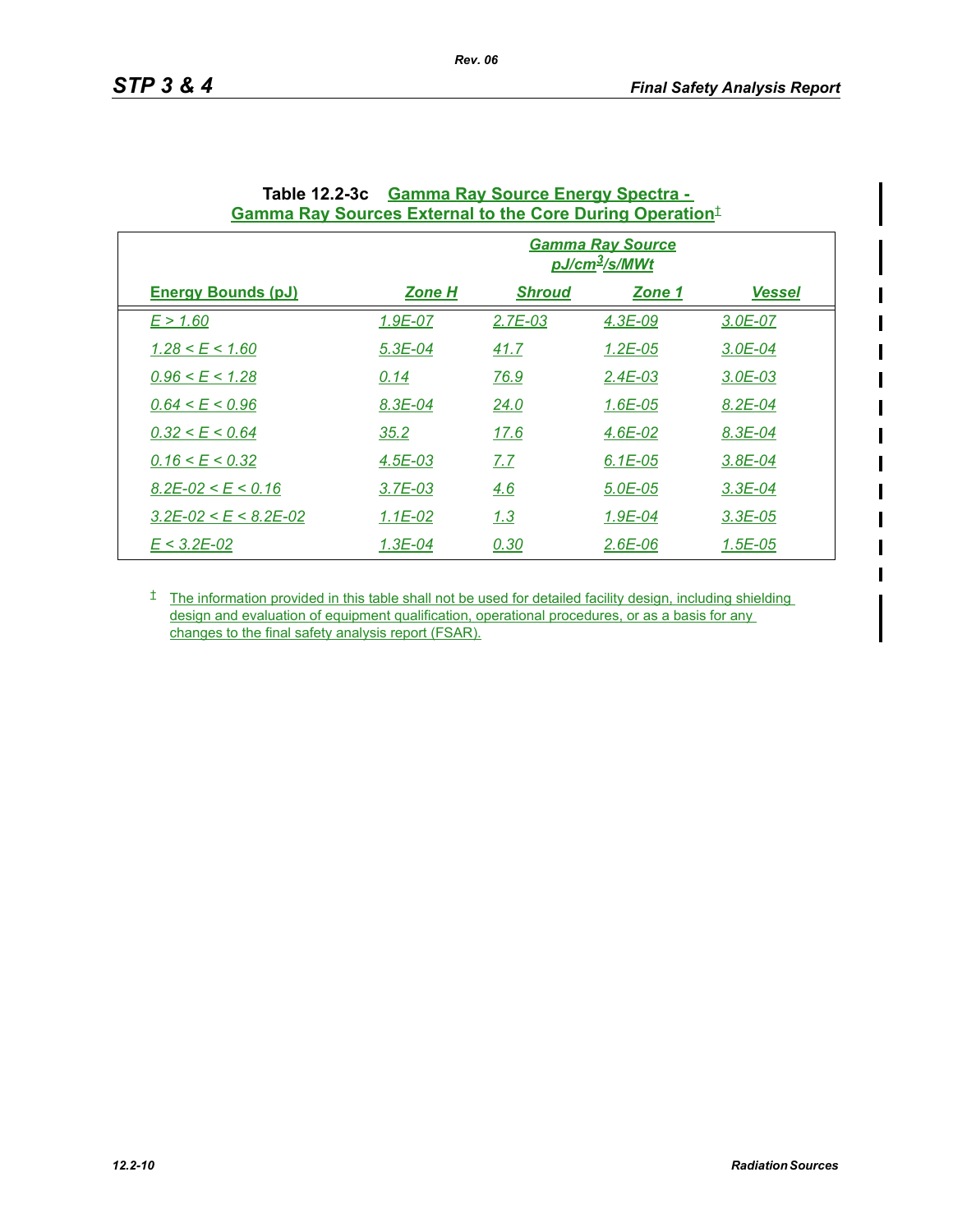**Table 12.2-3c Gamma Ray Source Energy Spectra - Gamma Ray Sources External to the Core During Operation‡**

| | Gamma Ray Source $pJ/cm^3/s/MWt$ | | | |
|---|---|---|---|---|
| **Energy Bounds (pJ)** | **Zone H** | **Shroud** | **Zone 1** | **Vessel** |
| E > 1.60 | 1.9E-07 | 2.7E-03 | 4.3E-09 | 3.0E-07 |
| 1.28 < E < 1.60 | 5.3E-04 | 41.7 | 1.2E-05 | 3.0E-04 |
| 0.96 < E < 1.28 | 0.14 | 76.9 | 2.4E-03 | 3.0E-03 |
| 0.64 < E < 0.96 | 8.3E-04 | 24.0 | 1.6E-05 | 8.2E-04 |
| 0.32 < E < 0.64 | 35.2 | 17.6 | 4.6E-02 | 8.3E-04 |
| 0.16 < E < 0.32 | 4.5E-03 | 7.7 | 6.1E-05 | 3.8E-04 |
| 8.2E-02 < E < 0.16 | 3.7E-03 | 4.6 | 5.0E-05 | 3.3E-04 |
| 3.2E-02 < E < 8.2E-02 | 1.1E-02 | 1.3 | 1.9E-04 | 3.3E-05 |
| E < 3.2E-02 | 1.3E-04 | 0.30 | 2.6E-06 | 1.5E-05 |

‡ The information provided in this table shall not be used for detailed facility design, including shielding design and evaluation of equipment qualification, operational procedures, or as a basis for any changes to the final safety analysis report (FSAR).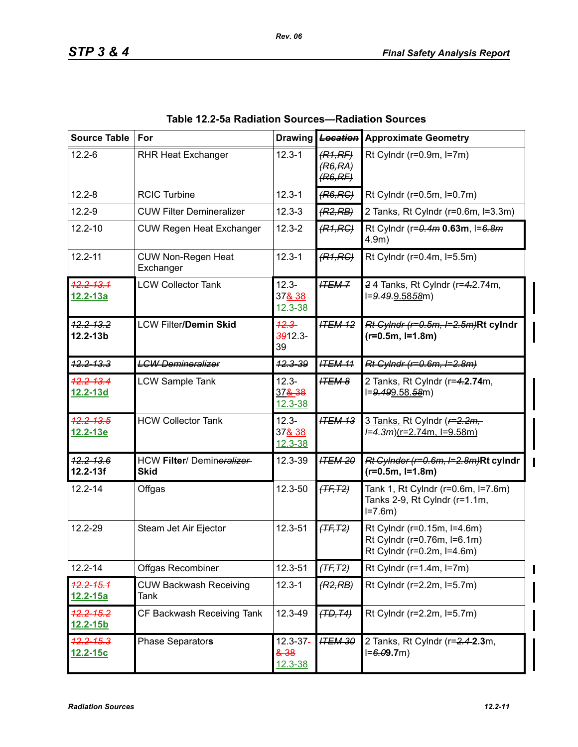## Table 12.2-5a Radiation Sources—Radiation Sources

| Source Table | For | Drawing | ~~Location~~ | Approximate Geometry |
|---|---|---|---|---|
| 12.2-6 | RHR Heat Exchanger | 12.3-1 | ~~(R1,RF)~~ ~~(R6,RA)~~ ~~(R6,RF)~~ | Rt Cylndr (r=0.9m, l=7m) |
| 12.2-8 | RCIC Turbine | 12.3-1 | ~~(R6,RC)~~ | Rt Cylndr (r=0.5m, l=0.7m) |
| 12.2-9 | CUW Filter Demineralizer | 12.3-3 | ~~(R2,RB)~~ | 2 Tanks, Rt Cylndr (r=0.6m, l=3.3m) |
| 12.2-10 | CUW Regen Heat Exchanger | 12.3-2 | ~~(R1,RC)~~ | Rt Cylndr (r=~~0.4m~~ **0.63m**, l=~~6.8m~~ 4.9m) |
| 12.2-11 | CUW Non-Regen Heat Exchanger | 12.3-1 | ~~(R1,RC)~~ | Rt Cylndr (r=0.4m, l=5.5m) |
| ~~12.2-13.1~~ **12.2-13a** | LCW Collector Tank | 12.3-37~~& 38~~ 12.3-38 | ~~ITEM 7~~ | ~~2~~ 4 Tanks, Rt Cylndr (r=~~4.~~2.74m, l=~~9.49~~.9.58~~58~~m) |
| ~~12.2-13.2~~ **12.2-13b** | LCW Filter/**Demin Skid** | ~~12.3-39~~12.3-39 | ~~ITEM 12~~ | ~~Rt Cylndr (r=0.5m, l=2.5m)~~**Rt cylndr (r=0.5m, l=1.8m)** |
| ~~12.2-13.3~~ | ~~LCW Demineralizer~~ | ~~12.3-39~~ | ~~ITEM 11~~ | ~~Rt Cylndr (r=0.6m, l=2.8m)~~ |
| ~~12.2-13.4~~ **12.2-13d** | LCW Sample Tank | 12.3-37~~& 38~~ 12.3-38 | ~~ITEM 8~~ | 2 Tanks, Rt Cylndr (r=~~4.~~**2.74**m, l=~~9.49~~9.58.~~58~~m) |
| ~~12.2-13.5~~ **12.2-13e** | HCW Collector Tank | 12.3-37~~& 38~~ 12.3-38 | ~~ITEM 13~~ | 3 Tanks, Rt Cylndr (~~r=2.2m, l=4.3m~~)(r=2.74m, l=9.58m) |
| ~~12.2-13.6~~ **12.2-13f** | HCW **Filter**/ Demin~~eralizer~~ **Skid** | 12.3-39 | ~~ITEM 20~~ | ~~Rt Cylnder (r=0.6m, l=2.8m)~~**Rt cylndr (r=0.5m, l=1.8m)** |
| 12.2-14 | Offgas | 12.3-50 | ~~(TF,T2)~~ | Tank 1, Rt Cylndr (r=0.6m, l=7.6m) Tanks 2-9, Rt Cylndr (r=1.1m, l=7.6m) |
| 12.2-29 | Steam Jet Air Ejector | 12.3-51 | ~~(TF,T2)~~ | Rt Cylndr (r=0.15m, l=4.6m) Rt Cylndr (r=0.76m, l=6.1m) Rt Cylndr (r=0.2m, l=4.6m) |
| 12.2-14 | Offgas Recombiner | 12.3-51 | ~~(TF,T2)~~ | Rt Cylndr (r=1.4m, l=7m) |
| ~~12.2-15.1~~ **12.2-15a** | CUW Backwash Receiving Tank | 12.3-1 | ~~(R2,RB)~~ | Rt Cylndr (r=2.2m, l=5.7m) |
| ~~12.2-15.2~~ **12.2-15b** | CF Backwash Receiving Tank | 12.3-49 | ~~(TD,T4)~~ | Rt Cylndr (r=2.2m, l=5.7m) |
| ~~12.2-15.3~~ **12.2-15c** | Phase Separator**s** | 12.3-37~~& 38~~ 12.3-38 | ~~ITEM 30~~ | 2 Tanks, Rt Cylndr (r=~~2.4~~**2.3**m, l=~~6.0~~**9.7**m) |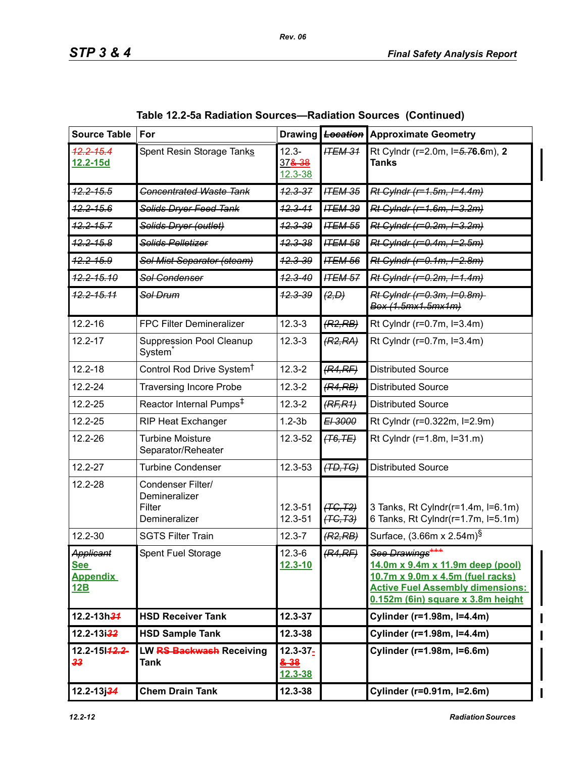Table 12.2-5a Radiation Sources—Radiation Sources (Continued)

| Source Table | For | Drawing | ~~Location~~ | Approximate Geometry |
|---|---|---|---|---|
| ~~12.2-15.4~~ 12.2-15d | Spent Resin Storage Tanks | 12.3-37~~& 38~~ 12.3-38 | ~~ITEM 31~~ | Rt Cylndr (r=2.0m, l=~~5.7~~6.6m), **2 Tanks** |
| ~~12.2-15.5~~ | ~~Concentrated Waste Tank~~ | ~~12.3-37~~ | ~~ITEM 35~~ | ~~Rt Cylndr (r=1.5m, l=4.4m)~~ |
| ~~12.2-15.6~~ | ~~Solids Dryer Feed Tank~~ | ~~12.3-41~~ | ~~ITEM 39~~ | ~~Rt Cylndr (r=1.6m, l=3.2m)~~ |
| ~~12.2-15.7~~ | ~~Solids Dryer (outlet)~~ | ~~12.3-39~~ | ~~ITEM 55~~ | ~~Rt Cylndr (r=0.2m, l=3.2m)~~ |
| ~~12.2-15.8~~ | ~~Solids Pelletizer~~ | ~~12.3-38~~ | ~~ITEM 58~~ | ~~Rt Cylndr (r=0.4m, l=2.5m)~~ |
| ~~12.2-15.9~~ | ~~Sol Mist Separator (steam)~~ | ~~12.3-39~~ | ~~ITEM 56~~ | ~~Rt Cylndr (r=0.1m, l=2.8m)~~ |
| ~~12.2-15.10~~ | ~~Sol Condenser~~ | ~~12.3-40~~ | ~~ITEM 57~~ | ~~Rt Cylndr (r=0.2m, l=1.4m)~~ |
| ~~12.2-15.11~~ | ~~Sol Drum~~ | ~~12.3-39~~ | ~~(2,D)~~ | ~~Rt Cylndr (r=0.3m, l=0.8m) Box (1.5mx1.5mx1m)~~ |
| 12.2-16 | FPC Filter Demineralizer | 12.3-3 | ~~(R2,RB)~~ | Rt Cylndr (r=0.7m, l=3.4m) |
| 12.2-17 | Suppression Pool Cleanup System* | 12.3-3 | ~~(R2,RA)~~ | Rt Cylndr (r=0.7m, l=3.4m) |
| 12.2-18 | Control Rod Drive System† | 12.3-2 | ~~(R4,RF)~~ | Distributed Source |
| 12.2-24 | Traversing Incore Probe | 12.3-2 | ~~(R4,RB)~~ | Distributed Source |
| 12.2-25 | Reactor Internal Pumps‡ | 12.3-2 | ~~(RF,R1)~~ | Distributed Source |
| 12.2-25 | RIP Heat Exchanger | 1.2-3b | ~~El 3000~~ | Rt Cylndr (r=0.322m, l=2.9m) |
| 12.2-26 | Turbine Moisture Separator/Reheater | 12.3-52 | ~~(T6,TE)~~ | Rt Cylndr (r=1.8m, l=31.m) |
| 12.2-27 | Turbine Condenser | 12.3-53 | ~~(TD,TG)~~ | Distributed Source |
| 12.2-28 | Condenser Filter/ Demineralizer<br>Filter<br>Demineralizer | <br>12.3-51<br>12.3-51 | <br>~~(TC,T2)~~<br>~~(TC,T3)~~ | <br>3 Tanks, Rt Cylndr(r=1.4m, l=6.1m)<br>6 Tanks, Rt Cylndr(r=1.7m, l=5.1m) |
| 12.2-30 | SGTS Filter Train | 12.3-7 | ~~(R2,RB)~~ | Surface, (3.66m x 2.54m)§ |
| ~~Applicant~~ See Appendix 12B | Spent Fuel Storage | 12.3-6 12.3-10 | ~~(R4,RF)~~ | ~~See Drawings***~~ 14.0m x 9.4m x 11.9m deep (pool) 10.7m x 9.0m x 4.5m (fuel racks) Active Fuel Assembly dimensions: 0.152m (6in) square x 3.8m height |
| **12.2-13h~~31~~** | **HSD Receiver Tank** | **12.3-37** | | **Cylinder (r=1.98m, l=4.4m)** |
| **12.2-13i~~32~~** | **HSD Sample Tank** | **12.3-38** | | **Cylinder (r=1.98m, l=4.4m)** |
| **12.2-15l~~12.2-33~~** | **LW ~~RS Backwash~~ Receiving Tank** | **12.3-37~~& 38~~** 12.3-38 | | **Cylinder (r=1.98m, l=6.6m)** |
| **12.2-13j~~34~~** | **Chem Drain Tank** | **12.3-38** | | **Cylinder (r=0.91m, l=2.6m)** |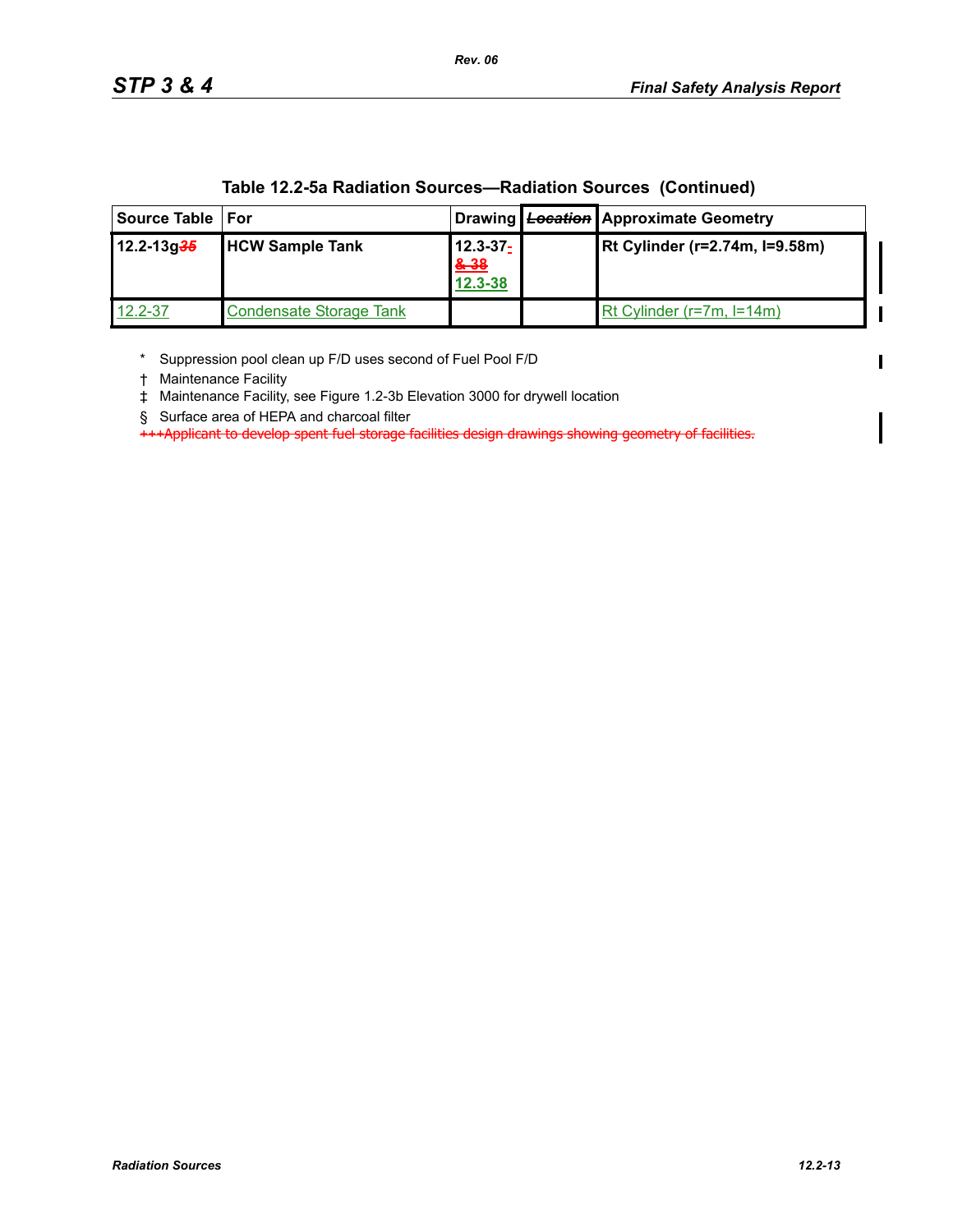**Table 12.2-5a Radiation Sources—Radiation Sources (Continued)**

| Source Table | For | Drawing | ~~Location~~ | Approximate Geometry |
|---|---|---|---|---|
| **12.2-13g~~35~~** | **HCW Sample Tank** | **12.3-37- ~~& 38~~ 12.3-38** | | **Rt Cylinder (r=2.74m, l=9.58m)** |
| 12.2-37 | Condensate Storage Tank | | | Rt Cylinder (r=7m, l=14m) |

\* Suppression pool clean up F/D uses second of Fuel Pool F/D

† Maintenance Facility

‡ Maintenance Facility, see Figure 1.2-3b Elevation 3000 for drywell location

§ Surface area of HEPA and charcoal filter

~~+++Applicant to develop spent fuel storage facilities design drawings showing geometry of facilities.~~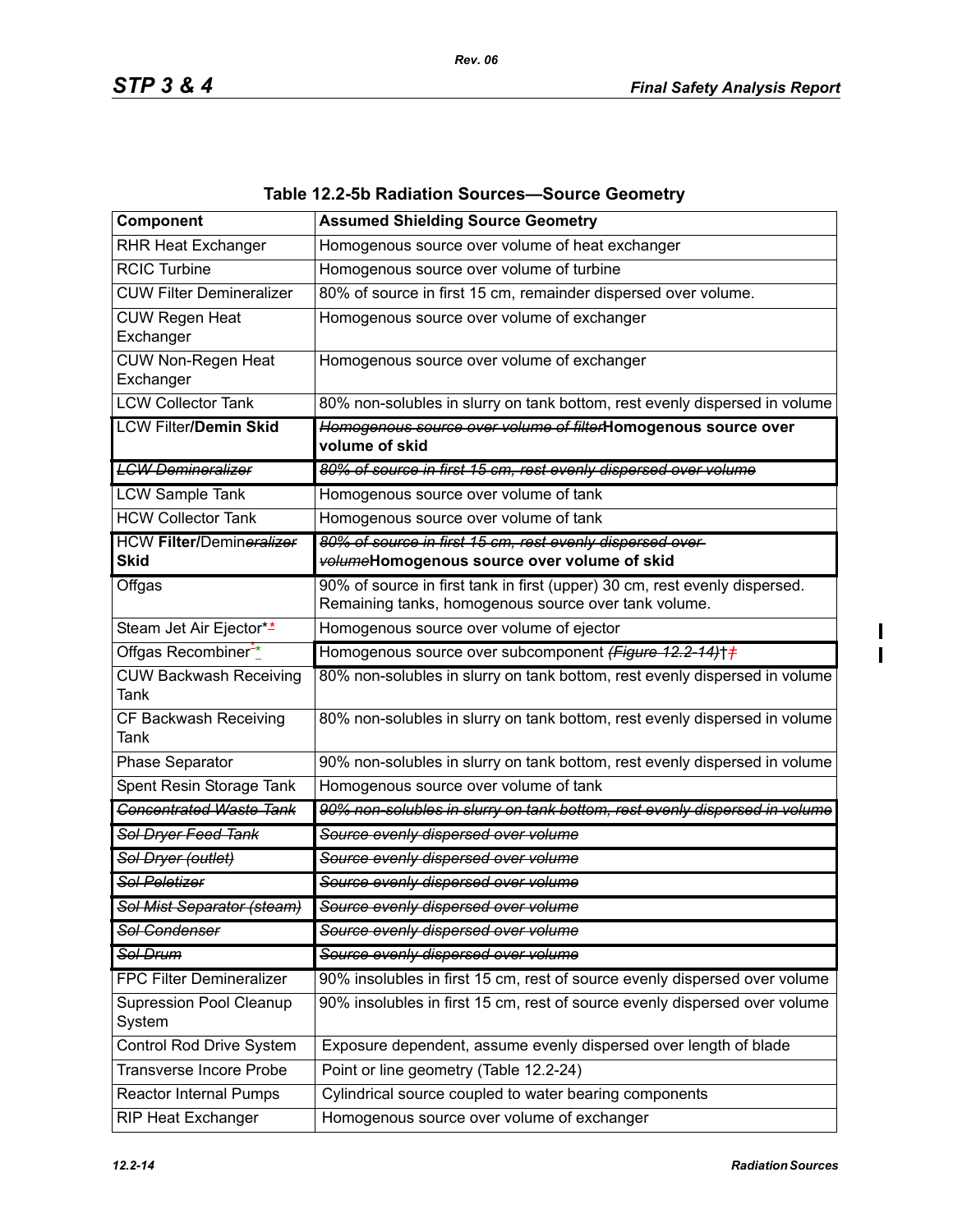**Table 12.2-5b Radiation Sources—Source Geometry**

| Component | Assumed Shielding Source Geometry |
|---|---|
| RHR Heat Exchanger | Homogenous source over volume of heat exchanger |
| RCIC Turbine | Homogenous source over volume of turbine |
| CUW Filter Demineralizer | 80% of source in first 15 cm, remainder dispersed over volume. |
| CUW Regen Heat Exchanger | Homogenous source over volume of exchanger |
| CUW Non-Regen Heat Exchanger | Homogenous source over volume of exchanger |
| LCW Collector Tank | 80% non-solubles in slurry on tank bottom, rest evenly dispersed in volume |
| LCW Filter/**Demin Skid** | ~~Homogenous source over volume of filter~~**Homogenous source over volume of skid** |
| ~~LCW Demineralizer~~ | ~~80% of source in first 15 cm, rest evenly dispersed over volume~~ |
| LCW Sample Tank | Homogenous source over volume of tank |
| HCW Collector Tank | Homogenous source over volume of tank |
| HCW **Filter**/Demin~~eralizer~~ **Skid** | ~~80% of source in first 15 cm, rest evenly dispersed over volume~~**Homogenous source over volume of skid** |
| Offgas | 90% of source in first tank in first (upper) 30 cm, rest evenly dispersed. Remaining tanks, homogenous source over tank volume. |
| Steam Jet Air Ejector* | Homogenous source over volume of ejector |
| Offgas Recombiner* | Homogenous source over subcomponent ~~(Figure 12.2-14)~~† |
| CUW Backwash Receiving Tank | 80% non-solubles in slurry on tank bottom, rest evenly dispersed in volume |
| CF Backwash Receiving Tank | 80% non-solubles in slurry on tank bottom, rest evenly dispersed in volume |
| Phase Separator | 90% non-solubles in slurry on tank bottom, rest evenly dispersed in volume |
| Spent Resin Storage Tank | Homogenous source over volume of tank |
| ~~Concentrated Waste Tank~~ | ~~90% non-solubles in slurry on tank bottom, rest evenly dispersed in volume~~ |
| ~~Sol Dryer Feed Tank~~ | ~~Source evenly dispersed over volume~~ |
| ~~Sol Dryer (outlet)~~ | ~~Source evenly dispersed over volume~~ |
| ~~Sol Peletizer~~ | ~~Source evenly dispersed over volume~~ |
| ~~Sol Mist Separator (steam)~~ | ~~Source evenly dispersed over volume~~ |
| ~~Sol Condenser~~ | ~~Source evenly dispersed over volume~~ |
| ~~Sol Drum~~ | ~~Source evenly dispersed over volume~~ |
| FPC Filter Demineralizer | 90% insolubles in first 15 cm, rest of source evenly dispersed over volume |
| Supression Pool Cleanup System | 90% insolubles in first 15 cm, rest of source evenly dispersed over volume |
| Control Rod Drive System | Exposure dependent, assume evenly dispersed over length of blade |
| Transverse Incore Probe | Point or line geometry (Table 12.2-24) |
| Reactor Internal Pumps | Cylindrical source coupled to water bearing components |
| RIP Heat Exchanger | Homogenous source over volume of exchanger |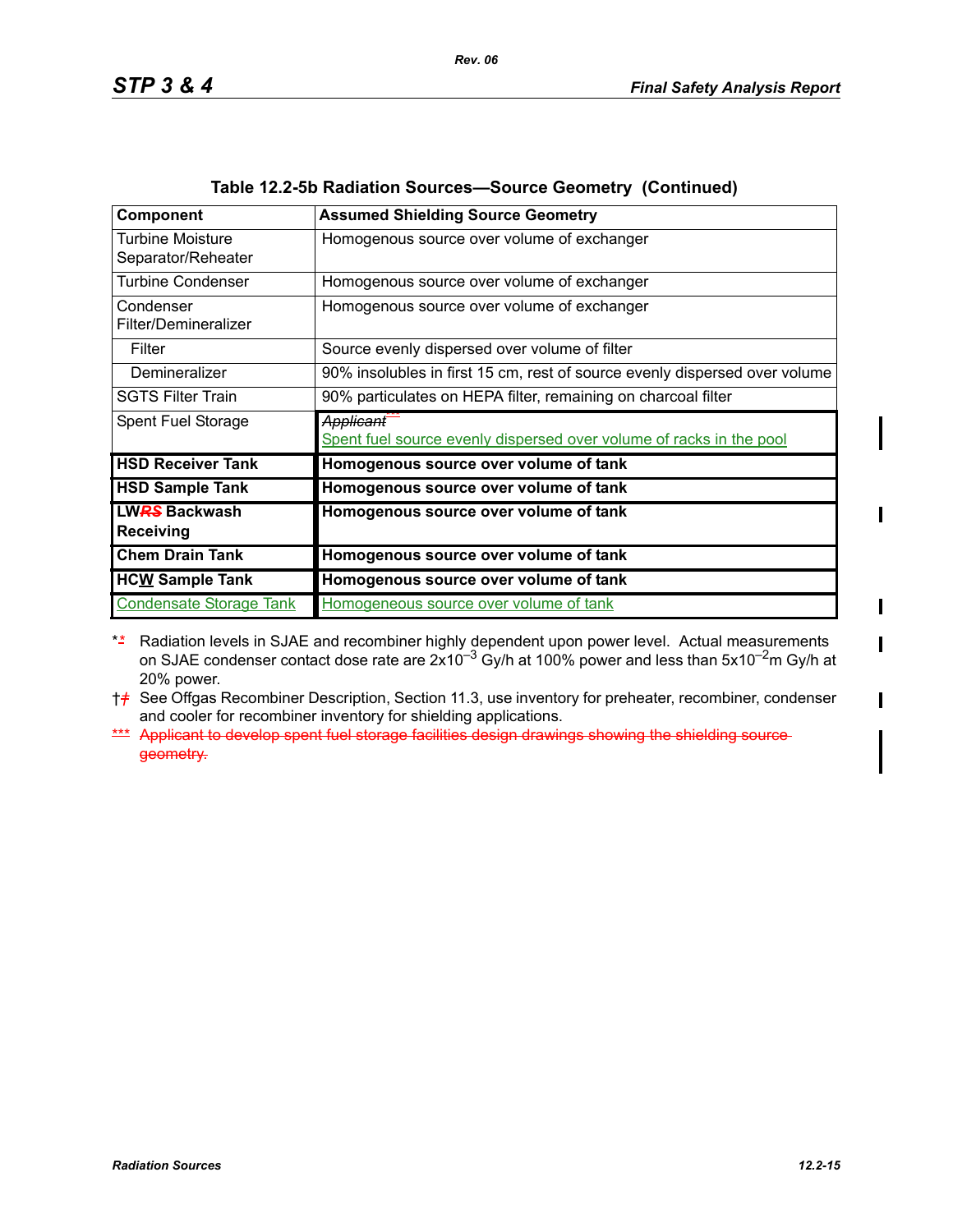Table 12.2-5b Radiation Sources—Source Geometry (Continued)

| Component | Assumed Shielding Source Geometry |
|---|---|
| Turbine Moisture Separator/Reheater | Homogenous source over volume of exchanger |
| Turbine Condenser | Homogenous source over volume of exchanger |
| Condenser Filter/Demineralizer | Homogenous source over volume of exchanger |
| Filter | Source evenly dispersed over volume of filter |
| Demineralizer | 90% insolubles in first 15 cm, rest of source evenly dispersed over volume |
| SGTS Filter Train | 90% particulates on HEPA filter, remaining on charcoal filter |
| Spent Fuel Storage | ~~*Applicant****~~ Spent fuel source evenly dispersed over volume of racks in the pool |
| **HSD Receiver Tank** | **Homogenous source over volume of tank** |
| **HSD Sample Tank** | **Homogenous source over volume of tank** |
| **LW~~RS~~ Backwash Receiving** | **Homogenous source over volume of tank** |
| **Chem Drain Tank** | **Homogenous source over volume of tank** |
| **HCW Sample Tank** | **Homogenous source over volume of tank** |
| Condensate Storage Tank | Homogeneous source over volume of tank |

\* Radiation levels in SJAE and recombiner highly dependent upon power level. Actual measurements on SJAE condenser contact dose rate are $2x10^{-3}$ Gy/h at 100% power and less than $5x10^{-2}$m Gy/h at 20% power.

† See Offgas Recombiner Description, Section 11.3, use inventory for preheater, recombiner, condenser and cooler for recombiner inventory for shielding applications.

~~\*\*\* Applicant to develop spent fuel storage facilities design drawings showing the shielding source geometry.~~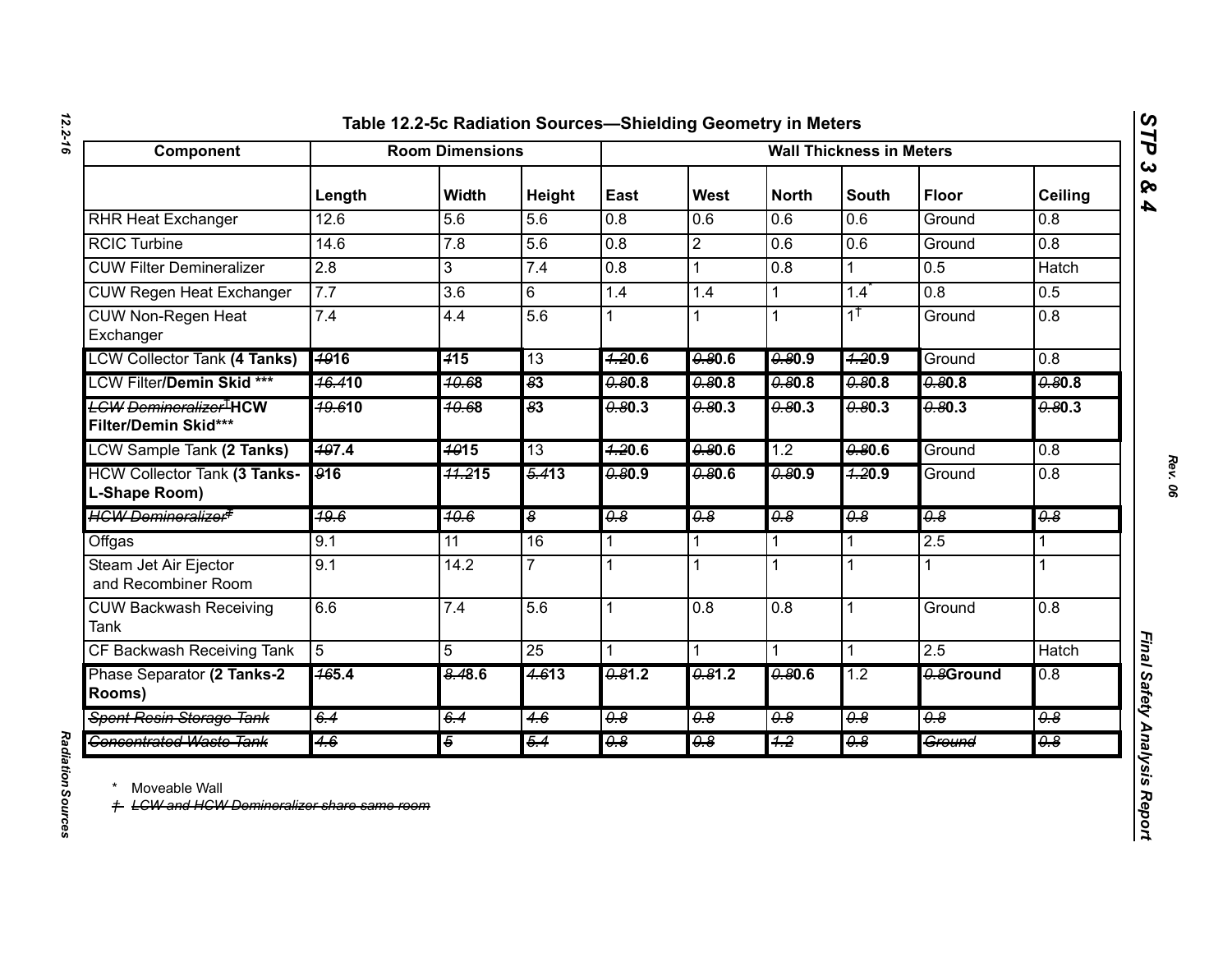# Table 12.2-5c Radiation Sources—Shielding Geometry in Meters

| Component | Room Dimensions | | | Wall Thickness in Meters | | | | | |
|---|---|---|---|---|---|---|---|---|---|
| | Length | Width | Height | East | West | North | South | Floor | Ceiling |
| RHR Heat Exchanger | 12.6 | 5.6 | 5.6 | 0.8 | 0.6 | 0.6 | 0.6 | Ground | 0.8 |
| RCIC Turbine | 14.6 | 7.8 | 5.6 | 0.8 | 2 | 0.6 | 0.6 | Ground | 0.8 |
| CUW Filter Demineralizer | 2.8 | 3 | 7.4 | 0.8 | 1 | 0.8 | 1 | 0.5 | Hatch |
| CUW Regen Heat Exchanger | 7.7 | 3.6 | 6 | 1.4 | 1.4 | 1 | 1.4* | 0.8 | 0.5 |
| CUW Non-Regen Heat Exchanger | 7.4 | 4.4 | 5.6 | 1 | 1 | 1 | 1† | Ground | 0.8 |
| LCW Collector Tank **(4 Tanks)** | ~~19~~**16** | ~~1~~**15** | 13 | ~~1.2~~**0.6** | ~~0.8~~**0.6** | ~~0.8~~**0.9** | ~~1.2~~**0.9** | Ground | 0.8 |
| LCW Filter**/Demin Skid \*\*\*** | ~~16.4~~**10** | ~~10.6~~**8** | ~~8~~**3** | ~~0.8~~**0.8** | ~~0.8~~**0.8** | ~~0.8~~**0.8** | ~~0.8~~**0.8** | ~~0.8~~**0.8** | ~~0.8~~**0.8** |
| ~~LCW Demineralizer†~~**HCW Filter/Demin Skid\*\*\*** | ~~19.6~~**10** | ~~10.6~~**8** | ~~8~~**3** | ~~0.8~~**0.3** | ~~0.8~~**0.3** | ~~0.8~~**0.3** | ~~0.8~~**0.3** | ~~0.8~~**0.3** | ~~0.8~~**0.3** |
| LCW Sample Tank **(2 Tanks)** | ~~10~~**7.4** | ~~10~~**15** | 13 | ~~1.2~~**0.6** | ~~0.8~~**0.6** | 1.2 | ~~0.8~~**0.6** | Ground | 0.8 |
| HCW Collector Tank **(3 Tanks-L-Shape Room)** | ~~9~~**16** | ~~11.2~~**15** | ~~5.4~~**13** | ~~0.8~~**0.9** | ~~0.8~~**0.6** | ~~0.8~~**0.9** | ~~1.2~~**0.9** | Ground | 0.8 |
| ~~HCW Demineralizer‡~~ | ~~19.6~~ | ~~10.6~~ | ~~8~~ | ~~0.8~~ | ~~0.8~~ | ~~0.8~~ | ~~0.8~~ | ~~0.8~~ | ~~0.8~~ |
| Offgas | 9.1 | 11 | 16 | 1 | 1 | 1 | 1 | 2.5 | 1 |
| Steam Jet Air Ejector and Recombiner Room | 9.1 | 14.2 | 7 | 1 | 1 | 1 | 1 | 1 | 1 |
| CUW Backwash Receiving Tank | 6.6 | 7.4 | 5.6 | 1 | 0.8 | 0.8 | 1 | Ground | 0.8 |
| CF Backwash Receiving Tank | 5 | 5 | 25 | 1 | 1 | 1 | 1 | 2.5 | Hatch |
| Phase Separator **(2 Tanks-2 Rooms)** | ~~16~~**5.4** | ~~8.4~~**8.6** | ~~4.6~~**13** | ~~0.8~~**1.2** | ~~0.8~~**1.2** | ~~0.8~~**0.6** | 1.2 | ~~0.8~~**Ground** | 0.8 |
| ~~Spent Resin Storage Tank~~ | ~~6.4~~ | ~~6.4~~ | ~~4.6~~ | ~~0.8~~ | ~~0.8~~ | ~~0.8~~ | ~~0.8~~ | ~~0.8~~ | ~~0.8~~ |
| ~~Concentrated Waste Tank~~ | ~~4.6~~ | ~~5~~ | ~~5.4~~ | ~~0.8~~ | ~~0.8~~ | ~~1.2~~ | ~~0.8~~ | ~~Ground~~ | ~~0.8~~ |

\* Moveable Wall

~~† LCW and HCW Demineralizer share same room~~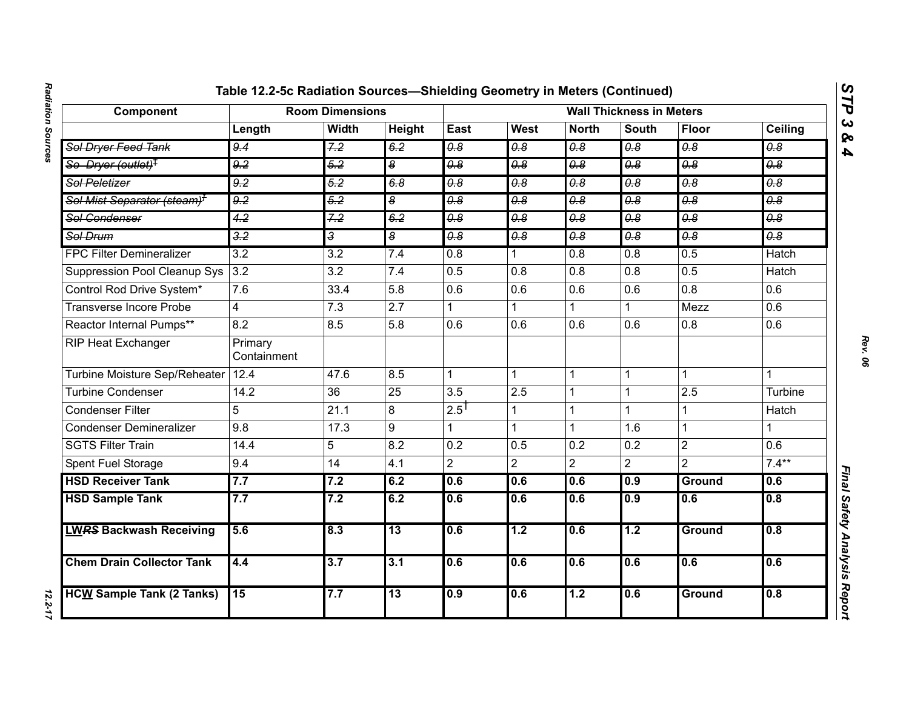## Table 12.2-5c Radiation Sources—Shielding Geometry in Meters (Continued)

| Component | Room Dimensions | | | Wall Thickness in Meters | | | | | |
|---|---|---|---|---|---|---|---|---|---|
| | Length | Width | Height | East | West | North | South | Floor | Ceiling |
| ~~Sol Dryer Feed Tank~~ | ~~9.4~~ | ~~7.2~~ | ~~6.2~~ | ~~0.8~~ | ~~0.8~~ | ~~0.8~~ | ~~0.8~~ | ~~0.8~~ | ~~0.8~~ |
| ~~So  Dryer (outlet)‡~~ | ~~9.2~~ | ~~5.2~~ | ~~8~~ | ~~0.8~~ | ~~0.8~~ | ~~0.8~~ | ~~0.8~~ | ~~0.8~~ | ~~0.8~~ |
| ~~Sol Peletizer~~ | ~~9.2~~ | ~~5.2~~ | ~~6.8~~ | ~~0.8~~ | ~~0.8~~ | ~~0.8~~ | ~~0.8~~ | ~~0.8~~ | ~~0.8~~ |
| ~~Sol Mist Separator (steam)‡~~ | ~~9.2~~ | ~~5.2~~ | ~~8~~ | ~~0.8~~ | ~~0.8~~ | ~~0.8~~ | ~~0.8~~ | ~~0.8~~ | ~~0.8~~ |
| ~~Sol Condenser~~ | ~~4.2~~ | ~~7.2~~ | ~~6.2~~ | ~~0.8~~ | ~~0.8~~ | ~~0.8~~ | ~~0.8~~ | ~~0.8~~ | ~~0.8~~ |
| ~~Sol Drum~~ | ~~3.2~~ | ~~3~~ | ~~8~~ | ~~0.8~~ | ~~0.8~~ | ~~0.8~~ | ~~0.8~~ | ~~0.8~~ | ~~0.8~~ |
| FPC Filter Demineralizer | 3.2 | 3.2 | 7.4 | 0.8 | 1 | 0.8 | 0.8 | 0.5 | Hatch |
| Suppression Pool Cleanup Sys | 3.2 | 3.2 | 7.4 | 0.5 | 0.8 | 0.8 | 0.8 | 0.5 | Hatch |
| Control Rod Drive System* | 7.6 | 33.4 | 5.8 | 0.6 | 0.6 | 0.6 | 0.6 | 0.8 | 0.6 |
| Transverse Incore Probe | 4 | 7.3 | 2.7 | 1 | 1 | 1 | 1 | Mezz | 0.6 |
| Reactor Internal Pumps** | 8.2 | 8.5 | 5.8 | 0.6 | 0.6 | 0.6 | 0.6 | 0.8 | 0.6 |
| RIP Heat Exchanger | Primary Containment | | | | | | | | |
| Turbine Moisture Sep/Reheater | 12.4 | 47.6 | 8.5 | 1 | 1 | 1 | 1 | 1 | 1 |
| Turbine Condenser | 14.2 | 36 | 25 | 3.5 | 2.5 | 1 | 1 | 2.5 | Turbine |
| Condenser Filter | 5 | 21.1 | 8 | 2.5† | 1 | 1 | 1 | 1 | Hatch |
| Condenser Demineralizer | 9.8 | 17.3 | 9 | 1 | 1 | 1 | 1.6 | 1 | 1 |
| SGTS Filter Train | 14.4 | 5 | 8.2 | 0.2 | 0.5 | 0.2 | 0.2 | 2 | 0.6 |
| Spent Fuel Storage | 9.4 | 14 | 4.1 | 2 | 2 | 2 | 2 | 2 | 7.4** |
| **HSD Receiver Tank** | **7.7** | **7.2** | **6.2** | **0.6** | **0.6** | **0.6** | **0.9** | **Ground** | **0.6** |
| **HSD Sample Tank** | **7.7** | **7.2** | **6.2** | **0.6** | **0.6** | **0.6** | **0.9** | **0.6** | **0.8** |
| **LW~~RS~~ Backwash Receiving** | **5.6** | **8.3** | **13** | **0.6** | **1.2** | **0.6** | **1.2** | **Ground** | **0.8** |
| **Chem Drain Collector Tank** | **4.4** | **3.7** | **3.1** | **0.6** | **0.6** | **0.6** | **0.6** | **0.6** | **0.6** |
| **HCW Sample Tank (2 Tanks)** | **15** | **7.7** | **13** | **0.9** | **0.6** | **1.2** | **0.6** | **Ground** | **0.8** |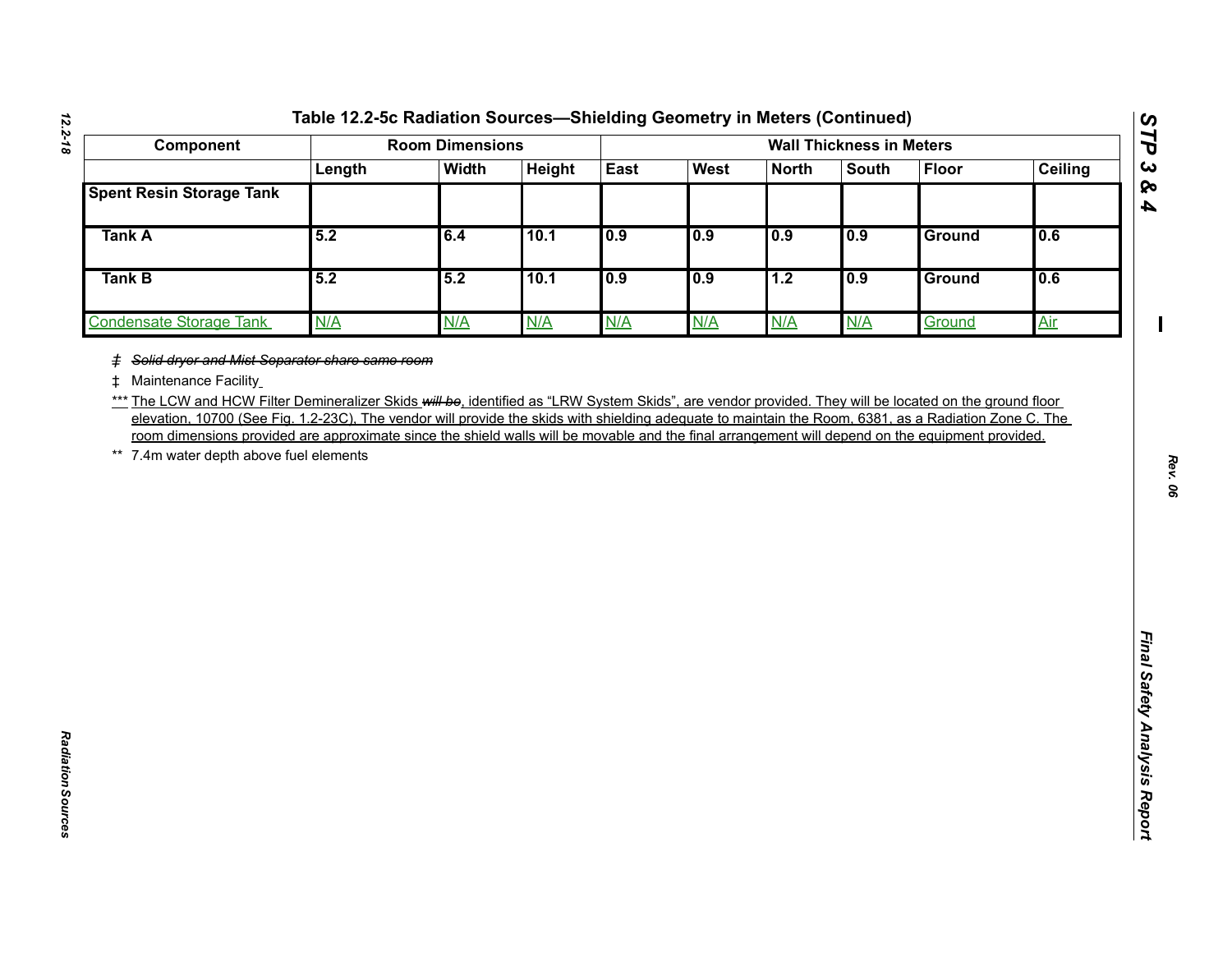# Table 12.2-5c Radiation Sources—Shielding Geometry in Meters (Continued)

| Component | Room Dimensions | | | Wall Thickness in Meters | | | | | |
|---|---|---|---|---|---|---|---|---|---|
| | Length | Width | Height | East | West | North | South | Floor | Ceiling |
| **Spent Resin Storage Tank** | | | | | | | | | |
| **Tank A** | 5.2 | 6.4 | 10.1 | 0.9 | 0.9 | 0.9 | 0.9 | Ground | 0.6 |
| **Tank B** | 5.2 | 5.2 | 10.1 | 0.9 | 0.9 | 1.2 | 0.9 | Ground | 0.6 |
| Condensate Storage Tank | N/A | N/A | N/A | N/A | N/A | N/A | N/A | Ground | Air |

‡ ~~Solid dryer and Mist Separator share same room~~

‡ Maintenance Facility

*** The LCW and HCW Filter Demineralizer Skids ~~will be~~, identified as "LRW System Skids", are vendor provided. They will be located on the ground floor elevation, 10700 (See Fig. 1.2-23C). The vendor will provide the skids with shielding adequate to maintain the Room, 6381, as a Radiation Zone C. The room dimensions provided are approximate since the shield walls will be movable and the final arrangement will depend on the equipment provided.

** 7.4m water depth above fuel elements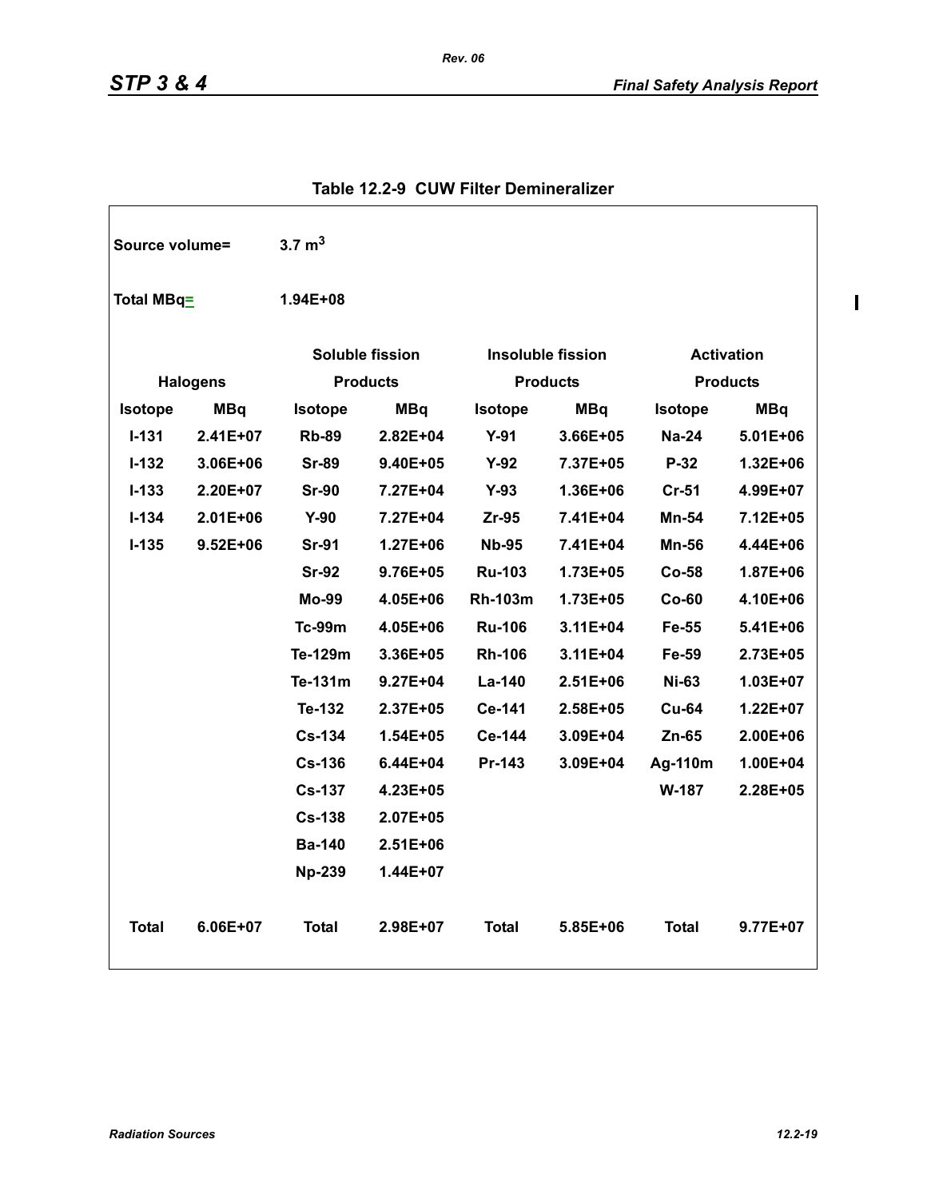## Table 12.2-9 CUW Filter Demineralizer

Source volume= $3.7\ m^3$

Total MBq= 1.94E+08

| Halogens | | Soluble fission Products | | Insoluble fission Products | | Activation Products | |
|---|---|---|---|---|---|---|---|
| Isotope | MBq | Isotope | MBq | Isotope | MBq | Isotope | MBq |
| I-131 | 2.41E+07 | Rb-89 | 2.82E+04 | Y-91 | 3.66E+05 | Na-24 | 5.01E+06 |
| I-132 | 3.06E+06 | Sr-89 | 9.40E+05 | Y-92 | 7.37E+05 | P-32 | 1.32E+06 |
| I-133 | 2.20E+07 | Sr-90 | 7.27E+04 | Y-93 | 1.36E+06 | Cr-51 | 4.99E+07 |
| I-134 | 2.01E+06 | Y-90 | 7.27E+04 | Zr-95 | 7.41E+04 | Mn-54 | 7.12E+05 |
| I-135 | 9.52E+06 | Sr-91 | 1.27E+06 | Nb-95 | 7.41E+04 | Mn-56 | 4.44E+06 |
| | | Sr-92 | 9.76E+05 | Ru-103 | 1.73E+05 | Co-58 | 1.87E+06 |
| | | Mo-99 | 4.05E+06 | Rh-103m | 1.73E+05 | Co-60 | 4.10E+06 |
| | | Tc-99m | 4.05E+06 | Ru-106 | 3.11E+04 | Fe-55 | 5.41E+06 |
| | | Te-129m | 3.36E+05 | Rh-106 | 3.11E+04 | Fe-59 | 2.73E+05 |
| | | Te-131m | 9.27E+04 | La-140 | 2.51E+06 | Ni-63 | 1.03E+07 |
| | | Te-132 | 2.37E+05 | Ce-141 | 2.58E+05 | Cu-64 | 1.22E+07 |
| | | Cs-134 | 1.54E+05 | Ce-144 | 3.09E+04 | Zn-65 | 2.00E+06 |
| | | Cs-136 | 6.44E+04 | Pr-143 | 3.09E+04 | Ag-110m | 1.00E+04 |
| | | Cs-137 | 4.23E+05 | | | W-187 | 2.28E+05 |
| | | Cs-138 | 2.07E+05 | | | | |
| | | Ba-140 | 2.51E+06 | | | | |
| | | Np-239 | 1.44E+07 | | | | |
| Total | 6.06E+07 | Total | 2.98E+07 | Total | 5.85E+06 | Total | 9.77E+07 |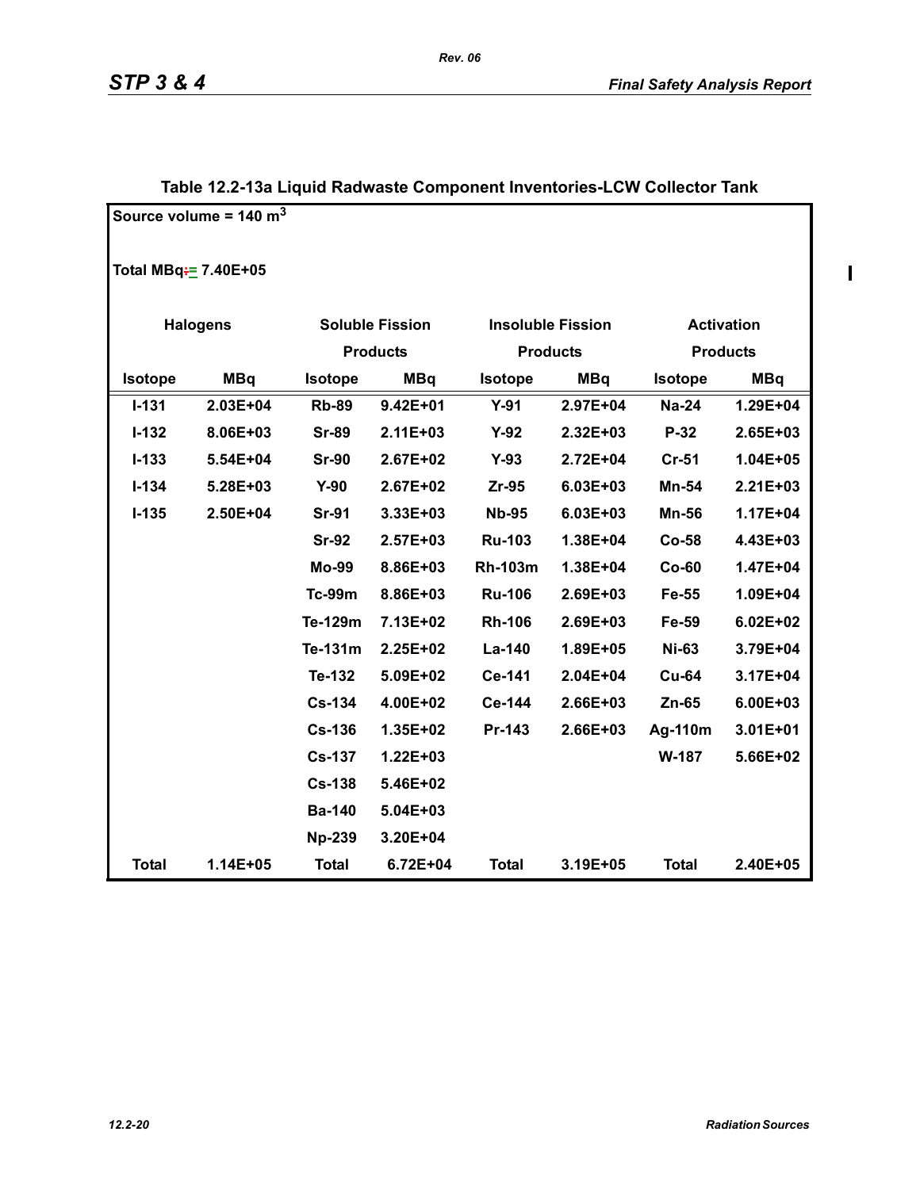## Table 12.2-13a Liquid Radwaste Component Inventories-LCW Collector Tank

Source volume = 140 $m^3$

Total MBq = 7.40E+05

| Halogens | | Soluble Fission Products | | Insoluble Fission Products | | Activation Products | |
|---|---|---|---|---|---|---|---|
| Isotope | MBq | Isotope | MBq | Isotope | MBq | Isotope | MBq |
| I-131 | 2.03E+04 | Rb-89 | 9.42E+01 | Y-91 | 2.97E+04 | Na-24 | 1.29E+04 |
| I-132 | 8.06E+03 | Sr-89 | 2.11E+03 | Y-92 | 2.32E+03 | P-32 | 2.65E+03 |
| I-133 | 5.54E+04 | Sr-90 | 2.67E+02 | Y-93 | 2.72E+04 | Cr-51 | 1.04E+05 |
| I-134 | 5.28E+03 | Y-90 | 2.67E+02 | Zr-95 | 6.03E+03 | Mn-54 | 2.21E+03 |
| I-135 | 2.50E+04 | Sr-91 | 3.33E+03 | Nb-95 | 6.03E+03 | Mn-56 | 1.17E+04 |
| | | Sr-92 | 2.57E+03 | Ru-103 | 1.38E+04 | Co-58 | 4.43E+03 |
| | | Mo-99 | 8.86E+03 | Rh-103m | 1.38E+04 | Co-60 | 1.47E+04 |
| | | Tc-99m | 8.86E+03 | Ru-106 | 2.69E+03 | Fe-55 | 1.09E+04 |
| | | Te-129m | 7.13E+02 | Rh-106 | 2.69E+03 | Fe-59 | 6.02E+02 |
| | | Te-131m | 2.25E+02 | La-140 | 1.89E+05 | Ni-63 | 3.79E+04 |
| | | Te-132 | 5.09E+02 | Ce-141 | 2.04E+04 | Cu-64 | 3.17E+04 |
| | | Cs-134 | 4.00E+02 | Ce-144 | 2.66E+03 | Zn-65 | 6.00E+03 |
| | | Cs-136 | 1.35E+02 | Pr-143 | 2.66E+03 | Ag-110m | 3.01E+01 |
| | | Cs-137 | 1.22E+03 | | | W-187 | 5.66E+02 |
| | | Cs-138 | 5.46E+02 | | | | |
| | | Ba-140 | 5.04E+03 | | | | |
| | | Np-239 | 3.20E+04 | | | | |
| Total | 1.14E+05 | Total | 6.72E+04 | Total | 3.19E+05 | Total | 2.40E+05 |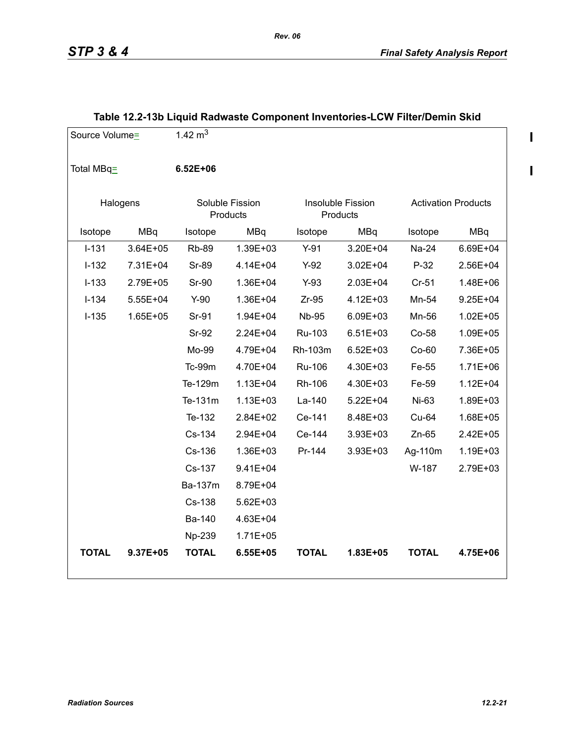### Table 12.2-13b Liquid Radwaste Component Inventories-LCW Filter/Demin Skid

Source Volume= $1.42\ m^3$

Total MBq= **6.52E+06**

| Halogens | | Soluble Fission Products | | Insoluble Fission Products | | Activation Products | |
|---|---|---|---|---|---|---|---|
| Isotope | MBq | Isotope | MBq | Isotope | MBq | Isotope | MBq |
| I-131 | 3.64E+05 | Rb-89 | 1.39E+03 | Y-91 | 3.20E+04 | Na-24 | 6.69E+04 |
| I-132 | 7.31E+04 | Sr-89 | 4.14E+04 | Y-92 | 3.02E+04 | P-32 | 2.56E+04 |
| I-133 | 2.79E+05 | Sr-90 | 1.36E+04 | Y-93 | 2.03E+04 | Cr-51 | 1.48E+06 |
| I-134 | 5.55E+04 | Y-90 | 1.36E+04 | Zr-95 | 4.12E+03 | Mn-54 | 9.25E+04 |
| I-135 | 1.65E+05 | Sr-91 | 1.94E+04 | Nb-95 | 6.09E+03 | Mn-56 | 1.02E+05 |
| | | Sr-92 | 2.24E+04 | Ru-103 | 6.51E+03 | Co-58 | 1.09E+05 |
| | | Mo-99 | 4.79E+04 | Rh-103m | 6.52E+03 | Co-60 | 7.36E+05 |
| | | Tc-99m | 4.70E+04 | Ru-106 | 4.30E+03 | Fe-55 | 1.71E+06 |
| | | Te-129m | 1.13E+04 | Rh-106 | 4.30E+03 | Fe-59 | 1.12E+04 |
| | | Te-131m | 1.13E+03 | La-140 | 5.22E+04 | Ni-63 | 1.89E+03 |
| | | Te-132 | 2.84E+02 | Ce-141 | 8.48E+03 | Cu-64 | 1.68E+05 |
| | | Cs-134 | 2.94E+04 | Ce-144 | 3.93E+03 | Zn-65 | 2.42E+05 |
| | | Cs-136 | 1.36E+03 | Pr-144 | 3.93E+03 | Ag-110m | 1.19E+03 |
| | | Cs-137 | 9.41E+04 | | | W-187 | 2.79E+03 |
| | | Ba-137m | 8.79E+04 | | | | |
| | | Cs-138 | 5.62E+03 | | | | |
| | | Ba-140 | 4.63E+04 | | | | |
| | | Np-239 | 1.71E+05 | | | | |
| **TOTAL** | **9.37E+05** | **TOTAL** | **6.55E+05** | **TOTAL** | **1.83E+05** | **TOTAL** | **4.75E+06** |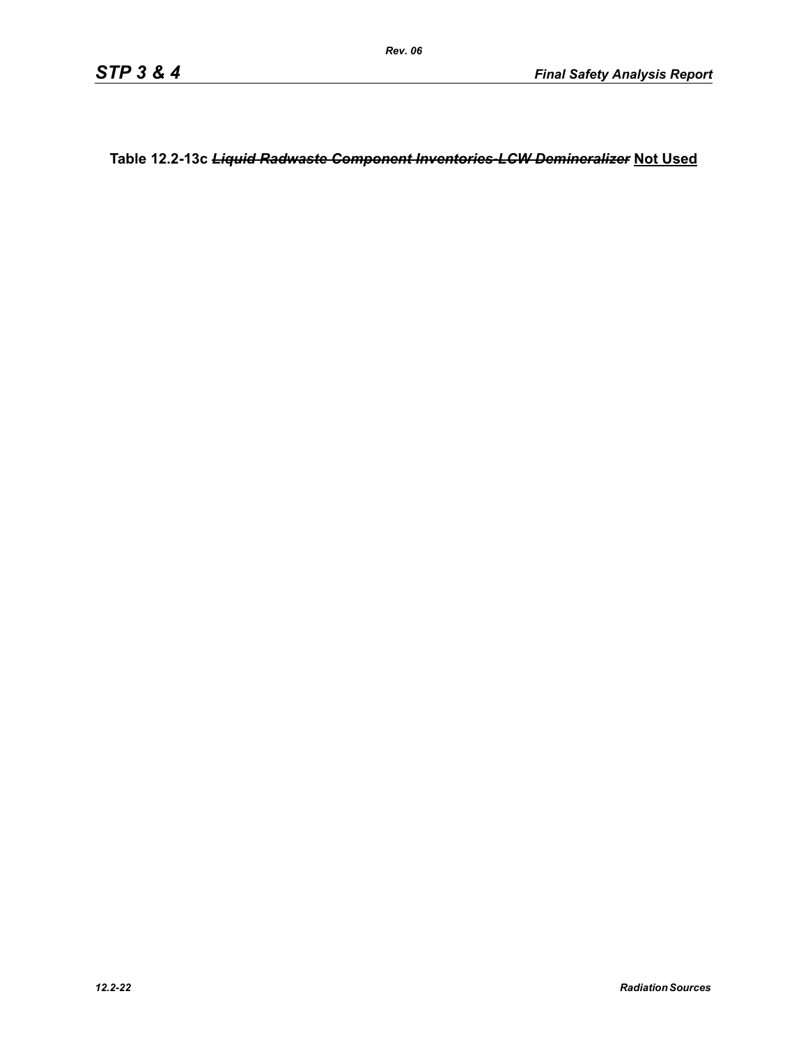**Table 12.2-13c ~~*Liquid Radwaste Component Inventories-LCW Demineralizer*~~ Not Used**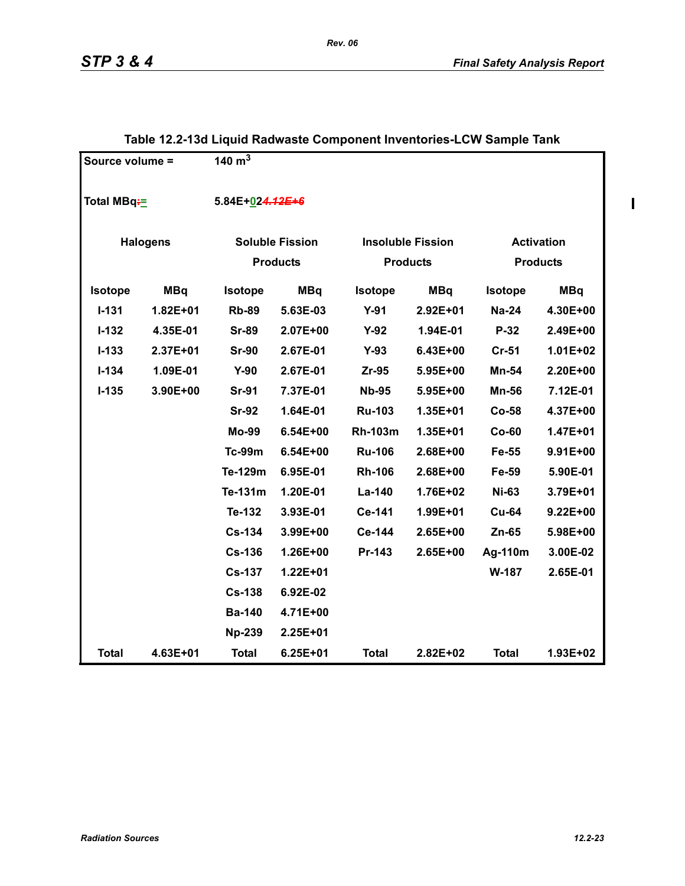### Table 12.2-13d Liquid Radwaste Component Inventories-LCW Sample Tank

| Source volume = | | 140 m$^3$ | | | | | |
|---|---|---|---|---|---|---|---|
| Total MBq:= | | 5.84E+02~~4.12E+6~~ | | | | | |
| Halogens | | Soluble Fission Products | | Insoluble Fission Products | | Activation Products | |
| Isotope | MBq | Isotope | MBq | Isotope | MBq | Isotope | MBq |
| I-131 | 1.82E+01 | Rb-89 | 5.63E-03 | Y-91 | 2.92E+01 | Na-24 | 4.30E+00 |
| I-132 | 4.35E-01 | Sr-89 | 2.07E+00 | Y-92 | 1.94E-01 | P-32 | 2.49E+00 |
| I-133 | 2.37E+01 | Sr-90 | 2.67E-01 | Y-93 | 6.43E+00 | Cr-51 | 1.01E+02 |
| I-134 | 1.09E-01 | Y-90 | 2.67E-01 | Zr-95 | 5.95E+00 | Mn-54 | 2.20E+00 |
| I-135 | 3.90E+00 | Sr-91 | 7.37E-01 | Nb-95 | 5.95E+00 | Mn-56 | 7.12E-01 |
| | | Sr-92 | 1.64E-01 | Ru-103 | 1.35E+01 | Co-58 | 4.37E+00 |
| | | Mo-99 | 6.54E+00 | Rh-103m | 1.35E+01 | Co-60 | 1.47E+01 |
| | | Tc-99m | 6.54E+00 | Ru-106 | 2.68E+00 | Fe-55 | 9.91E+00 |
| | | Te-129m | 6.95E-01 | Rh-106 | 2.68E+00 | Fe-59 | 5.90E-01 |
| | | Te-131m | 1.20E-01 | La-140 | 1.76E+02 | Ni-63 | 3.79E+01 |
| | | Te-132 | 3.93E-01 | Ce-141 | 1.99E+01 | Cu-64 | 9.22E+00 |
| | | Cs-134 | 3.99E+00 | Ce-144 | 2.65E+00 | Zn-65 | 5.98E+00 |
| | | Cs-136 | 1.26E+00 | Pr-143 | 2.65E+00 | Ag-110m | 3.00E-02 |
| | | Cs-137 | 1.22E+01 | | | W-187 | 2.65E-01 |
| | | Cs-138 | 6.92E-02 | | | | |
| | | Ba-140 | 4.71E+00 | | | | |
| | | Np-239 | 2.25E+01 | | | | |
| Total | 4.63E+01 | Total | 6.25E+01 | Total | 2.82E+02 | Total | 1.93E+02 |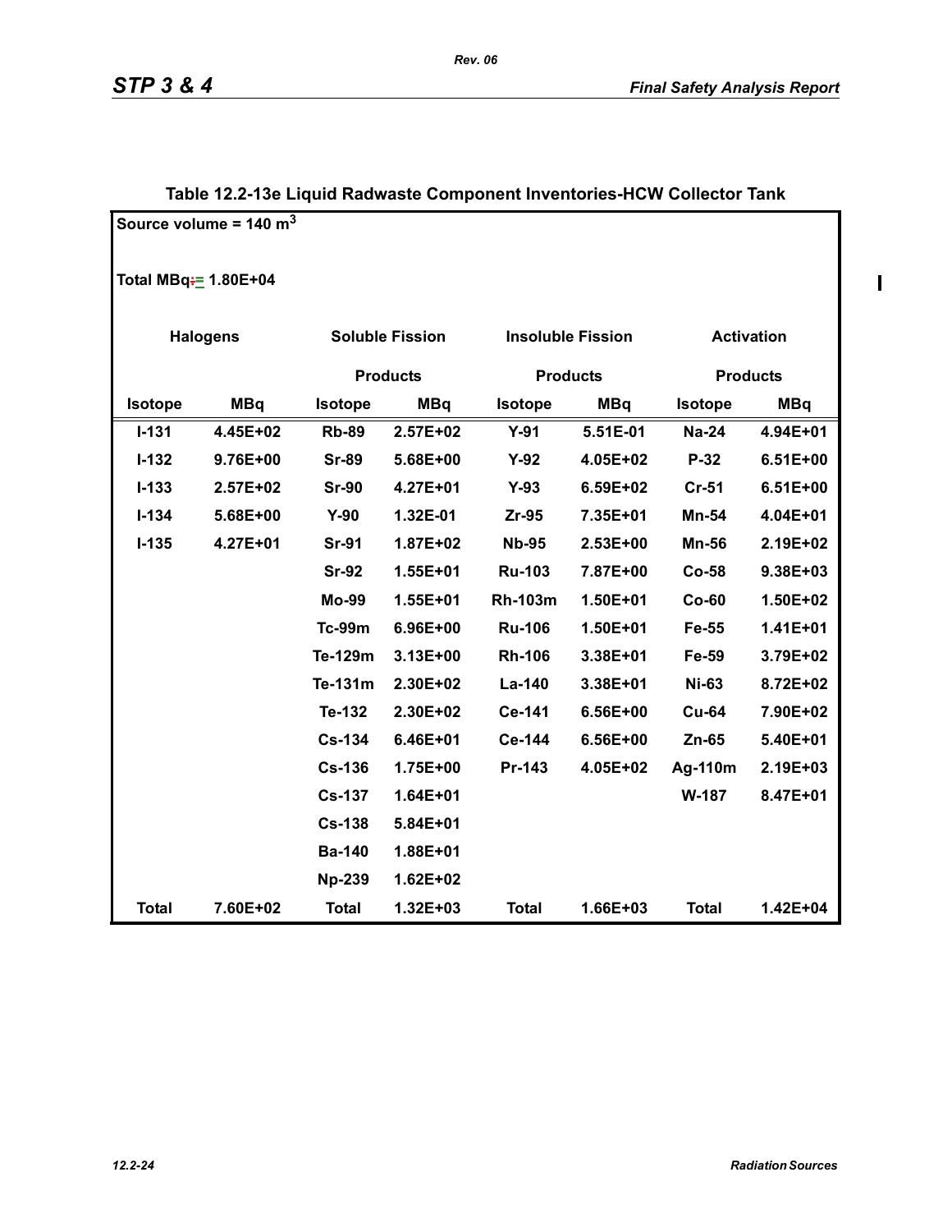### Table 12.2-13e Liquid Radwaste Component Inventories-HCW Collector Tank

Source volume = 140 $m^3$

Total MBq = 1.80E+04

| Halogens | | Soluble Fission Products | | Insoluble Fission Products | | Activation Products | |
|---|---|---|---|---|---|---|---|
| Isotope | MBq | Isotope | MBq | Isotope | MBq | Isotope | MBq |
| I-131 | 4.45E+02 | Rb-89 | 2.57E+02 | Y-91 | 5.51E-01 | Na-24 | 4.94E+01 |
| I-132 | 9.76E+00 | Sr-89 | 5.68E+00 | Y-92 | 4.05E+02 | P-32 | 6.51E+00 |
| I-133 | 2.57E+02 | Sr-90 | 4.27E+01 | Y-93 | 6.59E+02 | Cr-51 | 6.51E+00 |
| I-134 | 5.68E+00 | Y-90 | 1.32E-01 | Zr-95 | 7.35E+01 | Mn-54 | 4.04E+01 |
| I-135 | 4.27E+01 | Sr-91 | 1.87E+02 | Nb-95 | 2.53E+00 | Mn-56 | 2.19E+02 |
| | | Sr-92 | 1.55E+01 | Ru-103 | 7.87E+00 | Co-58 | 9.38E+03 |
| | | Mo-99 | 1.55E+01 | Rh-103m | 1.50E+01 | Co-60 | 1.50E+02 |
| | | Tc-99m | 6.96E+00 | Ru-106 | 1.50E+01 | Fe-55 | 1.41E+01 |
| | | Te-129m | 3.13E+00 | Rh-106 | 3.38E+01 | Fe-59 | 3.79E+02 |
| | | Te-131m | 2.30E+02 | La-140 | 3.38E+01 | Ni-63 | 8.72E+02 |
| | | Te-132 | 2.30E+02 | Ce-141 | 6.56E+00 | Cu-64 | 7.90E+02 |
| | | Cs-134 | 6.46E+01 | Ce-144 | 6.56E+00 | Zn-65 | 5.40E+01 |
| | | Cs-136 | 1.75E+00 | Pr-143 | 4.05E+02 | Ag-110m | 2.19E+03 |
| | | Cs-137 | 1.64E+01 | | | W-187 | 8.47E+01 |
| | | Cs-138 | 5.84E+01 | | | | |
| | | Ba-140 | 1.88E+01 | | | | |
| | | Np-239 | 1.62E+02 | | | | |
| Total | 7.60E+02 | Total | 1.32E+03 | Total | 1.66E+03 | Total | 1.42E+04 |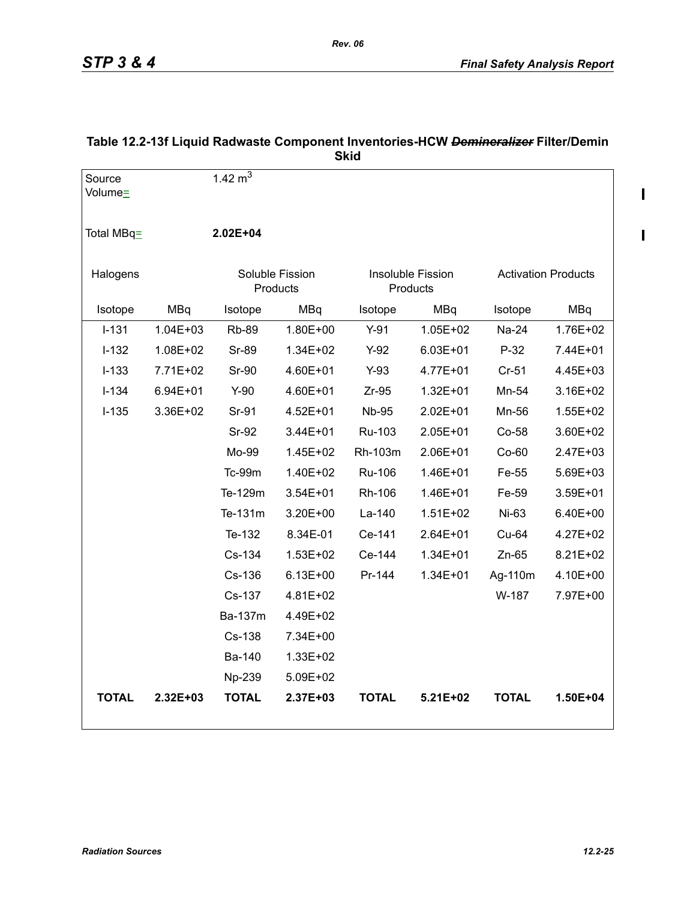**Table 12.2-13f Liquid Radwaste Component Inventories-HCW ~~Demineralizer~~ Filter/Demin Skid**

| Source Volume= | | $1.42\ m^3$ | | | | | |
|---|---|---|---|---|---|---|---|
| Total MBq= | | **2.02E+04** | | | | | |
| Halogens | | Soluble Fission Products | | Insoluble Fission Products | | Activation Products | |
| Isotope | MBq | Isotope | MBq | Isotope | MBq | Isotope | MBq |
| I-131 | 1.04E+03 | Rb-89 | 1.80E+00 | Y-91 | 1.05E+02 | Na-24 | 1.76E+02 |
| I-132 | 1.08E+02 | Sr-89 | 1.34E+02 | Y-92 | 6.03E+01 | P-32 | 7.44E+01 |
| I-133 | 7.71E+02 | Sr-90 | 4.60E+01 | Y-93 | 4.77E+01 | Cr-51 | 4.45E+03 |
| I-134 | 6.94E+01 | Y-90 | 4.60E+01 | Zr-95 | 1.32E+01 | Mn-54 | 3.16E+02 |
| I-135 | 3.36E+02 | Sr-91 | 4.52E+01 | Nb-95 | 2.02E+01 | Mn-56 | 1.55E+02 |
| | | Sr-92 | 3.44E+01 | Ru-103 | 2.05E+01 | Co-58 | 3.60E+02 |
| | | Mo-99 | 1.45E+02 | Rh-103m | 2.06E+01 | Co-60 | 2.47E+03 |
| | | Tc-99m | 1.40E+02 | Ru-106 | 1.46E+01 | Fe-55 | 5.69E+03 |
| | | Te-129m | 3.54E+01 | Rh-106 | 1.46E+01 | Fe-59 | 3.59E+01 |
| | | Te-131m | 3.20E+00 | La-140 | 1.51E+02 | Ni-63 | 6.40E+00 |
| | | Te-132 | 8.34E-01 | Ce-141 | 2.64E+01 | Cu-64 | 4.27E+02 |
| | | Cs-134 | 1.53E+02 | Ce-144 | 1.34E+01 | Zn-65 | 8.21E+02 |
| | | Cs-136 | 6.13E+00 | Pr-144 | 1.34E+01 | Ag-110m | 4.10E+00 |
| | | Cs-137 | 4.81E+02 | | | W-187 | 7.97E+00 |
| | | Ba-137m | 4.49E+02 | | | | |
| | | Cs-138 | 7.34E+00 | | | | |
| | | Ba-140 | 1.33E+02 | | | | |
| | | Np-239 | 5.09E+02 | | | | |
| **TOTAL** | **2.32E+03** | **TOTAL** | **2.37E+03** | **TOTAL** | **5.21E+02** | **TOTAL** | **1.50E+04** |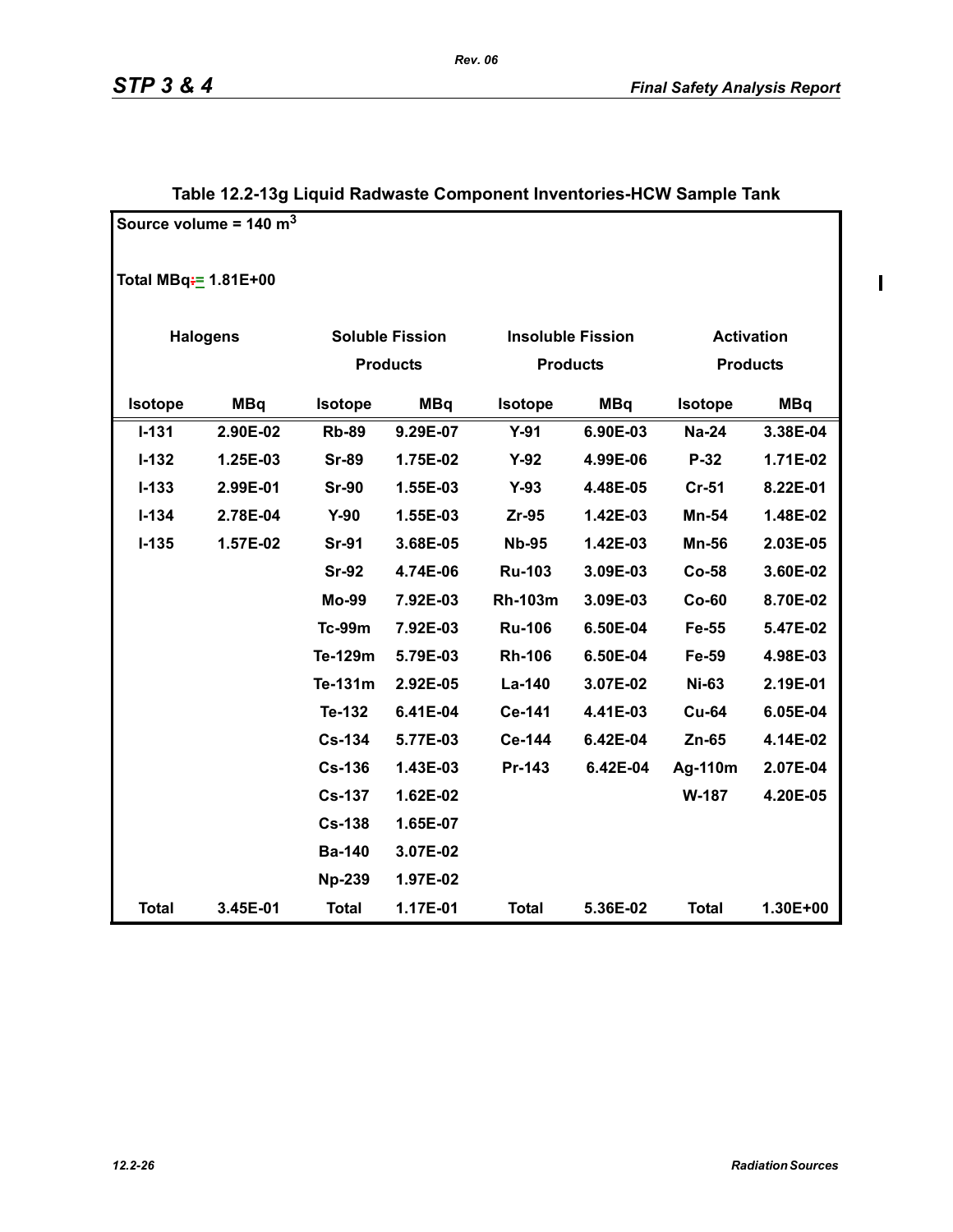## Table 12.2-13g Liquid Radwaste Component Inventories-HCW Sample Tank

Source volume = 140 $m^3$

Total MBq = 1.81E+00

| Halogens | | Soluble Fission Products | | Insoluble Fission Products | | Activation Products | |
|---|---|---|---|---|---|---|---|
| Isotope | MBq | Isotope | MBq | Isotope | MBq | Isotope | MBq |
| I-131 | 2.90E-02 | Rb-89 | 9.29E-07 | Y-91 | 6.90E-03 | Na-24 | 3.38E-04 |
| I-132 | 1.25E-03 | Sr-89 | 1.75E-02 | Y-92 | 4.99E-06 | P-32 | 1.71E-02 |
| I-133 | 2.99E-01 | Sr-90 | 1.55E-03 | Y-93 | 4.48E-05 | Cr-51 | 8.22E-01 |
| I-134 | 2.78E-04 | Y-90 | 1.55E-03 | Zr-95 | 1.42E-03 | Mn-54 | 1.48E-02 |
| I-135 | 1.57E-02 | Sr-91 | 3.68E-05 | Nb-95 | 1.42E-03 | Mn-56 | 2.03E-05 |
| | | Sr-92 | 4.74E-06 | Ru-103 | 3.09E-03 | Co-58 | 3.60E-02 |
| | | Mo-99 | 7.92E-03 | Rh-103m | 3.09E-03 | Co-60 | 8.70E-02 |
| | | Tc-99m | 7.92E-03 | Ru-106 | 6.50E-04 | Fe-55 | 5.47E-02 |
| | | Te-129m | 5.79E-03 | Rh-106 | 6.50E-04 | Fe-59 | 4.98E-03 |
| | | Te-131m | 2.92E-05 | La-140 | 3.07E-02 | Ni-63 | 2.19E-01 |
| | | Te-132 | 6.41E-04 | Ce-141 | 4.41E-03 | Cu-64 | 6.05E-04 |
| | | Cs-134 | 5.77E-03 | Ce-144 | 6.42E-04 | Zn-65 | 4.14E-02 |
| | | Cs-136 | 1.43E-03 | Pr-143 | 6.42E-04 | Ag-110m | 2.07E-04 |
| | | Cs-137 | 1.62E-02 | | | W-187 | 4.20E-05 |
| | | Cs-138 | 1.65E-07 | | | | |
| | | Ba-140 | 3.07E-02 | | | | |
| | | Np-239 | 1.97E-02 | | | | |
| Total | 3.45E-01 | Total | 1.17E-01 | Total | 5.36E-02 | Total | 1.30E+00 |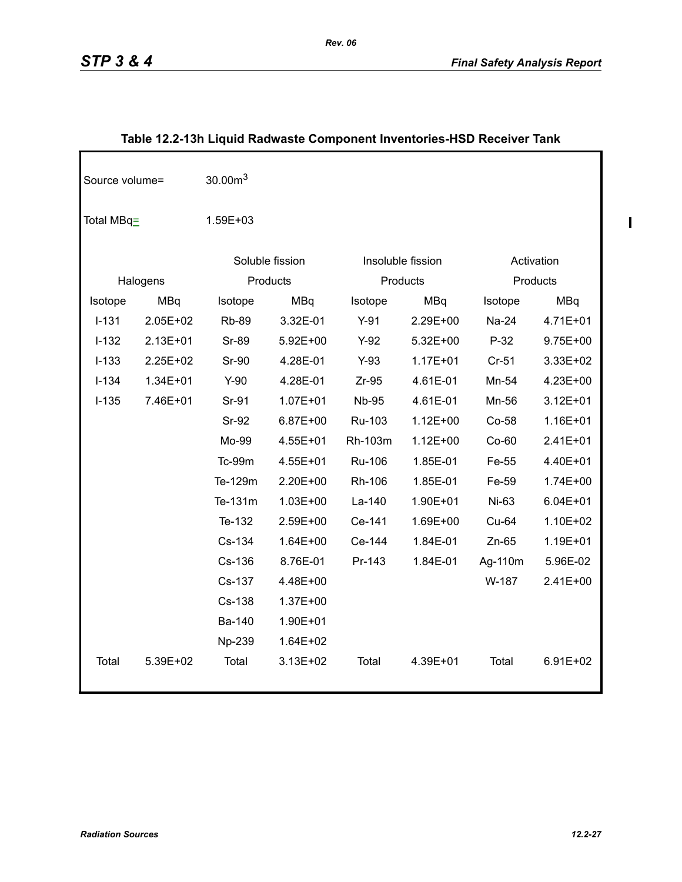**Table 12.2-13h Liquid Radwaste Component Inventories-HSD Receiver Tank**

Source volume= 30.00m$^3$

Total MBq= 1.59E+03

| Halogens | | Soluble fission Products | | Insoluble fission Products | | Activation Products | |
|---|---|---|---|---|---|---|---|
| Isotope | MBq | Isotope | MBq | Isotope | MBq | Isotope | MBq |
| I-131 | 2.05E+02 | Rb-89 | 3.32E-01 | Y-91 | 2.29E+00 | Na-24 | 4.71E+01 |
| I-132 | 2.13E+01 | Sr-89 | 5.92E+00 | Y-92 | 5.32E+00 | P-32 | 9.75E+00 |
| I-133 | 2.25E+02 | Sr-90 | 4.28E-01 | Y-93 | 1.17E+01 | Cr-51 | 3.33E+02 |
| I-134 | 1.34E+01 | Y-90 | 4.28E-01 | Zr-95 | 4.61E-01 | Mn-54 | 4.23E+00 |
| I-135 | 7.46E+01 | Sr-91 | 1.07E+01 | Nb-95 | 4.61E-01 | Mn-56 | 3.12E+01 |
| | | Sr-92 | 6.87E+00 | Ru-103 | 1.12E+00 | Co-58 | 1.16E+01 |
| | | Mo-99 | 4.55E+01 | Rh-103m | 1.12E+00 | Co-60 | 2.41E+01 |
| | | Tc-99m | 4.55E+01 | Ru-106 | 1.85E-01 | Fe-55 | 4.40E+01 |
| | | Te-129m | 2.20E+00 | Rh-106 | 1.85E-01 | Fe-59 | 1.74E+00 |
| | | Te-131m | 1.03E+00 | La-140 | 1.90E+01 | Ni-63 | 6.04E+01 |
| | | Te-132 | 2.59E+00 | Ce-141 | 1.69E+00 | Cu-64 | 1.10E+02 |
| | | Cs-134 | 1.64E+00 | Ce-144 | 1.84E-01 | Zn-65 | 1.19E+01 |
| | | Cs-136 | 8.76E-01 | Pr-143 | 1.84E-01 | Ag-110m | 5.96E-02 |
| | | Cs-137 | 4.48E+00 | | | W-187 | 2.41E+00 |
| | | Cs-138 | 1.37E+00 | | | | |
| | | Ba-140 | 1.90E+01 | | | | |
| | | Np-239 | 1.64E+02 | | | | |
| Total | 5.39E+02 | Total | 3.13E+02 | Total | 4.39E+01 | Total | 6.91E+02 |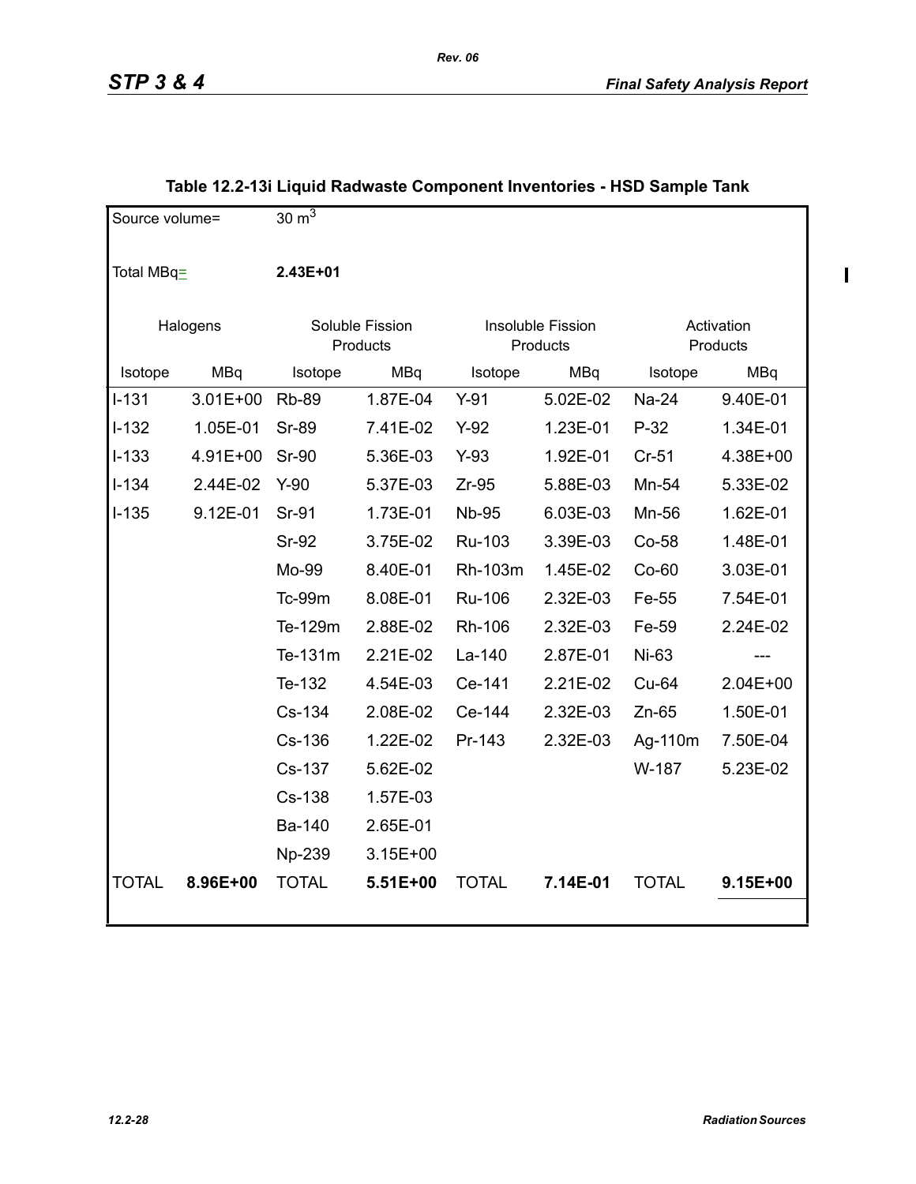## Table 12.2-13i Liquid Radwaste Component Inventories - HSD Sample Tank

| Source volume= | $30\ m^3$ | | | | | | |
|---|---|---|---|---|---|---|---|
| Total MBq= | **2.43E+01** | | | | | | |
| Halogens | | Soluble Fission Products | | Insoluble Fission Products | | Activation Products | |
| Isotope | MBq | Isotope | MBq | Isotope | MBq | Isotope | MBq |
| I-131 | 3.01E+00 | Rb-89 | 1.87E-04 | Y-91 | 5.02E-02 | Na-24 | 9.40E-01 |
| I-132 | 1.05E-01 | Sr-89 | 7.41E-02 | Y-92 | 1.23E-01 | P-32 | 1.34E-01 |
| I-133 | 4.91E+00 | Sr-90 | 5.36E-03 | Y-93 | 1.92E-01 | Cr-51 | 4.38E+00 |
| I-134 | 2.44E-02 | Y-90 | 5.37E-03 | Zr-95 | 5.88E-03 | Mn-54 | 5.33E-02 |
| I-135 | 9.12E-01 | Sr-91 | 1.73E-01 | Nb-95 | 6.03E-03 | Mn-56 | 1.62E-01 |
| | | Sr-92 | 3.75E-02 | Ru-103 | 3.39E-03 | Co-58 | 1.48E-01 |
| | | Mo-99 | 8.40E-01 | Rh-103m | 1.45E-02 | Co-60 | 3.03E-01 |
| | | Tc-99m | 8.08E-01 | Ru-106 | 2.32E-03 | Fe-55 | 7.54E-01 |
| | | Te-129m | 2.88E-02 | Rh-106 | 2.32E-03 | Fe-59 | 2.24E-02 |
| | | Te-131m | 2.21E-02 | La-140 | 2.87E-01 | Ni-63 | --- |
| | | Te-132 | 4.54E-03 | Ce-141 | 2.21E-02 | Cu-64 | 2.04E+00 |
| | | Cs-134 | 2.08E-02 | Ce-144 | 2.32E-03 | Zn-65 | 1.50E-01 |
| | | Cs-136 | 1.22E-02 | Pr-143 | 2.32E-03 | Ag-110m | 7.50E-04 |
| | | Cs-137 | 5.62E-02 | | | W-187 | 5.23E-02 |
| | | Cs-138 | 1.57E-03 | | | | |
| | | Ba-140 | 2.65E-01 | | | | |
| | | Np-239 | 3.15E+00 | | | | |
| TOTAL | **8.96E+00** | TOTAL | **5.51E+00** | TOTAL | **7.14E-01** | TOTAL | **9.15E+00** |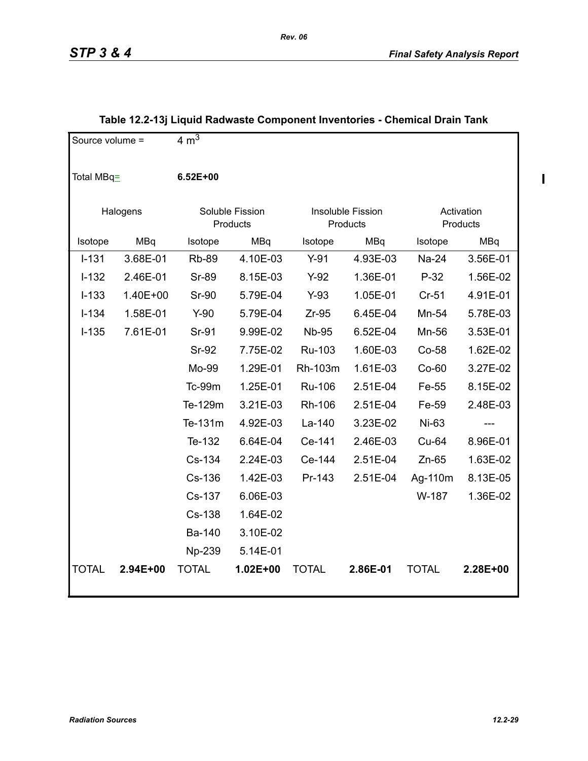## Table 12.2-13j Liquid Radwaste Component Inventories - Chemical Drain Tank

Source volume = 4 $m^3$

Total MBq= **6.52E+00**

| Halogens | | Soluble Fission Products | | Insoluble Fission Products | | Activation Products | |
|---|---|---|---|---|---|---|---|
| Isotope | MBq | Isotope | MBq | Isotope | MBq | Isotope | MBq |
| I-131 | 3.68E-01 | Rb-89 | 4.10E-03 | Y-91 | 4.93E-03 | Na-24 | 3.56E-01 |
| I-132 | 2.46E-01 | Sr-89 | 8.15E-03 | Y-92 | 1.36E-01 | P-32 | 1.56E-02 |
| I-133 | 1.40E+00 | Sr-90 | 5.79E-04 | Y-93 | 1.05E-01 | Cr-51 | 4.91E-01 |
| I-134 | 1.58E-01 | Y-90 | 5.79E-04 | Zr-95 | 6.45E-04 | Mn-54 | 5.78E-03 |
| I-135 | 7.61E-01 | Sr-91 | 9.99E-02 | Nb-95 | 6.52E-04 | Mn-56 | 3.53E-01 |
| | | Sr-92 | 7.75E-02 | Ru-103 | 1.60E-03 | Co-58 | 1.62E-02 |
| | | Mo-99 | 1.29E-01 | Rh-103m | 1.61E-03 | Co-60 | 3.27E-02 |
| | | Tc-99m | 1.25E-01 | Ru-106 | 2.51E-04 | Fe-55 | 8.15E-02 |
| | | Te-129m | 3.21E-03 | Rh-106 | 2.51E-04 | Fe-59 | 2.48E-03 |
| | | Te-131m | 4.92E-03 | La-140 | 3.23E-02 | Ni-63 | --- |
| | | Te-132 | 6.64E-04 | Ce-141 | 2.46E-03 | Cu-64 | 8.96E-01 |
| | | Cs-134 | 2.24E-03 | Ce-144 | 2.51E-04 | Zn-65 | 1.63E-02 |
| | | Cs-136 | 1.42E-03 | Pr-143 | 2.51E-04 | Ag-110m | 8.13E-05 |
| | | Cs-137 | 6.06E-03 | | | W-187 | 1.36E-02 |
| | | Cs-138 | 1.64E-02 | | | | |
| | | Ba-140 | 3.10E-02 | | | | |
| | | Np-239 | 5.14E-01 | | | | |
| TOTAL | **2.94E+00** | TOTAL | **1.02E+00** | TOTAL | **2.86E-01** | TOTAL | **2.28E+00** |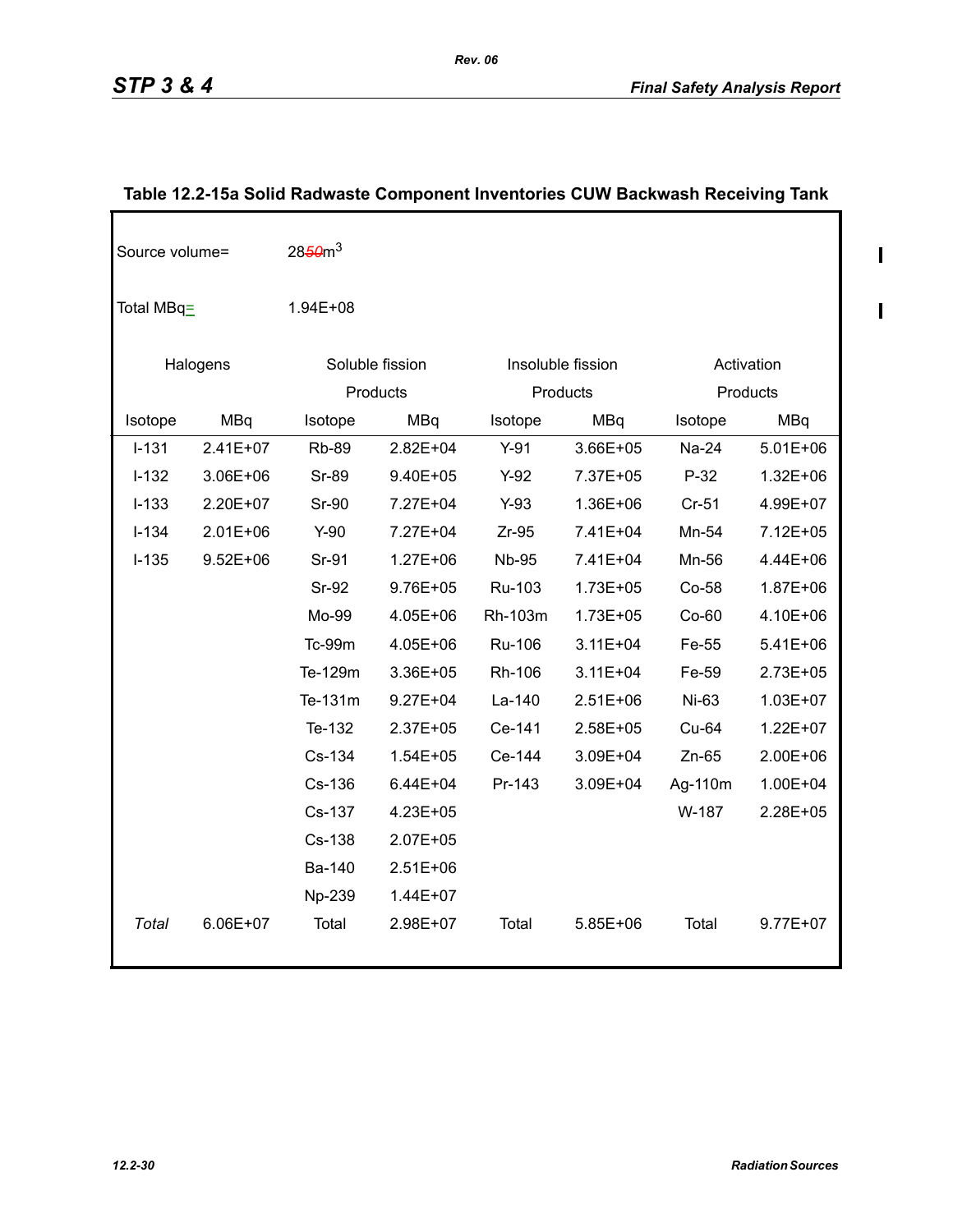**Table 12.2-15a Solid Radwaste Component Inventories CUW Backwash Receiving Tank**

Source volume= 2850 m$^3$

Total MBq= 1.94E+08

| Halogens | | Soluble fission Products | | Insoluble fission Products | | Activation Products | |
|---|---|---|---|---|---|---|---|
| Isotope | MBq | Isotope | MBq | Isotope | MBq | Isotope | MBq |
| I-131 | 2.41E+07 | Rb-89 | 2.82E+04 | Y-91 | 3.66E+05 | Na-24 | 5.01E+06 |
| I-132 | 3.06E+06 | Sr-89 | 9.40E+05 | Y-92 | 7.37E+05 | P-32 | 1.32E+06 |
| I-133 | 2.20E+07 | Sr-90 | 7.27E+04 | Y-93 | 1.36E+06 | Cr-51 | 4.99E+07 |
| I-134 | 2.01E+06 | Y-90 | 7.27E+04 | Zr-95 | 7.41E+04 | Mn-54 | 7.12E+05 |
| I-135 | 9.52E+06 | Sr-91 | 1.27E+06 | Nb-95 | 7.41E+04 | Mn-56 | 4.44E+06 |
| | | Sr-92 | 9.76E+05 | Ru-103 | 1.73E+05 | Co-58 | 1.87E+06 |
| | | Mo-99 | 4.05E+06 | Rh-103m | 1.73E+05 | Co-60 | 4.10E+06 |
| | | Tc-99m | 4.05E+06 | Ru-106 | 3.11E+04 | Fe-55 | 5.41E+06 |
| | | Te-129m | 3.36E+05 | Rh-106 | 3.11E+04 | Fe-59 | 2.73E+05 |
| | | Te-131m | 9.27E+04 | La-140 | 2.51E+06 | Ni-63 | 1.03E+07 |
| | | Te-132 | 2.37E+05 | Ce-141 | 2.58E+05 | Cu-64 | 1.22E+07 |
| | | Cs-134 | 1.54E+05 | Ce-144 | 3.09E+04 | Zn-65 | 2.00E+06 |
| | | Cs-136 | 6.44E+04 | Pr-143 | 3.09E+04 | Ag-110m | 1.00E+04 |
| | | Cs-137 | 4.23E+05 | | | W-187 | 2.28E+05 |
| | | Cs-138 | 2.07E+05 | | | | |
| | | Ba-140 | 2.51E+06 | | | | |
| | | Np-239 | 1.44E+07 | | | | |
| *Total* | 6.06E+07 | Total | 2.98E+07 | Total | 5.85E+06 | Total | 9.77E+07 |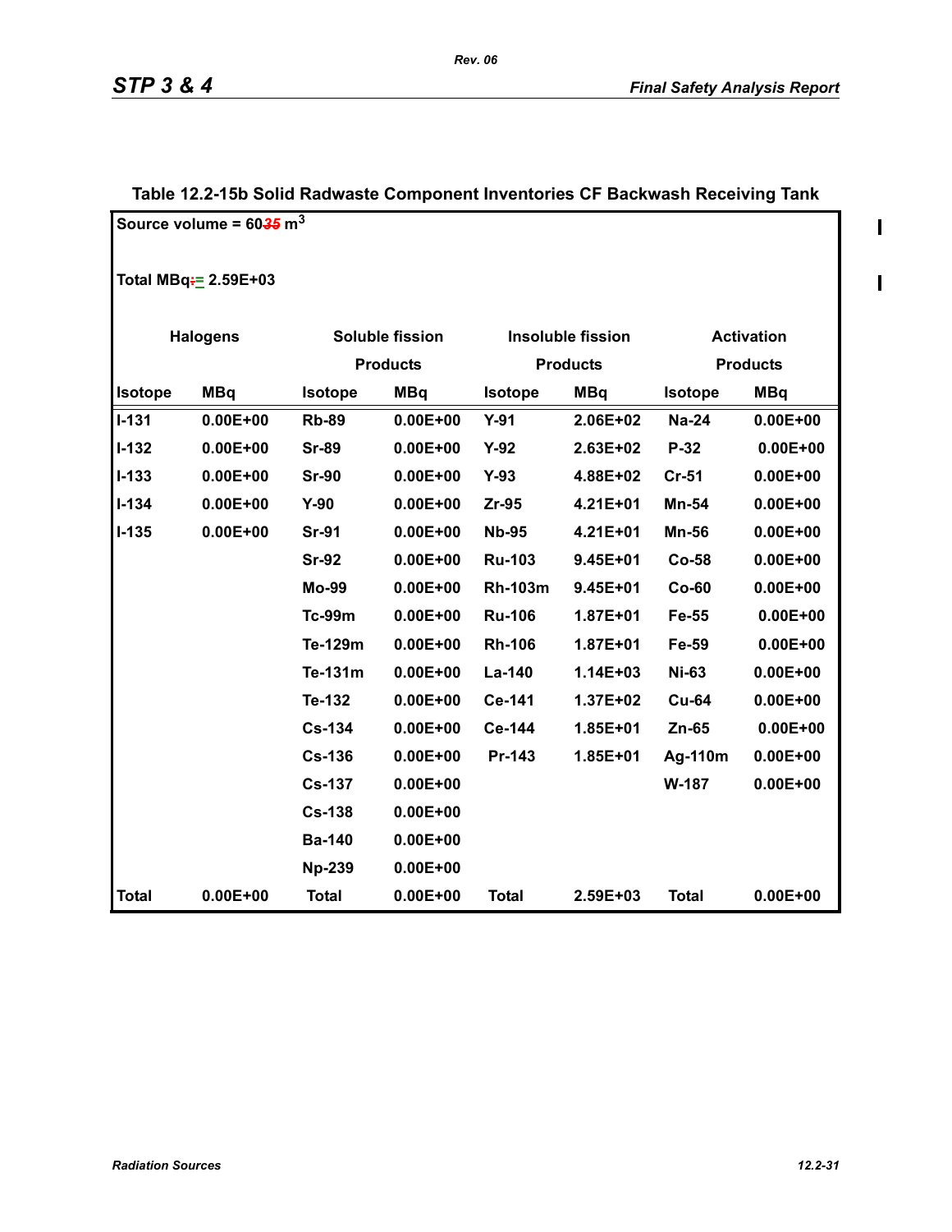## Table 12.2-15b Solid Radwaste Component Inventories CF Backwash Receiving Tank

Source volume = 6035 $m^3$

Total MBq:= 2.59E+03

| Halogens | | Soluble fission Products | | Insoluble fission Products | | Activation Products | |
|---|---|---|---|---|---|---|---|
| Isotope | MBq | Isotope | MBq | Isotope | MBq | Isotope | MBq |
| I-131 | 0.00E+00 | Rb-89 | 0.00E+00 | Y-91 | 2.06E+02 | Na-24 | 0.00E+00 |
| I-132 | 0.00E+00 | Sr-89 | 0.00E+00 | Y-92 | 2.63E+02 | P-32 | 0.00E+00 |
| I-133 | 0.00E+00 | Sr-90 | 0.00E+00 | Y-93 | 4.88E+02 | Cr-51 | 0.00E+00 |
| I-134 | 0.00E+00 | Y-90 | 0.00E+00 | Zr-95 | 4.21E+01 | Mn-54 | 0.00E+00 |
| I-135 | 0.00E+00 | Sr-91 | 0.00E+00 | Nb-95 | 4.21E+01 | Mn-56 | 0.00E+00 |
| | | Sr-92 | 0.00E+00 | Ru-103 | 9.45E+01 | Co-58 | 0.00E+00 |
| | | Mo-99 | 0.00E+00 | Rh-103m | 9.45E+01 | Co-60 | 0.00E+00 |
| | | Tc-99m | 0.00E+00 | Ru-106 | 1.87E+01 | Fe-55 | 0.00E+00 |
| | | Te-129m | 0.00E+00 | Rh-106 | 1.87E+01 | Fe-59 | 0.00E+00 |
| | | Te-131m | 0.00E+00 | La-140 | 1.14E+03 | Ni-63 | 0.00E+00 |
| | | Te-132 | 0.00E+00 | Ce-141 | 1.37E+02 | Cu-64 | 0.00E+00 |
| | | Cs-134 | 0.00E+00 | Ce-144 | 1.85E+01 | Zn-65 | 0.00E+00 |
| | | Cs-136 | 0.00E+00 | Pr-143 | 1.85E+01 | Ag-110m | 0.00E+00 |
| | | Cs-137 | 0.00E+00 | | | W-187 | 0.00E+00 |
| | | Cs-138 | 0.00E+00 | | | | |
| | | Ba-140 | 0.00E+00 | | | | |
| | | Np-239 | 0.00E+00 | | | | |
| Total | 0.00E+00 | Total | 0.00E+00 | Total | 2.59E+03 | Total | 0.00E+00 |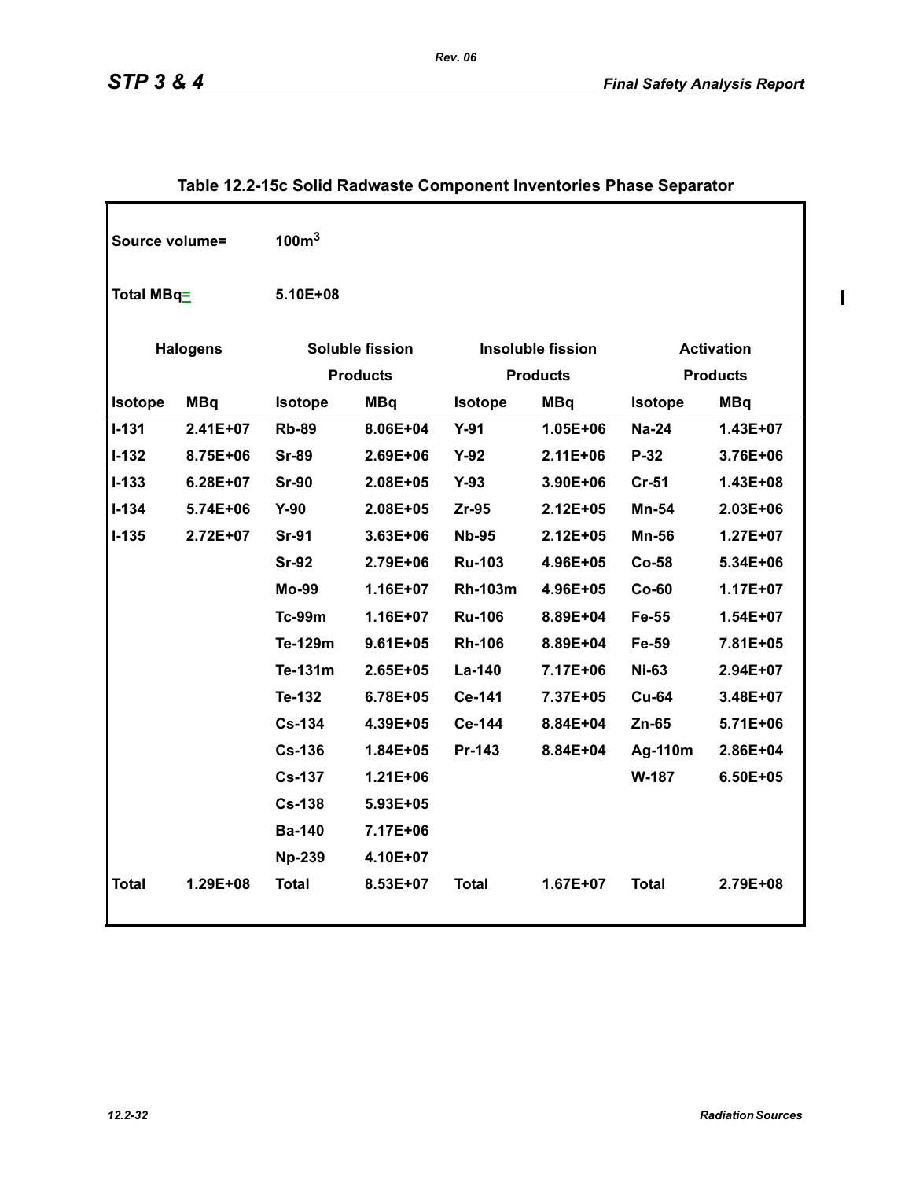## Table 12.2-15c Solid Radwaste Component Inventories Phase Separator

Source volume= $100m^3$

Total MBq= 5.10E+08

| Halogens | | Soluble fission Products | | Insoluble fission Products | | Activation Products | |
|---|---|---|---|---|---|---|---|
| Isotope | MBq | Isotope | MBq | Isotope | MBq | Isotope | MBq |
| I-131 | 2.41E+07 | Rb-89 | 8.06E+04 | Y-91 | 1.05E+06 | Na-24 | 1.43E+07 |
| I-132 | 8.75E+06 | Sr-89 | 2.69E+06 | Y-92 | 2.11E+06 | P-32 | 3.76E+06 |
| I-133 | 6.28E+07 | Sr-90 | 2.08E+05 | Y-93 | 3.90E+06 | Cr-51 | 1.43E+08 |
| I-134 | 5.74E+06 | Y-90 | 2.08E+05 | Zr-95 | 2.12E+05 | Mn-54 | 2.03E+06 |
| I-135 | 2.72E+07 | Sr-91 | 3.63E+06 | Nb-95 | 2.12E+05 | Mn-56 | 1.27E+07 |
| | | Sr-92 | 2.79E+06 | Ru-103 | 4.96E+05 | Co-58 | 5.34E+06 |
| | | Mo-99 | 1.16E+07 | Rh-103m | 4.96E+05 | Co-60 | 1.17E+07 |
| | | Tc-99m | 1.16E+07 | Ru-106 | 8.89E+04 | Fe-55 | 1.54E+07 |
| | | Te-129m | 9.61E+05 | Rh-106 | 8.89E+04 | Fe-59 | 7.81E+05 |
| | | Te-131m | 2.65E+05 | La-140 | 7.17E+06 | Ni-63 | 2.94E+07 |
| | | Te-132 | 6.78E+05 | Ce-141 | 7.37E+05 | Cu-64 | 3.48E+07 |
| | | Cs-134 | 4.39E+05 | Ce-144 | 8.84E+04 | Zn-65 | 5.71E+06 |
| | | Cs-136 | 1.84E+05 | Pr-143 | 8.84E+04 | Ag-110m | 2.86E+04 |
| | | Cs-137 | 1.21E+06 | | | W-187 | 6.50E+05 |
| | | Cs-138 | 5.93E+05 | | | | |
| | | Ba-140 | 7.17E+06 | | | | |
| | | Np-239 | 4.10E+07 | | | | |
| Total | 1.29E+08 | Total | 8.53E+07 | Total | 1.67E+07 | Total | 2.79E+08 |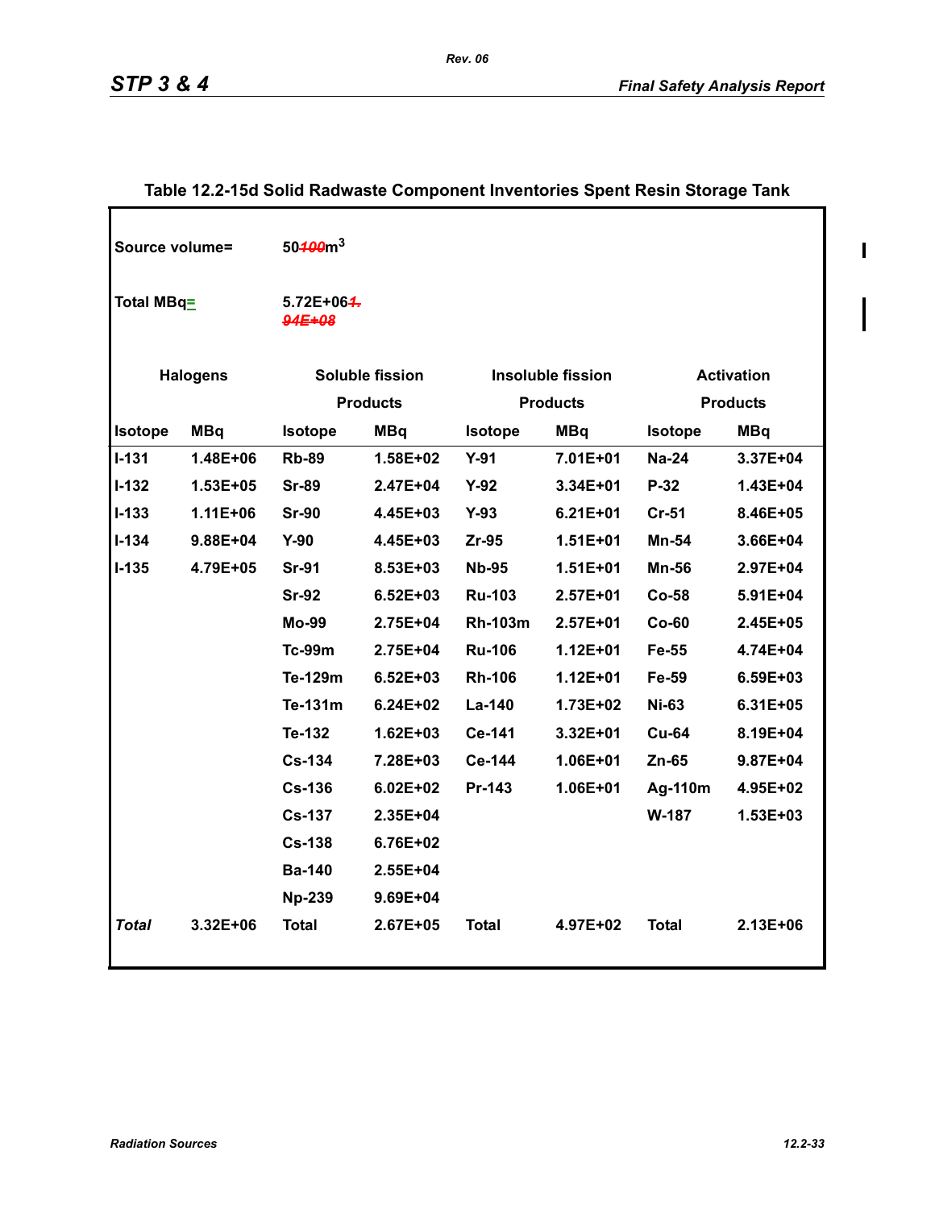**Table 12.2-15d Solid Radwaste Component Inventories Spent Resin Storage Tank**

Source volume= 50~~100~~ $m^3$

Total MBq= 5.72E+06~~1.94E+08~~

| Halogens | | Soluble fission Products | | Insoluble fission Products | | Activation Products | |
|---|---|---|---|---|---|---|---|
| Isotope | MBq | Isotope | MBq | Isotope | MBq | Isotope | MBq |
| I-131 | 1.48E+06 | Rb-89 | 1.58E+02 | Y-91 | 7.01E+01 | Na-24 | 3.37E+04 |
| I-132 | 1.53E+05 | Sr-89 | 2.47E+04 | Y-92 | 3.34E+01 | P-32 | 1.43E+04 |
| I-133 | 1.11E+06 | Sr-90 | 4.45E+03 | Y-93 | 6.21E+01 | Cr-51 | 8.46E+05 |
| I-134 | 9.88E+04 | Y-90 | 4.45E+03 | Zr-95 | 1.51E+01 | Mn-54 | 3.66E+04 |
| I-135 | 4.79E+05 | Sr-91 | 8.53E+03 | Nb-95 | 1.51E+01 | Mn-56 | 2.97E+04 |
| | | Sr-92 | 6.52E+03 | Ru-103 | 2.57E+01 | Co-58 | 5.91E+04 |
| | | Mo-99 | 2.75E+04 | Rh-103m | 2.57E+01 | Co-60 | 2.45E+05 |
| | | Tc-99m | 2.75E+04 | Ru-106 | 1.12E+01 | Fe-55 | 4.74E+04 |
| | | Te-129m | 6.52E+03 | Rh-106 | 1.12E+01 | Fe-59 | 6.59E+03 |
| | | Te-131m | 6.24E+02 | La-140 | 1.73E+02 | Ni-63 | 6.31E+05 |
| | | Te-132 | 1.62E+03 | Ce-141 | 3.32E+01 | Cu-64 | 8.19E+04 |
| | | Cs-134 | 7.28E+03 | Ce-144 | 1.06E+01 | Zn-65 | 9.87E+04 |
| | | Cs-136 | 6.02E+02 | Pr-143 | 1.06E+01 | Ag-110m | 4.95E+02 |
| | | Cs-137 | 2.35E+04 | | | W-187 | 1.53E+03 |
| | | Cs-138 | 6.76E+02 | | | | |
| | | Ba-140 | 2.55E+04 | | | | |
| | | Np-239 | 9.69E+04 | | | | |
| *Total* | 3.32E+06 | Total | 2.67E+05 | Total | 4.97E+02 | Total | 2.13E+06 |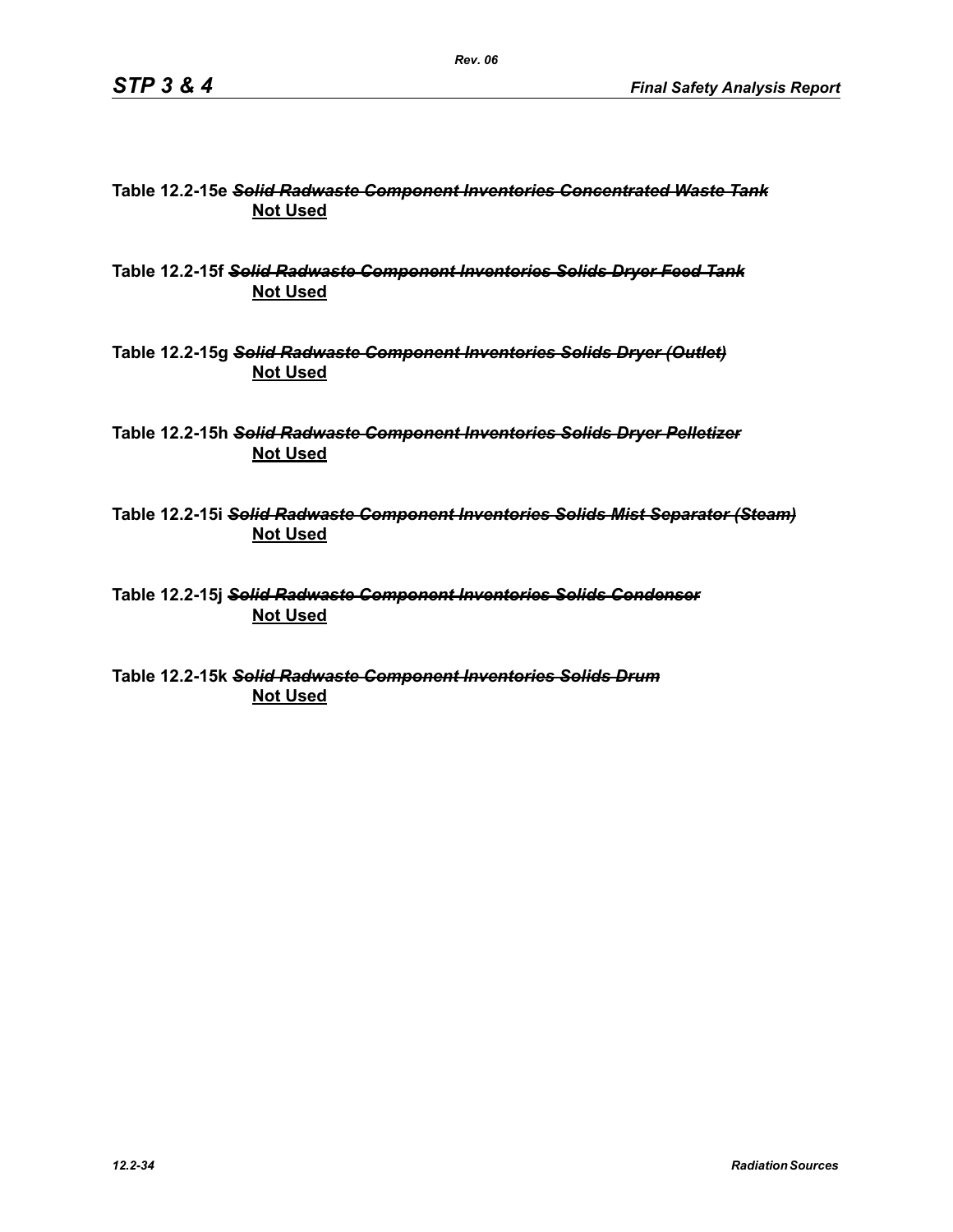**Table 12.2-15e ~~*Solid Radwaste Component Inventories Concentrated Waste Tank*~~**
**<u>Not Used</u>**

**Table 12.2-15f ~~*Solid Radwaste Component Inventories Solids Dryer Feed Tank*~~**
**<u>Not Used</u>**

**Table 12.2-15g ~~*Solid Radwaste Component Inventories Solids Dryer (Outlet)*~~**
**<u>Not Used</u>**

**Table 12.2-15h ~~*Solid Radwaste Component Inventories Solids Dryer Pelletizer*~~**
**<u>Not Used</u>**

**Table 12.2-15i ~~*Solid Radwaste Component Inventories Solids Mist Separator (Steam)*~~**
**<u>Not Used</u>**

**Table 12.2-15j ~~*Solid Radwaste Component Inventories Solids Condenser*~~**
**<u>Not Used</u>**

**Table 12.2-15k ~~*Solid Radwaste Component Inventories Solids Drum*~~**
**<u>Not Used</u>**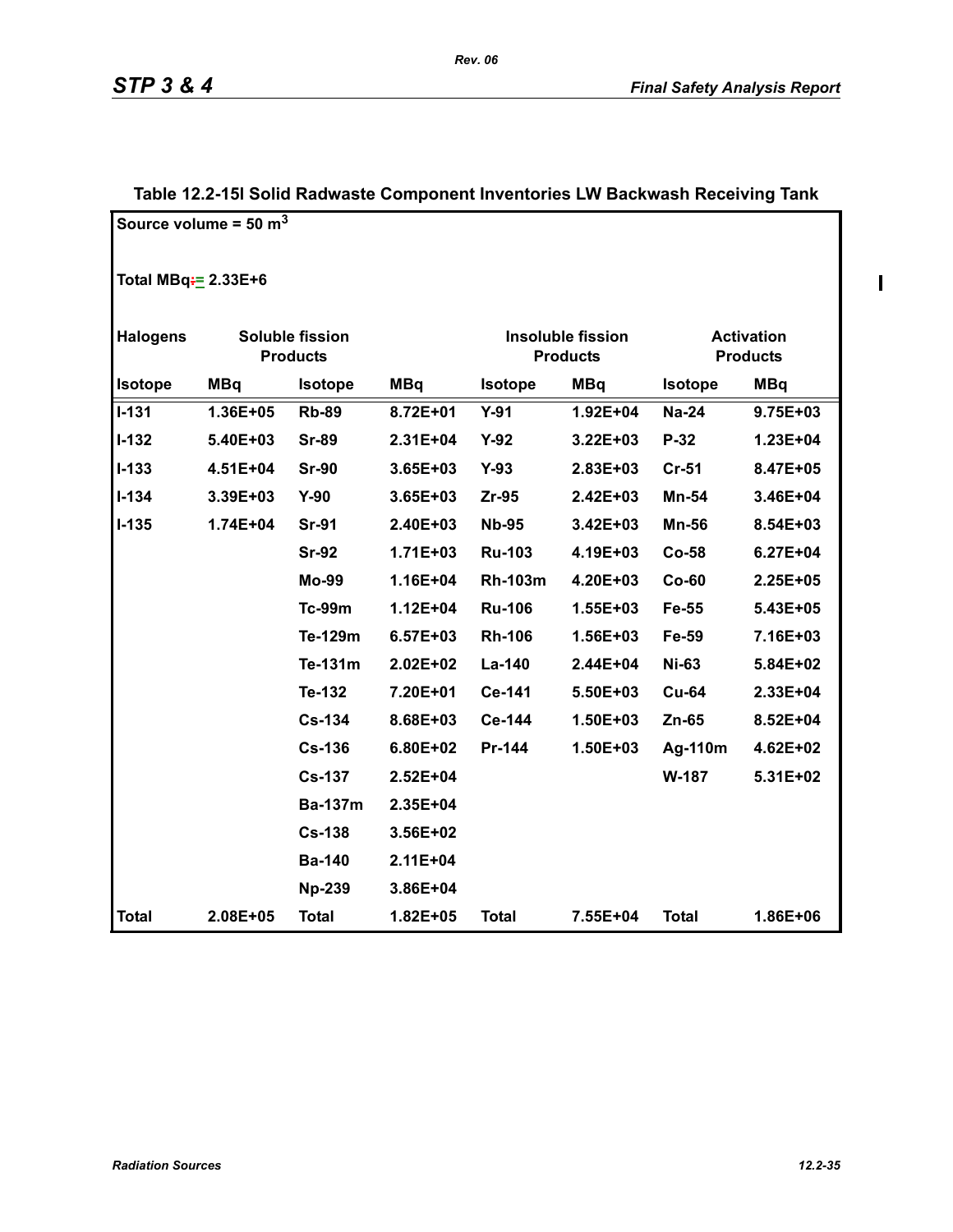## Table 12.2-15l Solid Radwaste Component Inventories LW Backwash Receiving Tank

Source volume = 50 $m^3$

Total MBq = 2.33E+6

| Halogens | | Soluble fission Products | | Insoluble fission Products | | Activation Products | |
|---|---|---|---|---|---|---|---|
| Isotope | MBq | Isotope | MBq | Isotope | MBq | Isotope | MBq |
| I-131 | 1.36E+05 | Rb-89 | 8.72E+01 | Y-91 | 1.92E+04 | Na-24 | 9.75E+03 |
| I-132 | 5.40E+03 | Sr-89 | 2.31E+04 | Y-92 | 3.22E+03 | P-32 | 1.23E+04 |
| I-133 | 4.51E+04 | Sr-90 | 3.65E+03 | Y-93 | 2.83E+03 | Cr-51 | 8.47E+05 |
| I-134 | 3.39E+03 | Y-90 | 3.65E+03 | Zr-95 | 2.42E+03 | Mn-54 | 3.46E+04 |
| I-135 | 1.74E+04 | Sr-91 | 2.40E+03 | Nb-95 | 3.42E+03 | Mn-56 | 8.54E+03 |
| | | Sr-92 | 1.71E+03 | Ru-103 | 4.19E+03 | Co-58 | 6.27E+04 |
| | | Mo-99 | 1.16E+04 | Rh-103m | 4.20E+03 | Co-60 | 2.25E+05 |
| | | Tc-99m | 1.12E+04 | Ru-106 | 1.55E+03 | Fe-55 | 5.43E+05 |
| | | Te-129m | 6.57E+03 | Rh-106 | 1.56E+03 | Fe-59 | 7.16E+03 |
| | | Te-131m | 2.02E+02 | La-140 | 2.44E+04 | Ni-63 | 5.84E+02 |
| | | Te-132 | 7.20E+01 | Ce-141 | 5.50E+03 | Cu-64 | 2.33E+04 |
| | | Cs-134 | 8.68E+03 | Ce-144 | 1.50E+03 | Zn-65 | 8.52E+04 |
| | | Cs-136 | 6.80E+02 | Pr-144 | 1.50E+03 | Ag-110m | 4.62E+02 |
| | | Cs-137 | 2.52E+04 | | | W-187 | 5.31E+02 |
| | | Ba-137m | 2.35E+04 | | | | |
| | | Cs-138 | 3.56E+02 | | | | |
| | | Ba-140 | 2.11E+04 | | | | |
| | | Np-239 | 3.86E+04 | | | | |
| Total | 2.08E+05 | Total | 1.82E+05 | Total | 7.55E+04 | Total | 1.86E+06 |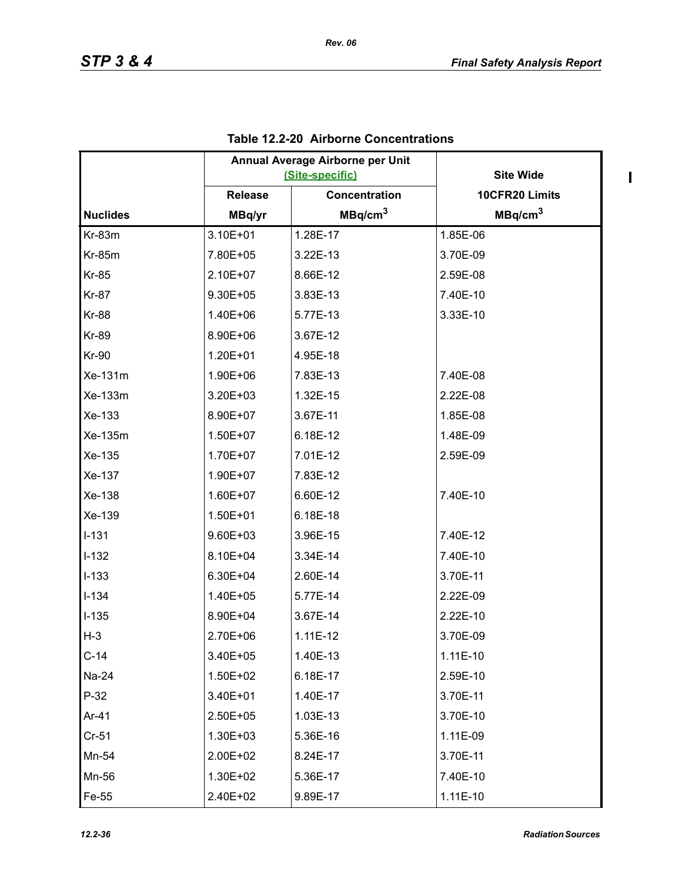### Table 12.2-20 Airborne Concentrations

| | Annual Average Airborne per Unit (Site-specific) | | Site Wide |
|---|---|---|---|
| | Release | Concentration | 10CFR20 Limits |
| Nuclides | MBq/yr | MBq/cm$^3$ | MBq/cm$^3$ |
| Kr-83m | 3.10E+01 | 1.28E-17 | 1.85E-06 |
| Kr-85m | 7.80E+05 | 3.22E-13 | 3.70E-09 |
| Kr-85 | 2.10E+07 | 8.66E-12 | 2.59E-08 |
| Kr-87 | 9.30E+05 | 3.83E-13 | 7.40E-10 |
| Kr-88 | 1.40E+06 | 5.77E-13 | 3.33E-10 |
| Kr-89 | 8.90E+06 | 3.67E-12 | |
| Kr-90 | 1.20E+01 | 4.95E-18 | |
| Xe-131m | 1.90E+06 | 7.83E-13 | 7.40E-08 |
| Xe-133m | 3.20E+03 | 1.32E-15 | 2.22E-08 |
| Xe-133 | 8.90E+07 | 3.67E-11 | 1.85E-08 |
| Xe-135m | 1.50E+07 | 6.18E-12 | 1.48E-09 |
| Xe-135 | 1.70E+07 | 7.01E-12 | 2.59E-09 |
| Xe-137 | 1.90E+07 | 7.83E-12 | |
| Xe-138 | 1.60E+07 | 6.60E-12 | 7.40E-10 |
| Xe-139 | 1.50E+01 | 6.18E-18 | |
| I-131 | 9.60E+03 | 3.96E-15 | 7.40E-12 |
| I-132 | 8.10E+04 | 3.34E-14 | 7.40E-10 |
| I-133 | 6.30E+04 | 2.60E-14 | 3.70E-11 |
| I-134 | 1.40E+05 | 5.77E-14 | 2.22E-09 |
| I-135 | 8.90E+04 | 3.67E-14 | 2.22E-10 |
| H-3 | 2.70E+06 | 1.11E-12 | 3.70E-09 |
| C-14 | 3.40E+05 | 1.40E-13 | 1.11E-10 |
| Na-24 | 1.50E+02 | 6.18E-17 | 2.59E-10 |
| P-32 | 3.40E+01 | 1.40E-17 | 3.70E-11 |
| Ar-41 | 2.50E+05 | 1.03E-13 | 3.70E-10 |
| Cr-51 | 1.30E+03 | 5.36E-16 | 1.11E-09 |
| Mn-54 | 2.00E+02 | 8.24E-17 | 3.70E-11 |
| Mn-56 | 1.30E+02 | 5.36E-17 | 7.40E-10 |
| Fe-55 | 2.40E+02 | 9.89E-17 | 1.11E-10 |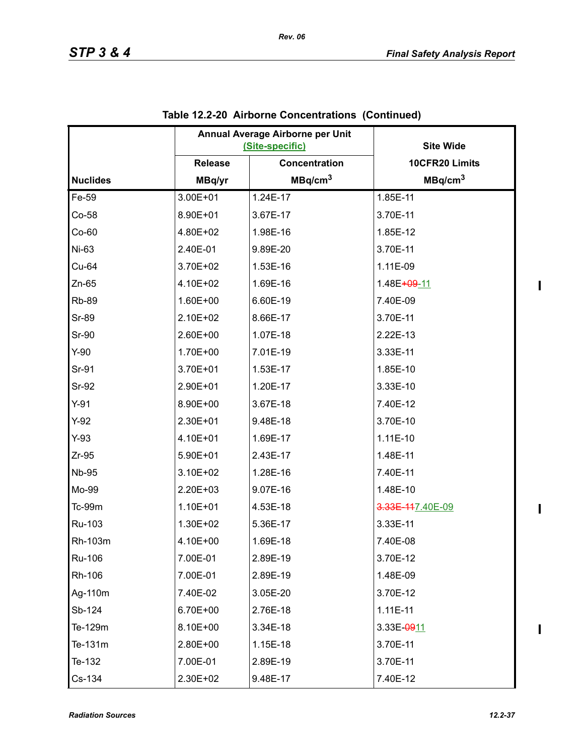### Table 12.2-20 Airborne Concentrations (Continued)

| Nuclides | Annual Average Airborne per Unit (Site-specific) Release MBq/yr | Concentration MBq/cm$^3$ | Site Wide 10CFR20 Limits MBq/cm$^3$ |
|---|---|---|---|
| Fe-59 | 3.00E+01 | 1.24E-17 | 1.85E-11 |
| Co-58 | 8.90E+01 | 3.67E-17 | 3.70E-11 |
| Co-60 | 4.80E+02 | 1.98E-16 | 1.85E-12 |
| Ni-63 | 2.40E-01 | 9.89E-20 | 3.70E-11 |
| Cu-64 | 3.70E+02 | 1.53E-16 | 1.11E-09 |
| Zn-65 | 4.10E+02 | 1.69E-16 | 1.48E~~+09~~-11 |
| Rb-89 | 1.60E+00 | 6.60E-19 | 7.40E-09 |
| Sr-89 | 2.10E+02 | 8.66E-17 | 3.70E-11 |
| Sr-90 | 2.60E+00 | 1.07E-18 | 2.22E-13 |
| Y-90 | 1.70E+00 | 7.01E-19 | 3.33E-11 |
| Sr-91 | 3.70E+01 | 1.53E-17 | 1.85E-10 |
| Sr-92 | 2.90E+01 | 1.20E-17 | 3.33E-10 |
| Y-91 | 8.90E+00 | 3.67E-18 | 7.40E-12 |
| Y-92 | 2.30E+01 | 9.48E-18 | 3.70E-10 |
| Y-93 | 4.10E+01 | 1.69E-17 | 1.11E-10 |
| Zr-95 | 5.90E+01 | 2.43E-17 | 1.48E-11 |
| Nb-95 | 3.10E+02 | 1.28E-16 | 7.40E-11 |
| Mo-99 | 2.20E+03 | 9.07E-16 | 1.48E-10 |
| Tc-99m | 1.10E+01 | 4.53E-18 | ~~3.33E-11~~7.40E-09 |
| Ru-103 | 1.30E+02 | 5.36E-17 | 3.33E-11 |
| Rh-103m | 4.10E+00 | 1.69E-18 | 7.40E-08 |
| Ru-106 | 7.00E-01 | 2.89E-19 | 3.70E-12 |
| Rh-106 | 7.00E-01 | 2.89E-19 | 1.48E-09 |
| Ag-110m | 7.40E-02 | 3.05E-20 | 3.70E-12 |
| Sb-124 | 6.70E+00 | 2.76E-18 | 1.11E-11 |
| Te-129m | 8.10E+00 | 3.34E-18 | 3.33E-~~09~~11 |
| Te-131m | 2.80E+00 | 1.15E-18 | 3.70E-11 |
| Te-132 | 7.00E-01 | 2.89E-19 | 3.70E-11 |
| Cs-134 | 2.30E+02 | 9.48E-17 | 7.40E-12 |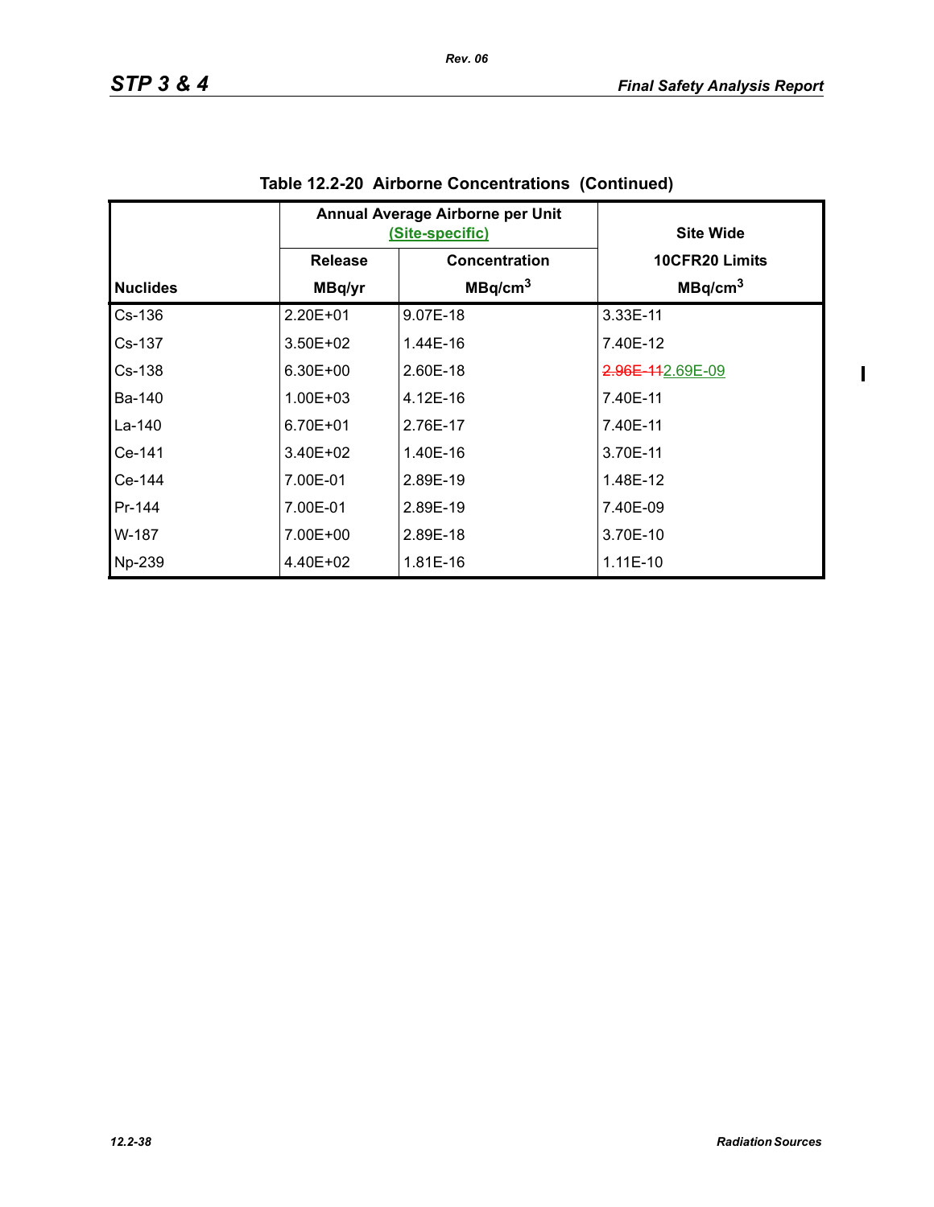Table 12.2-20 Airborne Concentrations (Continued)

| Nuclides | Annual Average Airborne per Unit (Site-specific) | | Site Wide |
|---|---|---|---|
| | Release | Concentration | 10CFR20 Limits |
| | MBq/yr | $MBq/cm^3$ | $MBq/cm^3$ |
| Cs-136 | 2.20E+01 | 9.07E-18 | 3.33E-11 |
| Cs-137 | 3.50E+02 | 1.44E-16 | 7.40E-12 |
| Cs-138 | 6.30E+00 | 2.60E-18 | ~~2.96E-11~~2.69E-09 |
| Ba-140 | 1.00E+03 | 4.12E-16 | 7.40E-11 |
| La-140 | 6.70E+01 | 2.76E-17 | 7.40E-11 |
| Ce-141 | 3.40E+02 | 1.40E-16 | 3.70E-11 |
| Ce-144 | 7.00E-01 | 2.89E-19 | 1.48E-12 |
| Pr-144 | 7.00E-01 | 2.89E-19 | 7.40E-09 |
| W-187 | 7.00E+00 | 2.89E-18 | 3.70E-10 |
| Np-239 | 4.40E+02 | 1.81E-16 | 1.11E-10 |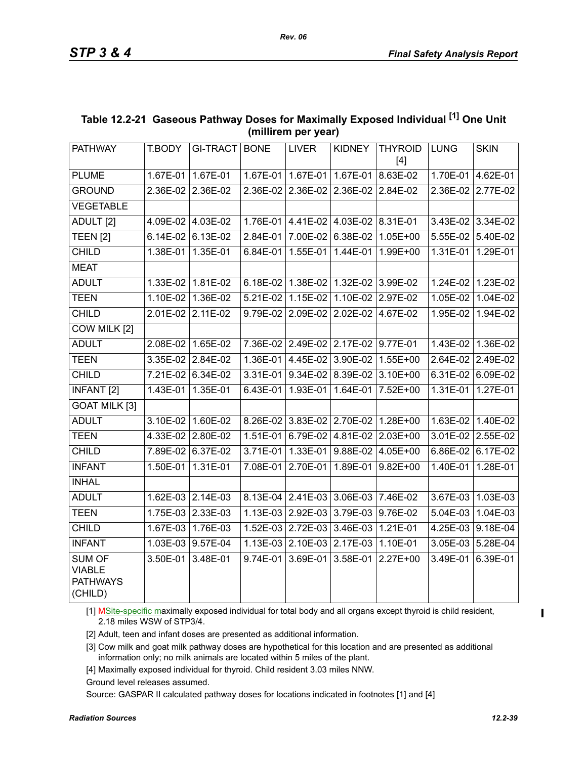## Table 12.2-21 Gaseous Pathway Doses for Maximally Exposed Individual [1] One Unit (millirem per year)

| PATHWAY | T.BODY | GI-TRACT | BONE | LIVER | KIDNEY | THYROID [4] | LUNG | SKIN |
|---|---|---|---|---|---|---|---|---|
| PLUME | 1.67E-01 | 1.67E-01 | 1.67E-01 | 1.67E-01 | 1.67E-01 | 8.63E-02 | 1.70E-01 | 4.62E-01 |
| GROUND | 2.36E-02 | 2.36E-02 | 2.36E-02 | 2.36E-02 | 2.36E-02 | 2.84E-02 | 2.36E-02 | 2.77E-02 |
| VEGETABLE | | | | | | | | |
| ADULT [2] | 4.09E-02 | 4.03E-02 | 1.76E-01 | 4.41E-02 | 4.03E-02 | 8.31E-01 | 3.43E-02 | 3.34E-02 |
| TEEN [2] | 6.14E-02 | 6.13E-02 | 2.84E-01 | 7.00E-02 | 6.38E-02 | 1.05E+00 | 5.55E-02 | 5.40E-02 |
| CHILD | 1.38E-01 | 1.35E-01 | 6.84E-01 | 1.55E-01 | 1.44E-01 | 1.99E+00 | 1.31E-01 | 1.29E-01 |
| MEAT | | | | | | | | |
| ADULT | 1.33E-02 | 1.81E-02 | 6.18E-02 | 1.38E-02 | 1.32E-02 | 3.99E-02 | 1.24E-02 | 1.23E-02 |
| TEEN | 1.10E-02 | 1.36E-02 | 5.21E-02 | 1.15E-02 | 1.10E-02 | 2.97E-02 | 1.05E-02 | 1.04E-02 |
| CHILD | 2.01E-02 | 2.11E-02 | 9.79E-02 | 2.09E-02 | 2.02E-02 | 4.67E-02 | 1.95E-02 | 1.94E-02 |
| COW MILK [2] | | | | | | | | |
| ADULT | 2.08E-02 | 1.65E-02 | 7.36E-02 | 2.49E-02 | 2.17E-02 | 9.77E-01 | 1.43E-02 | 1.36E-02 |
| TEEN | 3.35E-02 | 2.84E-02 | 1.36E-01 | 4.45E-02 | 3.90E-02 | 1.55E+00 | 2.64E-02 | 2.49E-02 |
| CHILD | 7.21E-02 | 6.34E-02 | 3.31E-01 | 9.34E-02 | 8.39E-02 | 3.10E+00 | 6.31E-02 | 6.09E-02 |
| INFANT [2] | 1.43E-01 | 1.35E-01 | 6.43E-01 | 1.93E-01 | 1.64E-01 | 7.52E+00 | 1.31E-01 | 1.27E-01 |
| GOAT MILK [3] | | | | | | | | |
| ADULT | 3.10E-02 | 1.60E-02 | 8.26E-02 | 3.83E-02 | 2.70E-02 | 1.28E+00 | 1.63E-02 | 1.40E-02 |
| TEEN | 4.33E-02 | 2.80E-02 | 1.51E-01 | 6.79E-02 | 4.81E-02 | 2.03E+00 | 3.01E-02 | 2.55E-02 |
| CHILD | 7.89E-02 | 6.37E-02 | 3.71E-01 | 1.33E-01 | 9.88E-02 | 4.05E+00 | 6.86E-02 | 6.17E-02 |
| INFANT | 1.50E-01 | 1.31E-01 | 7.08E-01 | 2.70E-01 | 1.89E-01 | 9.82E+00 | 1.40E-01 | 1.28E-01 |
| INHAL | | | | | | | | |
| ADULT | 1.62E-03 | 2.14E-03 | 8.13E-04 | 2.41E-03 | 3.06E-03 | 7.46E-02 | 3.67E-03 | 1.03E-03 |
| TEEN | 1.75E-03 | 2.33E-03 | 1.13E-03 | 2.92E-03 | 3.79E-03 | 9.76E-02 | 5.04E-03 | 1.04E-03 |
| CHILD | 1.67E-03 | 1.76E-03 | 1.52E-03 | 2.72E-03 | 3.46E-03 | 1.21E-01 | 4.25E-03 | 9.18E-04 |
| INFANT | 1.03E-03 | 9.57E-04 | 1.13E-03 | 2.10E-03 | 2.17E-03 | 1.10E-01 | 3.05E-03 | 5.28E-04 |
| SUM OF VIABLE PATHWAYS (CHILD) | 3.50E-01 | 3.48E-01 | 9.74E-01 | 3.69E-01 | 3.58E-01 | 2.27E+00 | 3.49E-01 | 6.39E-01 |

[1] MSite-specific maximally exposed individual for total body and all organs except thyroid is child resident, 2.18 miles WSW of STP3/4.

[2] Adult, teen and infant doses are presented as additional information.

[3] Cow milk and goat milk pathway doses are hypothetical for this location and are presented as additional information only; no milk animals are located within 5 miles of the plant.

[4] Maximally exposed individual for thyroid. Child resident 3.03 miles NNW.

Ground level releases assumed.

Source: GASPAR II calculated pathway doses for locations indicated in footnotes [1] and [4]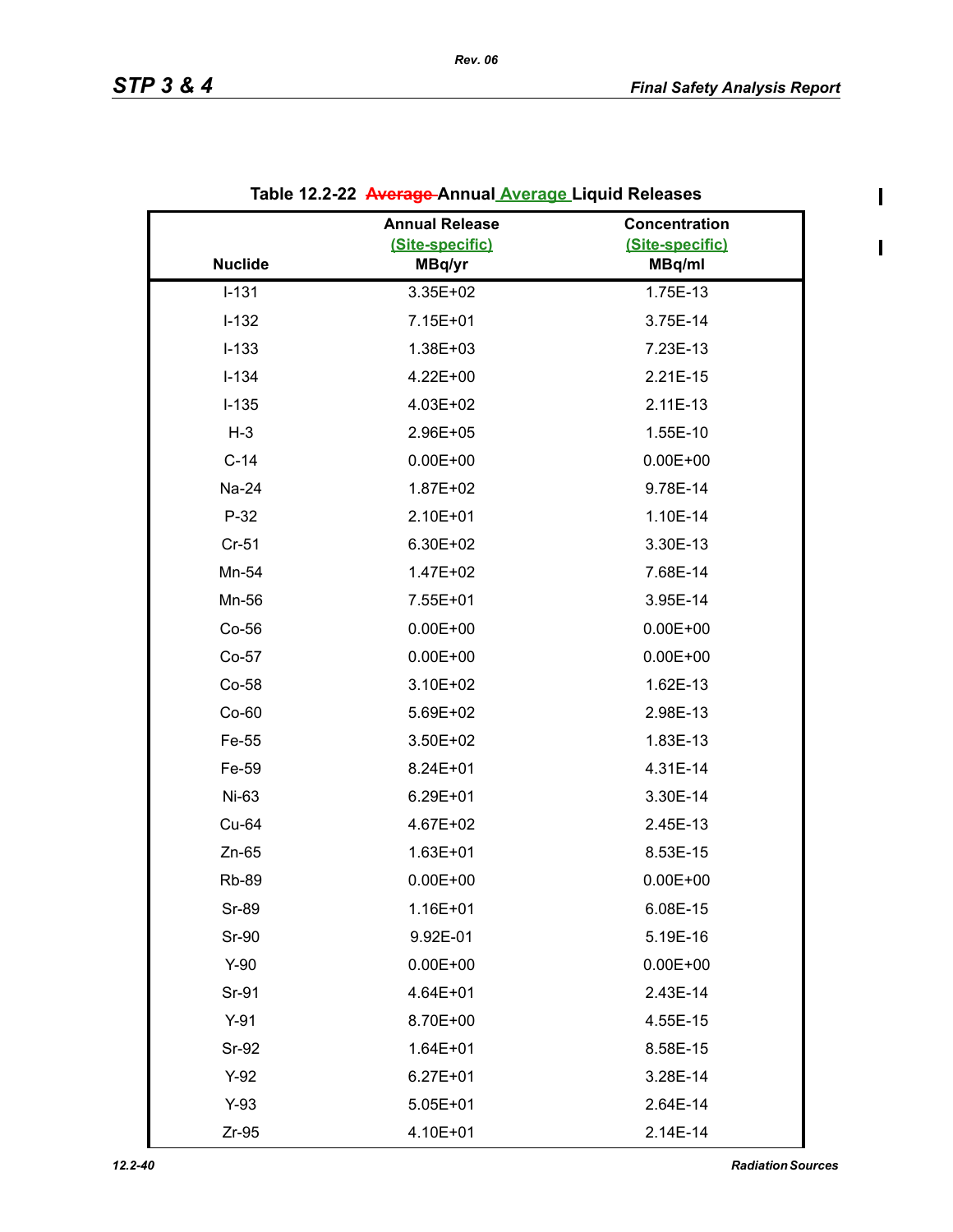**Table 12.2-22 ~~Average~~ Annual Average Liquid Releases**

| Nuclide | Annual Release (Site-specific) MBq/yr | Concentration (Site-specific) MBq/ml |
|---|---|---|
| I-131 | 3.35E+02 | 1.75E-13 |
| I-132 | 7.15E+01 | 3.75E-14 |
| I-133 | 1.38E+03 | 7.23E-13 |
| I-134 | 4.22E+00 | 2.21E-15 |
| I-135 | 4.03E+02 | 2.11E-13 |
| H-3 | 2.96E+05 | 1.55E-10 |
| C-14 | 0.00E+00 | 0.00E+00 |
| Na-24 | 1.87E+02 | 9.78E-14 |
| P-32 | 2.10E+01 | 1.10E-14 |
| Cr-51 | 6.30E+02 | 3.30E-13 |
| Mn-54 | 1.47E+02 | 7.68E-14 |
| Mn-56 | 7.55E+01 | 3.95E-14 |
| Co-56 | 0.00E+00 | 0.00E+00 |
| Co-57 | 0.00E+00 | 0.00E+00 |
| Co-58 | 3.10E+02 | 1.62E-13 |
| Co-60 | 5.69E+02 | 2.98E-13 |
| Fe-55 | 3.50E+02 | 1.83E-13 |
| Fe-59 | 8.24E+01 | 4.31E-14 |
| Ni-63 | 6.29E+01 | 3.30E-14 |
| Cu-64 | 4.67E+02 | 2.45E-13 |
| Zn-65 | 1.63E+01 | 8.53E-15 |
| Rb-89 | 0.00E+00 | 0.00E+00 |
| Sr-89 | 1.16E+01 | 6.08E-15 |
| Sr-90 | 9.92E-01 | 5.19E-16 |
| Y-90 | 0.00E+00 | 0.00E+00 |
| Sr-91 | 4.64E+01 | 2.43E-14 |
| Y-91 | 8.70E+00 | 4.55E-15 |
| Sr-92 | 1.64E+01 | 8.58E-15 |
| Y-92 | 6.27E+01 | 3.28E-14 |
| Y-93 | 5.05E+01 | 2.64E-14 |
| Zr-95 | 4.10E+01 | 2.14E-14 |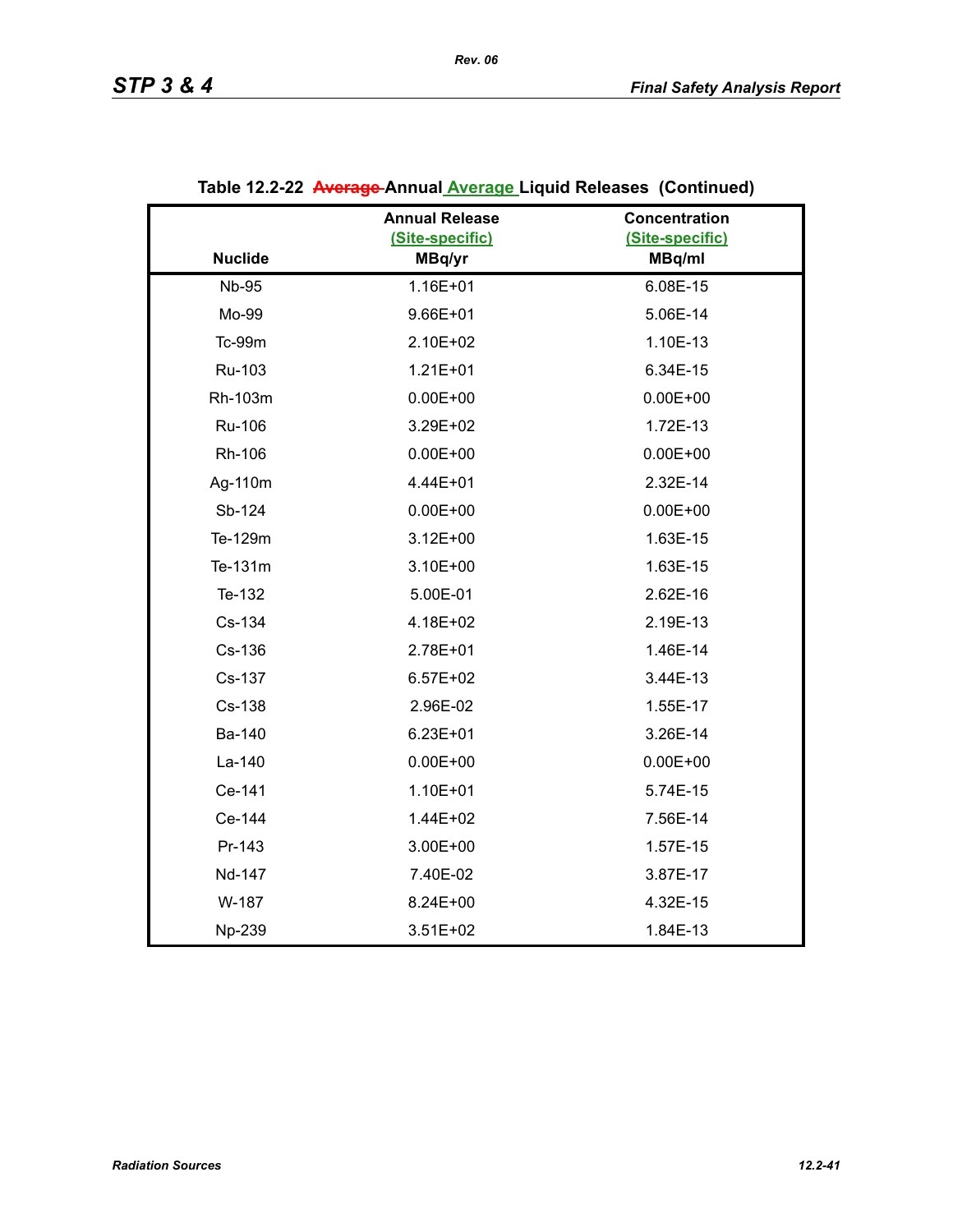**Table 12.2-22 ~~Average~~ Annual Average Liquid Releases (Continued)**

| Nuclide | Annual Release (Site-specific) MBq/yr | Concentration (Site-specific) MBq/ml |
|---|---|---|
| Nb-95 | 1.16E+01 | 6.08E-15 |
| Mo-99 | 9.66E+01 | 5.06E-14 |
| Tc-99m | 2.10E+02 | 1.10E-13 |
| Ru-103 | 1.21E+01 | 6.34E-15 |
| Rh-103m | 0.00E+00 | 0.00E+00 |
| Ru-106 | 3.29E+02 | 1.72E-13 |
| Rh-106 | 0.00E+00 | 0.00E+00 |
| Ag-110m | 4.44E+01 | 2.32E-14 |
| Sb-124 | 0.00E+00 | 0.00E+00 |
| Te-129m | 3.12E+00 | 1.63E-15 |
| Te-131m | 3.10E+00 | 1.63E-15 |
| Te-132 | 5.00E-01 | 2.62E-16 |
| Cs-134 | 4.18E+02 | 2.19E-13 |
| Cs-136 | 2.78E+01 | 1.46E-14 |
| Cs-137 | 6.57E+02 | 3.44E-13 |
| Cs-138 | 2.96E-02 | 1.55E-17 |
| Ba-140 | 6.23E+01 | 3.26E-14 |
| La-140 | 0.00E+00 | 0.00E+00 |
| Ce-141 | 1.10E+01 | 5.74E-15 |
| Ce-144 | 1.44E+02 | 7.56E-14 |
| Pr-143 | 3.00E+00 | 1.57E-15 |
| Nd-147 | 7.40E-02 | 3.87E-17 |
| W-187 | 8.24E+00 | 4.32E-15 |
| Np-239 | 3.51E+02 | 1.84E-13 |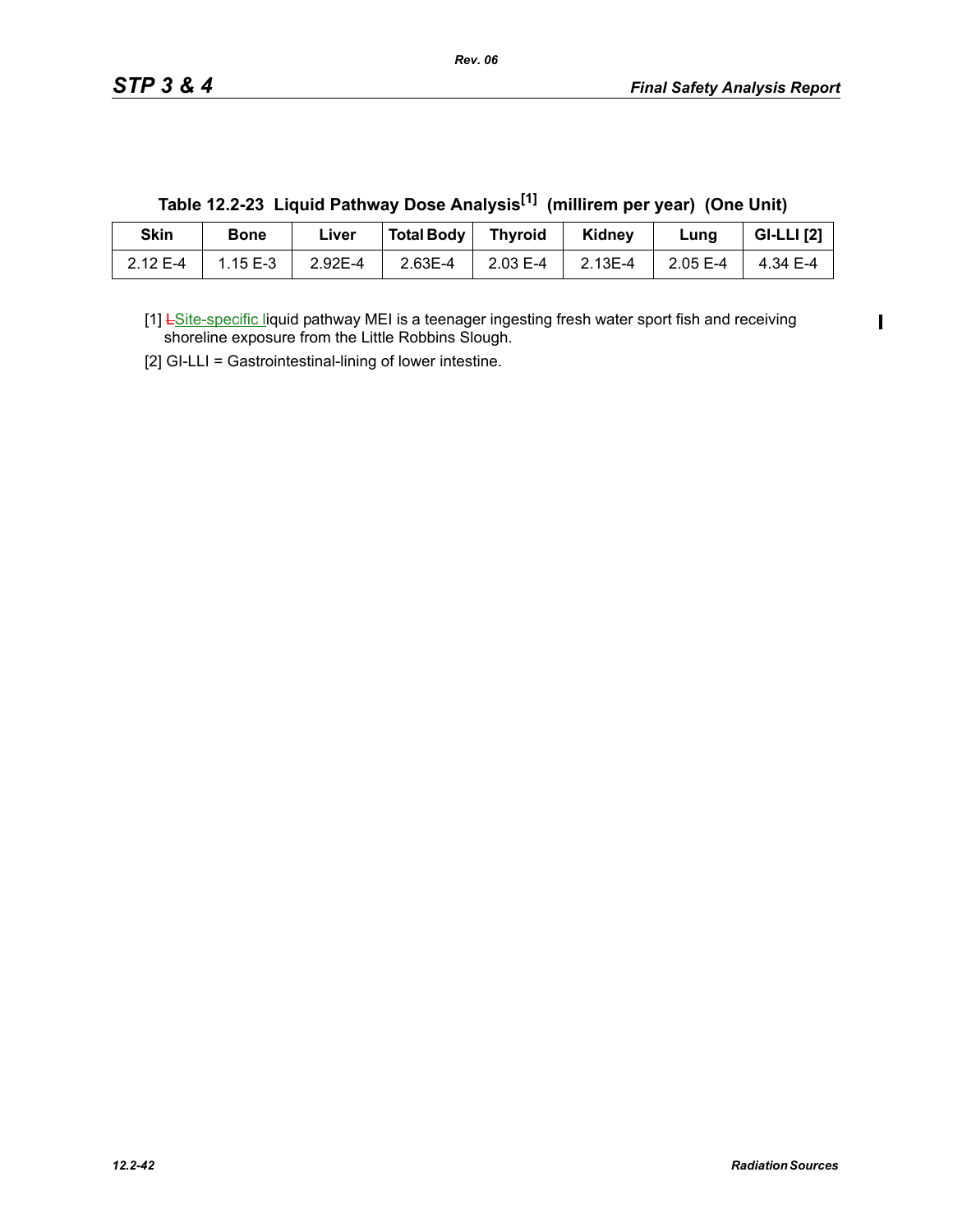**Table 12.2-23 Liquid Pathway Dose Analysis[1] (millirem per year) (One Unit)**

| Skin | Bone | Liver | Total Body | Thyroid | Kidney | Lung | GI-LLI [2] |
|---|---|---|---|---|---|---|---|
| 2.12 E-4 | 1.15 E-3 | 2.92E-4 | 2.63E-4 | 2.03 E-4 | 2.13E-4 | 2.05 E-4 | 4.34 E-4 |

[1] LSite-specific liquid pathway MEI is a teenager ingesting fresh water sport fish and receiving shoreline exposure from the Little Robbins Slough.

[2] GI-LLI = Gastrointestinal-lining of lower intestine.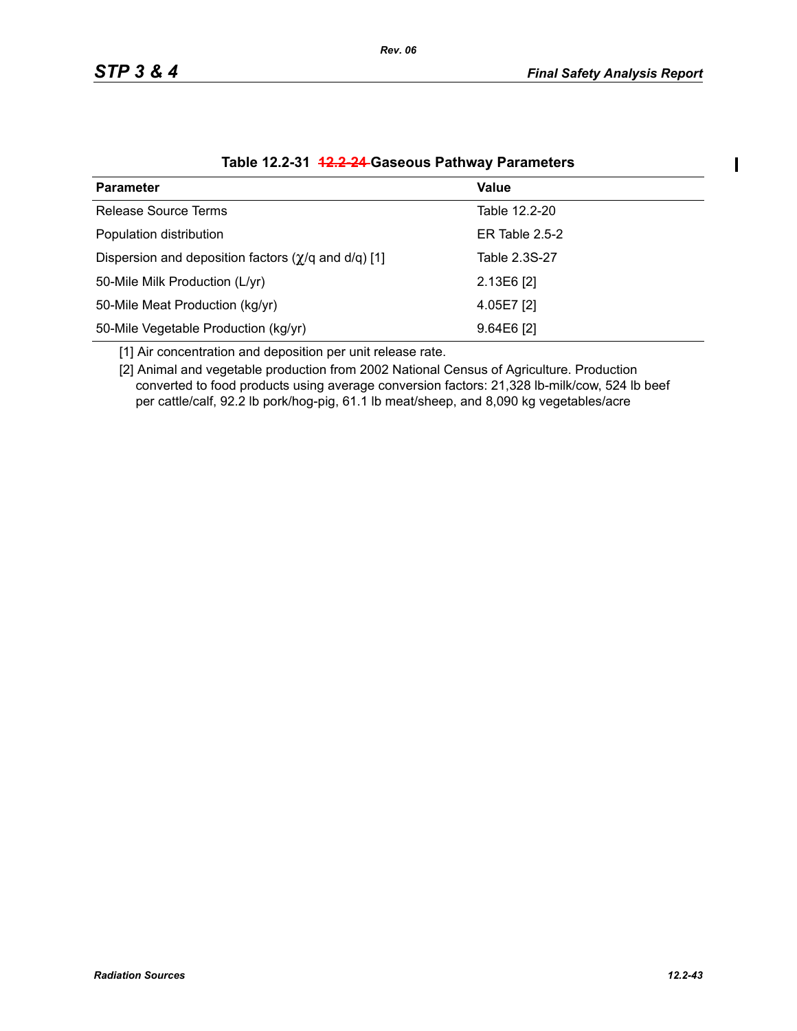**Table 12.2-31 ~~12.2-24~~ Gaseous Pathway Parameters**

| Parameter | Value |
|---|---|
| Release Source Terms | Table 12.2-20 |
| Population distribution | ER Table 2.5-2 |
| Dispersion and deposition factors ($\chi$/q and d/q) [1] | Table 2.3S-27 |
| 50-Mile Milk Production (L/yr) | 2.13E6 [2] |
| 50-Mile Meat Production (kg/yr) | 4.05E7 [2] |
| 50-Mile Vegetable Production (kg/yr) | 9.64E6 [2] |

[1] Air concentration and deposition per unit release rate.

[2] Animal and vegetable production from 2002 National Census of Agriculture. Production converted to food products using average conversion factors: 21,328 lb-milk/cow, 524 lb beef per cattle/calf, 92.2 lb pork/hog-pig, 61.1 lb meat/sheep, and 8,090 kg vegetables/acre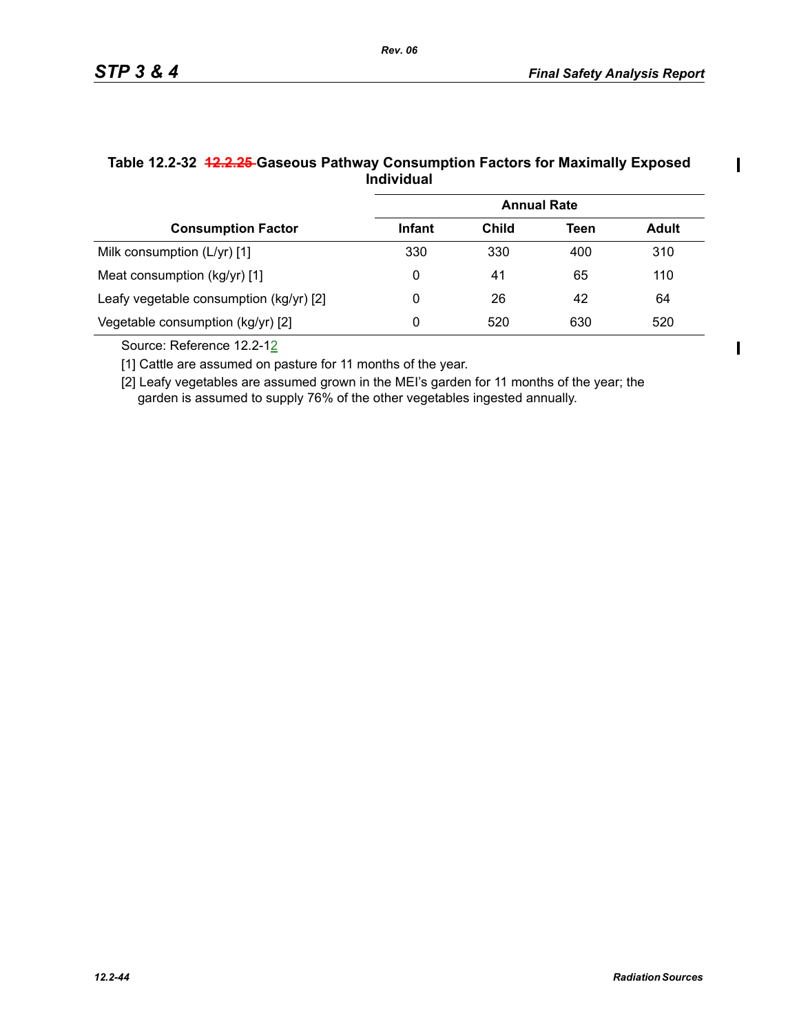**Table 12.2-32 ~~12.2.25~~ Gaseous Pathway Consumption Factors for Maximally Exposed Individual**

| Consumption Factor | Annual Rate | | | |
|---|---|---|---|---|
| | Infant | Child | Teen | Adult |
| Milk consumption (L/yr) [1] | 330 | 330 | 400 | 310 |
| Meat consumption (kg/yr) [1] | 0 | 41 | 65 | 110 |
| Leafy vegetable consumption (kg/yr) [2] | 0 | 26 | 42 | 64 |
| Vegetable consumption (kg/yr) [2] | 0 | 520 | 630 | 520 |

Source: Reference 12.2-12

[1] Cattle are assumed on pasture for 11 months of the year.

[2] Leafy vegetables are assumed grown in the MEI's garden for 11 months of the year; the garden is assumed to supply 76% of the other vegetables ingested annually.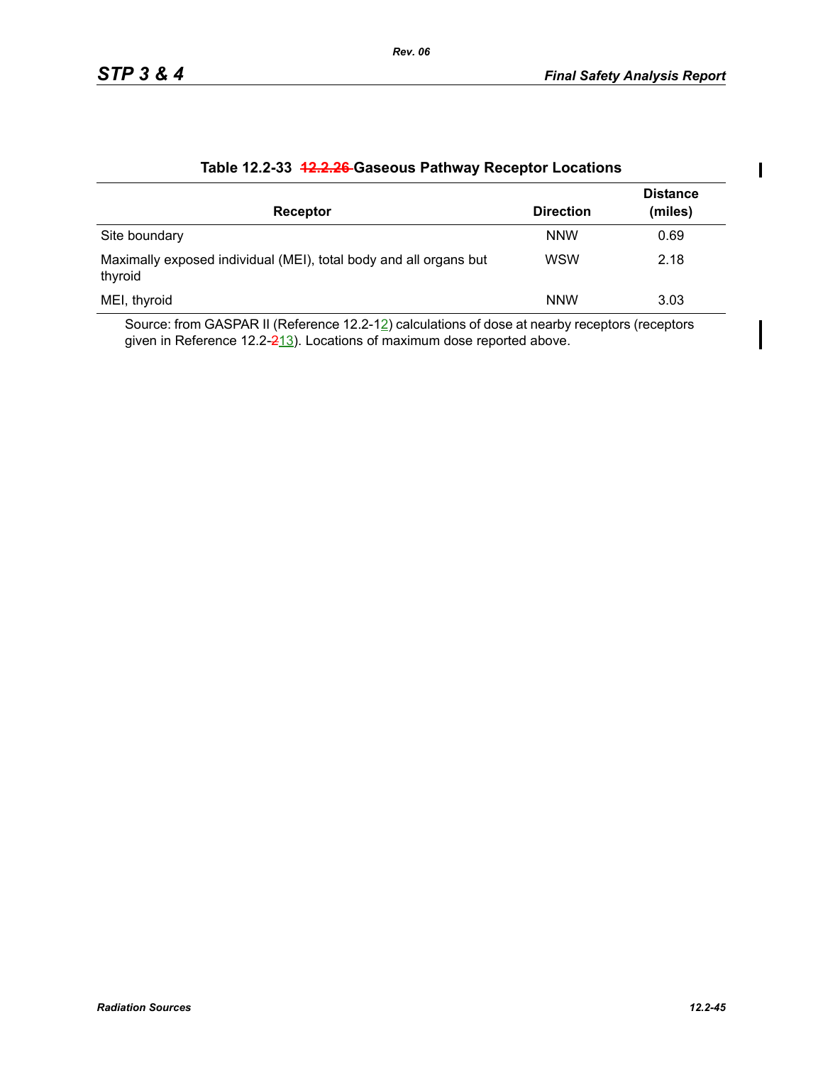### Table 12.2-33 ~~12.2.26~~ Gaseous Pathway Receptor Locations

| Receptor | Direction | Distance (miles) |
|---|---|---|
| Site boundary | NNW | 0.69 |
| Maximally exposed individual (MEI), total body and all organs but thyroid | WSW | 2.18 |
| MEI, thyroid | NNW | 3.03 |

Source: from GASPAR II (Reference 12.2-12) calculations of dose at nearby receptors (receptors given in Reference 12.2-~~2~~13). Locations of maximum dose reported above.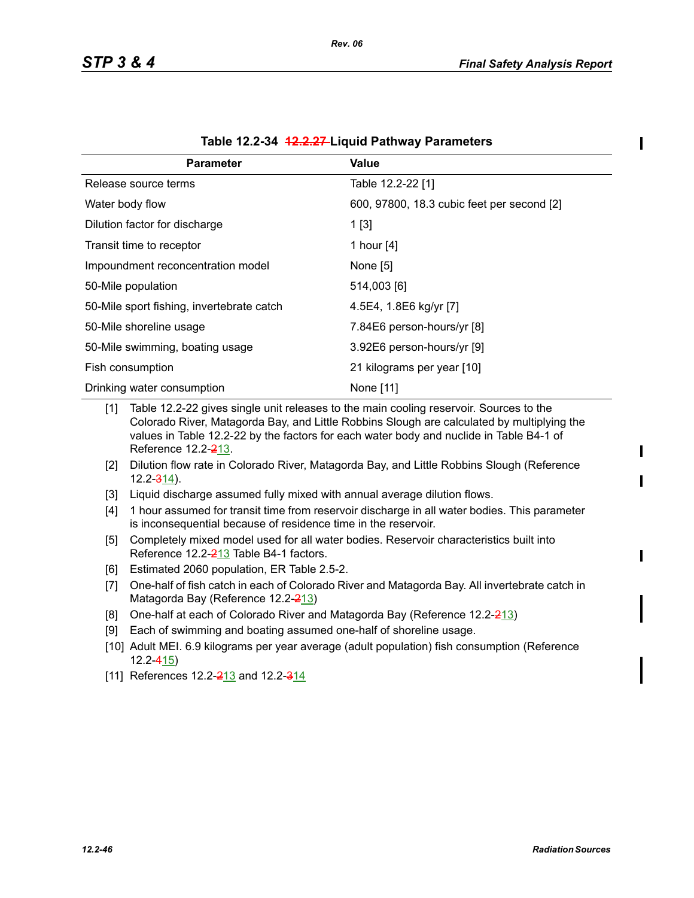**Table 12.2-34 ~~12.2.27~~ Liquid Pathway Parameters**

| Parameter | Value |
|---|---|
| Release source terms | Table 12.2-22 [1] |
| Water body flow | 600, 97800, 18.3 cubic feet per second [2] |
| Dilution factor for discharge | 1 [3] |
| Transit time to receptor | 1 hour [4] |
| Impoundment reconcentration model | None [5] |
| 50-Mile population | 514,003 [6] |
| 50-Mile sport fishing, invertebrate catch | 4.5E4, 1.8E6 kg/yr [7] |
| 50-Mile shoreline usage | 7.84E6 person-hours/yr [8] |
| 50-Mile swimming, boating usage | 3.92E6 person-hours/yr [9] |
| Fish consumption | 21 kilograms per year [10] |
| Drinking water consumption | None [11] |

[1] Table 12.2-22 gives single unit releases to the main cooling reservoir. Sources to the Colorado River, Matagorda Bay, and Little Robbins Slough are calculated by multiplying the values in Table 12.2-22 by the factors for each water body and nuclide in Table B4-1 of Reference 12.2-~~2~~13.

[2] Dilution flow rate in Colorado River, Matagorda Bay, and Little Robbins Slough (Reference 12.2-~~3~~14).

[3] Liquid discharge assumed fully mixed with annual average dilution flows.

[4] 1 hour assumed for transit time from reservoir discharge in all water bodies. This parameter is inconsequential because of residence time in the reservoir.

[5] Completely mixed model used for all water bodies. Reservoir characteristics built into Reference 12.2-~~2~~13 Table B4-1 factors.

[6] Estimated 2060 population, ER Table 2.5-2.

[7] One-half of fish catch in each of Colorado River and Matagorda Bay. All invertebrate catch in Matagorda Bay (Reference 12.2-~~2~~13)

[8] One-half at each of Colorado River and Matagorda Bay (Reference 12.2-~~2~~13)

[9] Each of swimming and boating assumed one-half of shoreline usage.

[10] Adult MEI. 6.9 kilograms per year average (adult population) fish consumption (Reference 12.2-~~4~~15)

[11] References 12.2-~~2~~13 and 12.2-~~3~~14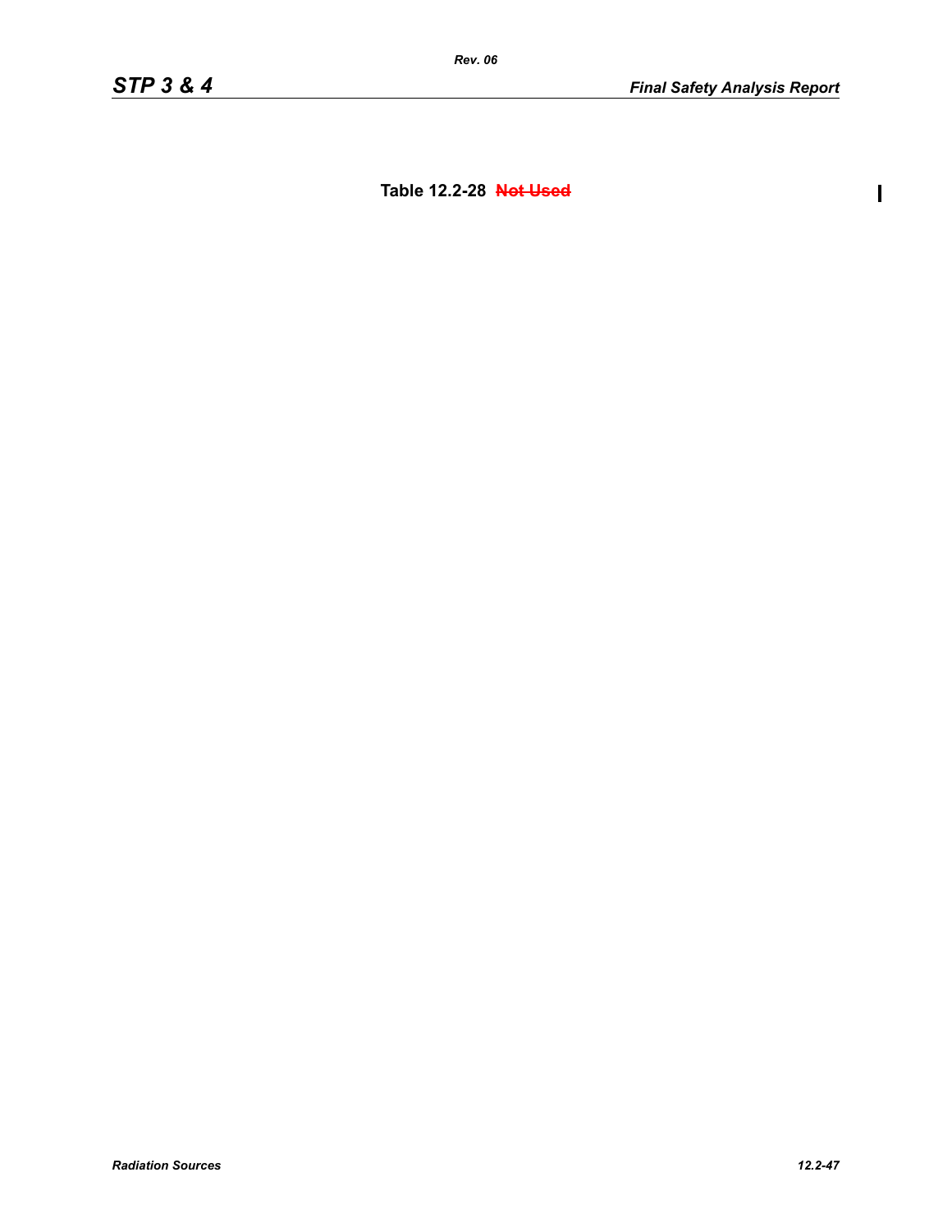**Table 12.2-28 ~~Not Used~~**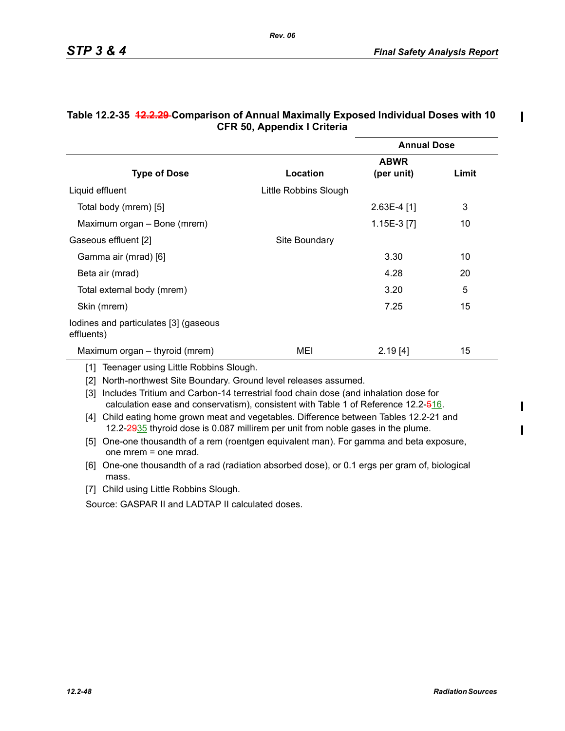**Table 12.2-35 ~~12.2.29~~ Comparison of Annual Maximally Exposed Individual Doses with 10 CFR 50, Appendix I Criteria**

| | | Annual Dose | |
|---|---|---|---|
| Type of Dose | Location | ABWR (per unit) | Limit |
| Liquid effluent | Little Robbins Slough | | |
| Total body (mrem) [5] | | 2.63E-4 [1] | 3 |
| Maximum organ – Bone (mrem) | | 1.15E-3 [7] | 10 |
| Gaseous effluent [2] | Site Boundary | | |
| Gamma air (mrad) [6] | | 3.30 | 10 |
| Beta air (mrad) | | 4.28 | 20 |
| Total external body (mrem) | | 3.20 | 5 |
| Skin (mrem) | | 7.25 | 15 |
| Iodines and particulates [3] (gaseous effluents) | | | |
| Maximum organ – thyroid (mrem) | MEI | 2.19 [4] | 15 |

[1] Teenager using Little Robbins Slough.

[2] North-northwest Site Boundary. Ground level releases assumed.

[3] Includes Tritium and Carbon-14 terrestrial food chain dose (and inhalation dose for calculation ease and conservatism), consistent with Table 1 of Reference 12.2-~~5~~16.

[4] Child eating home grown meat and vegetables. Difference between Tables 12.2-21 and 12.2-~~29~~35 thyroid dose is 0.087 millirem per unit from noble gases in the plume.

[5] One-one thousandth of a rem (roentgen equivalent man). For gamma and beta exposure, one mrem = one mrad.

[6] One-one thousandth of a rad (radiation absorbed dose), or 0.1 ergs per gram of, biological mass.

[7] Child using Little Robbins Slough.

Source: GASPAR II and LADTAP II calculated doses.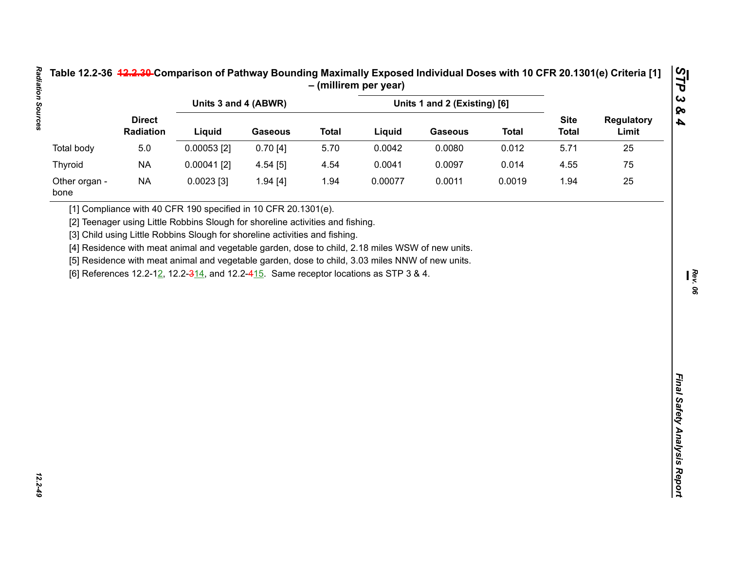**Table 12.2-36 12.2.30 Comparison of Pathway Bounding Maximally Exposed Individual Doses with 10 CFR 20.1301(e) Criteria [1] – (millirem per year)**

| | Direct Radiation | Units 3 and 4 (ABWR) | | | Units 1 and 2 (Existing) [6] | | | Site Total | Regulatory Limit |
|---|---|---|---|---|---|---|---|---|---|
| | | Liquid | Gaseous | Total | Liquid | Gaseous | Total | | |
| Total body | 5.0 | 0.00053 [2] | 0.70 [4] | 5.70 | 0.0042 | 0.0080 | 0.012 | 5.71 | 25 |
| Thyroid | NA | 0.00041 [2] | 4.54 [5] | 4.54 | 0.0041 | 0.0097 | 0.014 | 4.55 | 75 |
| Other organ - bone | NA | 0.0023 [3] | 1.94 [4] | 1.94 | 0.00077 | 0.0011 | 0.0019 | 1.94 | 25 |

[1] Compliance with 40 CFR 190 specified in 10 CFR 20.1301(e).

[2] Teenager using Little Robbins Slough for shoreline activities and fishing.

[3] Child using Little Robbins Slough for shoreline activities and fishing.

[4] Residence with meat animal and vegetable garden, dose to child, 2.18 miles WSW of new units.

[5] Residence with meat animal and vegetable garden, dose to child, 3.03 miles NNW of new units.

[6] References 12.2-12, 12.2-314, and 12.2-415. Same receptor locations as STP 3 & 4.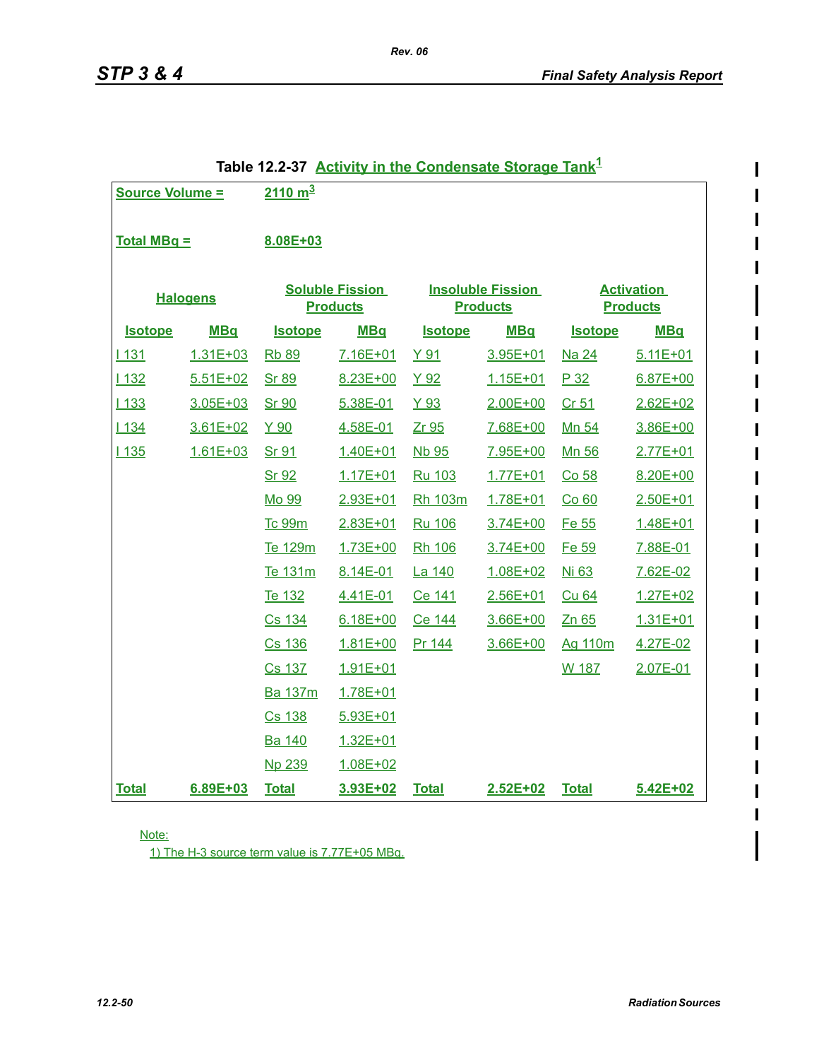**Table 12.2-37 Activity in the Condensate Storage Tank[1]**

| | | | | | | | |
|---|---|---|---|---|---|---|---|
| **Source Volume =** | | **2110 $m^3$** | | | | | |
| **Total MBq =** | | **8.08E+03** | | | | | |
| **Halogens** | | **Soluble Fission Products** | | **Insoluble Fission Products** | | **Activation Products** | |
| **Isotope** | **MBq** | **Isotope** | **MBq** | **Isotope** | **MBq** | **Isotope** | **MBq** |
| I 131 | 1.31E+03 | Rb 89 | 7.16E+01 | Y 91 | 3.95E+01 | Na 24 | 5.11E+01 |
| I 132 | 5.51E+02 | Sr 89 | 8.23E+00 | Y 92 | 1.15E+01 | P 32 | 6.87E+00 |
| I 133 | 3.05E+03 | Sr 90 | 5.38E-01 | Y 93 | 2.00E+00 | Cr 51 | 2.62E+02 |
| I 134 | 3.61E+02 | Y 90 | 4.58E-01 | Zr 95 | 7.68E+00 | Mn 54 | 3.86E+00 |
| I 135 | 1.61E+03 | Sr 91 | 1.40E+01 | Nb 95 | 7.95E+00 | Mn 56 | 2.77E+01 |
| | | Sr 92 | 1.17E+01 | Ru 103 | 1.77E+01 | Co 58 | 8.20E+00 |
| | | Mo 99 | 2.93E+01 | Rh 103m | 1.78E+01 | Co 60 | 2.50E+01 |
| | | Tc 99m | 2.83E+01 | Ru 106 | 3.74E+00 | Fe 55 | 1.48E+01 |
| | | Te 129m | 1.73E+00 | Rh 106 | 3.74E+00 | Fe 59 | 7.88E-01 |
| | | Te 131m | 8.14E-01 | La 140 | 1.08E+02 | Ni 63 | 7.62E-02 |
| | | Te 132 | 4.41E-01 | Ce 141 | 2.56E+01 | Cu 64 | 1.27E+02 |
| | | Cs 134 | 6.18E+00 | Ce 144 | 3.66E+00 | Zn 65 | 1.31E+01 |
| | | Cs 136 | 1.81E+00 | Pr 144 | 3.66E+00 | Ag 110m | 4.27E-02 |
| | | Cs 137 | 1.91E+01 | | | W 187 | 2.07E-01 |
| | | Ba 137m | 1.78E+01 | | | | |
| | | Cs 138 | 5.93E+01 | | | | |
| | | Ba 140 | 1.32E+01 | | | | |
| | | Np 239 | 1.08E+02 | | | | |
| **Total** | **6.89E+03** | **Total** | **3.93E+02** | **Total** | **2.52E+02** | **Total** | **5.42E+02** |

Note:

1) The H-3 source term value is 7.77E+05 MBq.